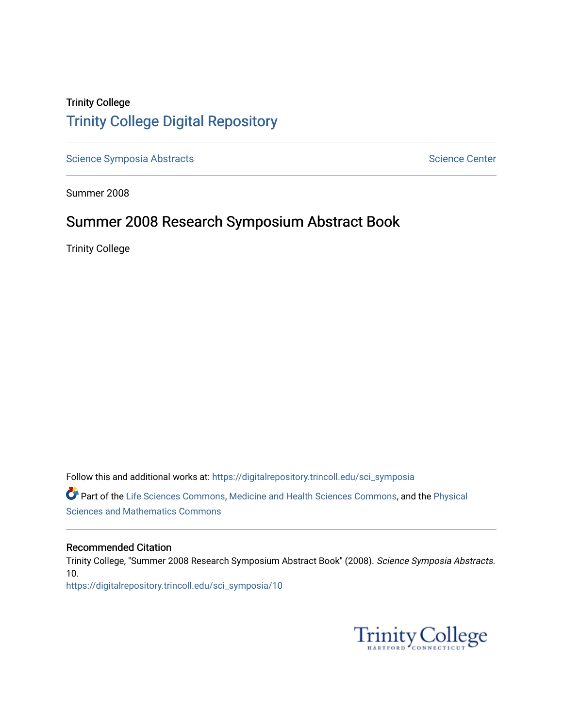Trinity College

# Trinity College Digital Repository

Science Symposia Abstracts

Science Center

Summer 2008

## Summer 2008 Research Symposium Abstract Book

Trinity College

Follow this and additional works at: https://digitalrepository.trincoll.edu/sci_symposia

Part of the Life Sciences Commons, Medicine and Health Sciences Commons, and the Physical Sciences and Mathematics Commons

### Recommended Citation

Trinity College, "Summer 2008 Research Symposium Abstract Book" (2008). *Science Symposia Abstracts*. 10.

https://digitalrepository.trincoll.edu/sci_symposia/10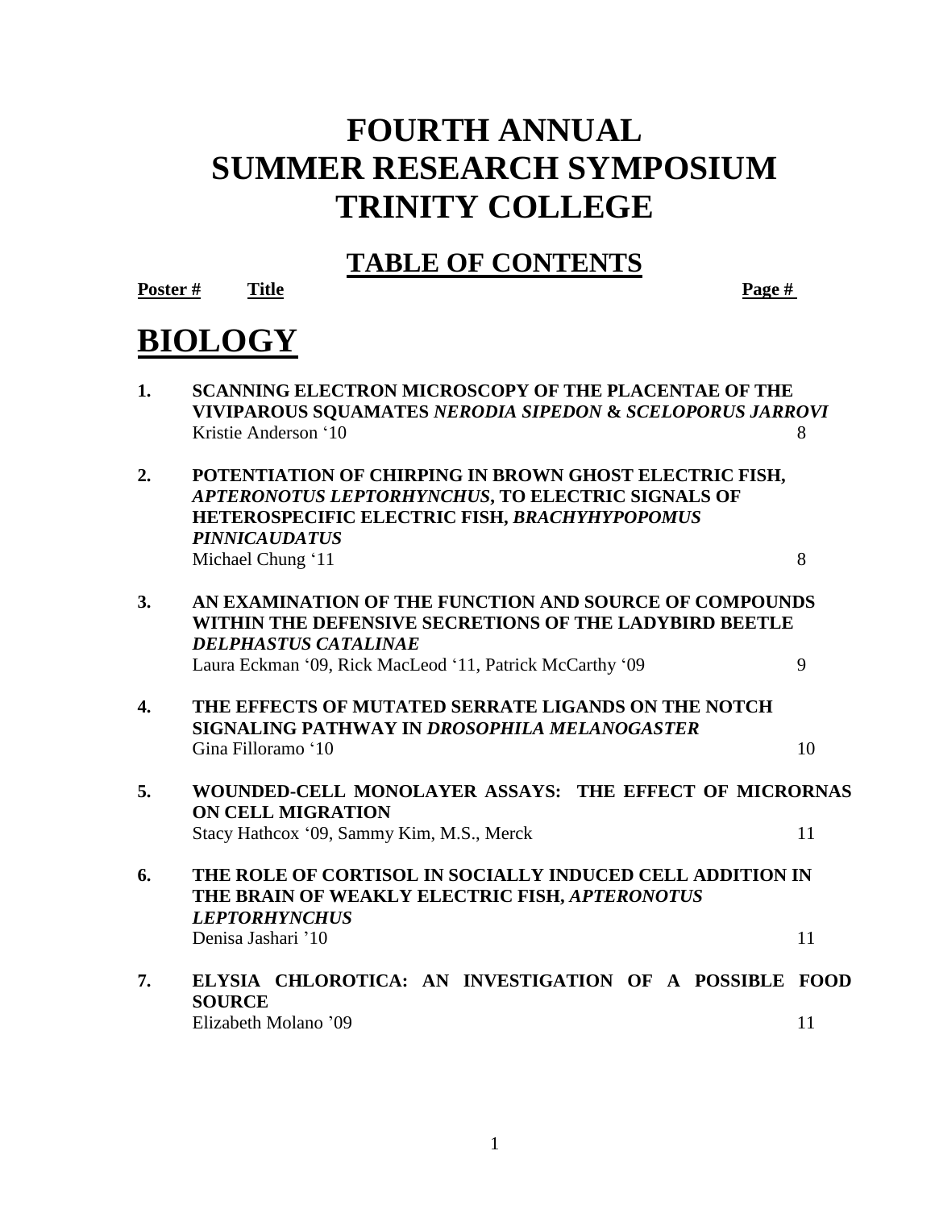# FOURTH ANNUAL SUMMER RESEARCH SYMPOSIUM TRINITY COLLEGE

## TABLE OF CONTENTS

**Poster #** **Title** **Page #**

# BIOLOGY

| Poster # | Title | Page # |
|---|---|---|
| **1.** | **SCANNING ELECTRON MICROSCOPY OF THE PLACENTAE OF THE VIVIPAROUS SQUAMATES *NERODIA SIPEDON* & *SCELOPORUS JARROVI***<br>Kristie Anderson '10 | 8 |
| **2.** | **POTENTIATION OF CHIRPING IN BROWN GHOST ELECTRIC FISH, *APTERONOTUS LEPTORHYNCHUS*, TO ELECTRIC SIGNALS OF HETEROSPECIFIC ELECTRIC FISH, *BRACHYHYPOPOMUS PINNICAUDATUS***<br>Michael Chung '11 | 8 |
| **3.** | **AN EXAMINATION OF THE FUNCTION AND SOURCE OF COMPOUNDS WITHIN THE DEFENSIVE SECRETIONS OF THE LADYBIRD BEETLE *DELPHASTUS CATALINAE***<br>Laura Eckman '09, Rick MacLeod '11, Patrick McCarthy '09 | 9 |
| **4.** | **THE EFFECTS OF MUTATED SERRATE LIGANDS ON THE NOTCH SIGNALING PATHWAY IN *DROSOPHILA MELANOGASTER***<br>Gina Filloramo '10 | 10 |
| **5.** | **WOUNDED-CELL MONOLAYER ASSAYS: THE EFFECT OF MICRORNAS ON CELL MIGRATION**<br>Stacy Hathcox '09, Sammy Kim, M.S., Merck | 11 |
| **6.** | **THE ROLE OF CORTISOL IN SOCIALLY INDUCED CELL ADDITION IN THE BRAIN OF WEAKLY ELECTRIC FISH, *APTERONOTUS LEPTORHYNCHUS***<br>Denisa Jashari '10 | 11 |
| **7.** | **ELYSIA CHLOROTICA: AN INVESTIGATION OF A POSSIBLE FOOD SOURCE**<br>Elizabeth Molano '09 | 11 |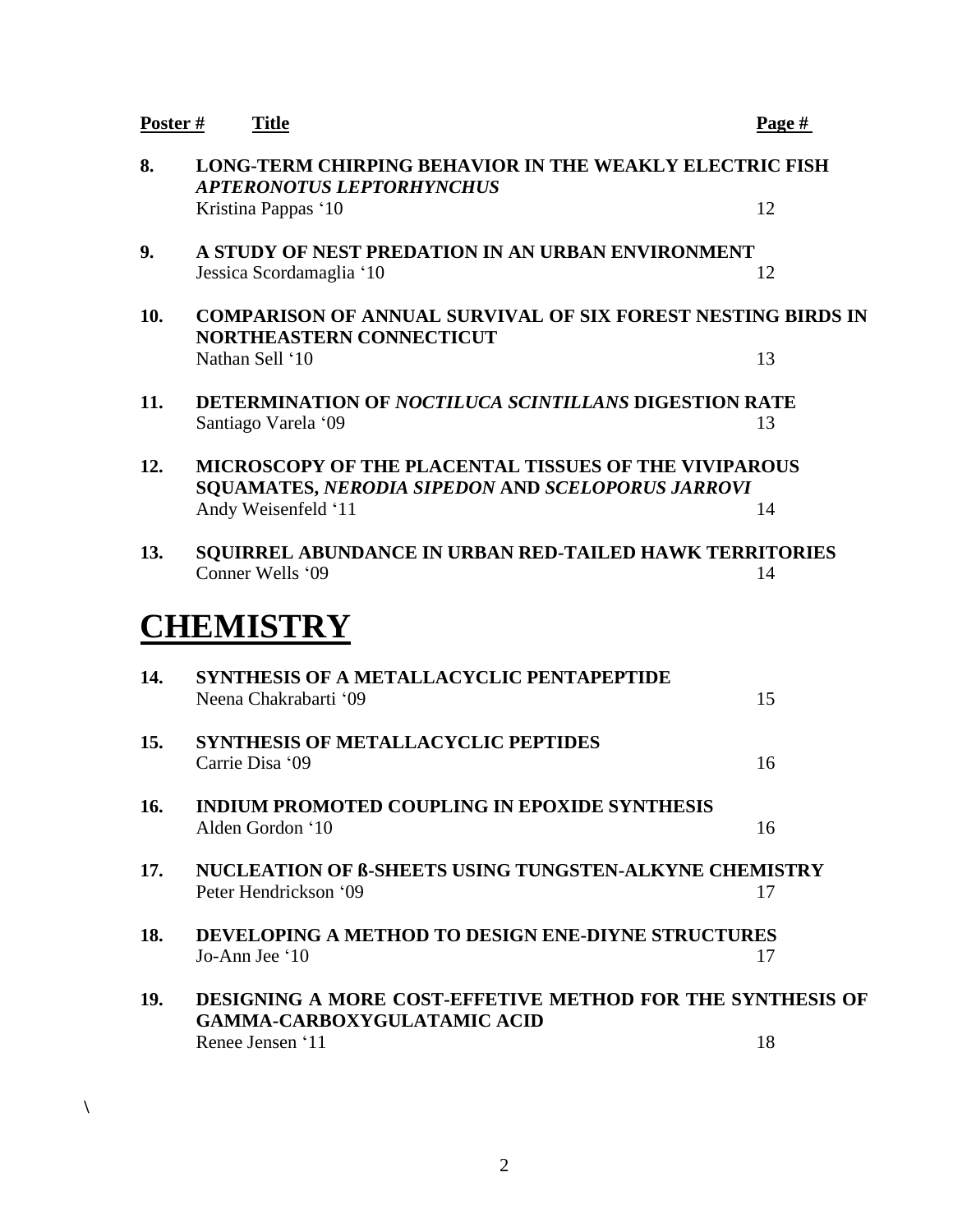| Poster # | Title | Page # |
|---|---|---|
| 8. | **LONG-TERM CHIRPING BEHAVIOR IN THE WEAKLY ELECTRIC FISH *APTERONOTUS LEPTORHYNCHUS***<br>Kristina Pappas '10 | 12 |
| 9. | **A STUDY OF NEST PREDATION IN AN URBAN ENVIRONMENT**<br>Jessica Scordamaglia '10 | 12 |
| 10. | **COMPARISON OF ANNUAL SURVIVAL OF SIX FOREST NESTING BIRDS IN NORTHEASTERN CONNECTICUT**<br>Nathan Sell '10 | 13 |
| 11. | **DETERMINATION OF *NOCTILUCA SCINTILLANS* DIGESTION RATE**<br>Santiago Varela '09 | 13 |
| 12. | **MICROSCOPY OF THE PLACENTAL TISSUES OF THE VIVIPAROUS SQUAMATES, *NERODIA SIPEDON* AND *SCELOPORUS JARROVI***<br>Andy Weisenfeld '11 | 14 |
| 13. | **SQUIRREL ABUNDANCE IN URBAN RED-TAILED HAWK TERRITORIES**<br>Conner Wells '09 | 14 |

# CHEMISTRY

| Poster # | Title | Page # |
|---|---|---|
| 14. | **SYNTHESIS OF A METALLACYCLIC PENTAPEPTIDE**<br>Neena Chakrabarti '09 | 15 |
| 15. | **SYNTHESIS OF METALLACYCLIC PEPTIDES**<br>Carrie Disa '09 | 16 |
| 16. | **INDIUM PROMOTED COUPLING IN EPOXIDE SYNTHESIS**<br>Alden Gordon '10 | 16 |
| 17. | **NUCLEATION OF ß-SHEETS USING TUNGSTEN-ALKYNE CHEMISTRY**<br>Peter Hendrickson '09 | 17 |
| 18. | **DEVELOPING A METHOD TO DESIGN ENE-DIYNE STRUCTURES**<br>Jo-Ann Jee '10 | 17 |
| 19. | **DESIGNING A MORE COST-EFFETIVE METHOD FOR THE SYNTHESIS OF GAMMA-CARBOXYGULATAMIC ACID**<br>Renee Jensen '11 | 18 |

\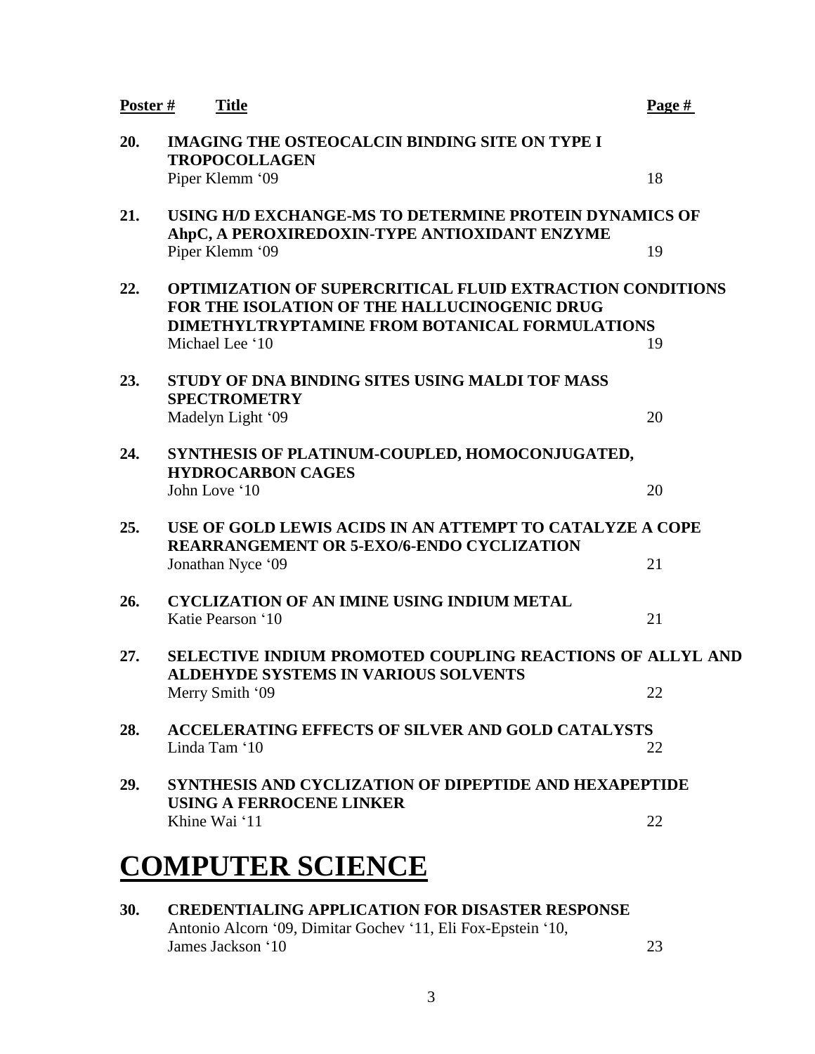| Poster # | Title | Page # |
|---|---|---|
| 20. | **IMAGING THE OSTEOCALCIN BINDING SITE ON TYPE I TROPOCOLLAGEN**<br>Piper Klemm '09 | 18 |
| 21. | **USING H/D EXCHANGE-MS TO DETERMINE PROTEIN DYNAMICS OF AhpC, A PEROXIREDOXIN-TYPE ANTIOXIDANT ENZYME**<br>Piper Klemm '09 | 19 |
| 22. | **OPTIMIZATION OF SUPERCRITICAL FLUID EXTRACTION CONDITIONS FOR THE ISOLATION OF THE HALLUCINOGENIC DRUG DIMETHYLTRYPTAMINE FROM BOTANICAL FORMULATIONS**<br>Michael Lee '10 | 19 |
| 23. | **STUDY OF DNA BINDING SITES USING MALDI TOF MASS SPECTROMETRY**<br>Madelyn Light '09 | 20 |
| 24. | **SYNTHESIS OF PLATINUM-COUPLED, HOMOCONJUGATED, HYDROCARBON CAGES**<br>John Love '10 | 20 |
| 25. | **USE OF GOLD LEWIS ACIDS IN AN ATTEMPT TO CATALYZE A COPE REARRANGEMENT OR 5-EXO/6-ENDO CYCLIZATION**<br>Jonathan Nyce '09 | 21 |
| 26. | **CYCLIZATION OF AN IMINE USING INDIUM METAL**<br>Katie Pearson '10 | 21 |
| 27. | **SELECTIVE INDIUM PROMOTED COUPLING REACTIONS OF ALLYL AND ALDEHYDE SYSTEMS IN VARIOUS SOLVENTS**<br>Merry Smith '09 | 22 |
| 28. | **ACCELERATING EFFECTS OF SILVER AND GOLD CATALYSTS**<br>Linda Tam '10 | 22 |
| 29. | **SYNTHESIS AND CYCLIZATION OF DIPEPTIDE AND HEXAPEPTIDE USING A FERROCENE LINKER**<br>Khine Wai '11 | 22 |

# COMPUTER SCIENCE

| Poster # | Title | Page # |
|---|---|---|
| 30. | **CREDENTIALING APPLICATION FOR DISASTER RESPONSE**<br>Antonio Alcorn '09, Dimitar Gochev '11, Eli Fox-Epstein '10, James Jackson '10 | 23 |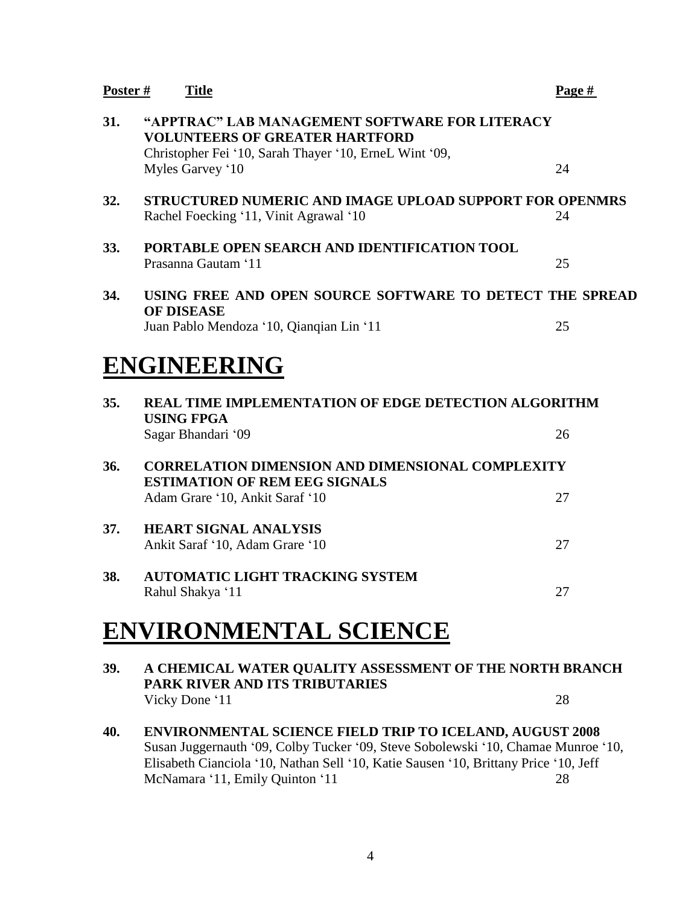| Poster # | Title | Page # |
|---|---|---|
| **31.** | **"APPTRAC" LAB MANAGEMENT SOFTWARE FOR LITERACY VOLUNTEERS OF GREATER HARTFORD**<br>Christopher Fei '10, Sarah Thayer '10, ErneL Wint '09, Myles Garvey '10 | 24 |
| **32.** | **STRUCTURED NUMERIC AND IMAGE UPLOAD SUPPORT FOR OPENMRS**<br>Rachel Foecking '11, Vinit Agrawal '10 | 24 |
| **33.** | **PORTABLE OPEN SEARCH AND IDENTIFICATION TOOL**<br>Prasanna Gautam '11 | 25 |
| **34.** | **USING FREE AND OPEN SOURCE SOFTWARE TO DETECT THE SPREAD OF DISEASE**<br>Juan Pablo Mendoza '10, Qianqian Lin '11 | 25 |

# ENGINEERING

| Poster # | Title | Page # |
|---|---|---|
| **35.** | **REAL TIME IMPLEMENTATION OF EDGE DETECTION ALGORITHM USING FPGA**<br>Sagar Bhandari '09 | 26 |
| **36.** | **CORRELATION DIMENSION AND DIMENSIONAL COMPLEXITY ESTIMATION OF REM EEG SIGNALS**<br>Adam Grare '10, Ankit Saraf '10 | 27 |
| **37.** | **HEART SIGNAL ANALYSIS**<br>Ankit Saraf '10, Adam Grare '10 | 27 |
| **38.** | **AUTOMATIC LIGHT TRACKING SYSTEM**<br>Rahul Shakya '11 | 27 |

# ENVIRONMENTAL SCIENCE

| Poster # | Title | Page # |
|---|---|---|
| **39.** | **A CHEMICAL WATER QUALITY ASSESSMENT OF THE NORTH BRANCH PARK RIVER AND ITS TRIBUTARIES**<br>Vicky Done '11 | 28 |
| **40.** | **ENVIRONMENTAL SCIENCE FIELD TRIP TO ICELAND, AUGUST 2008**<br>Susan Juggernauth '09, Colby Tucker '09, Steve Sobolewski '10, Chamae Munroe '10, Elisabeth Cianciola '10, Nathan Sell '10, Katie Sausen '10, Brittany Price '10, Jeff McNamara '11, Emily Quinton '11 | 28 |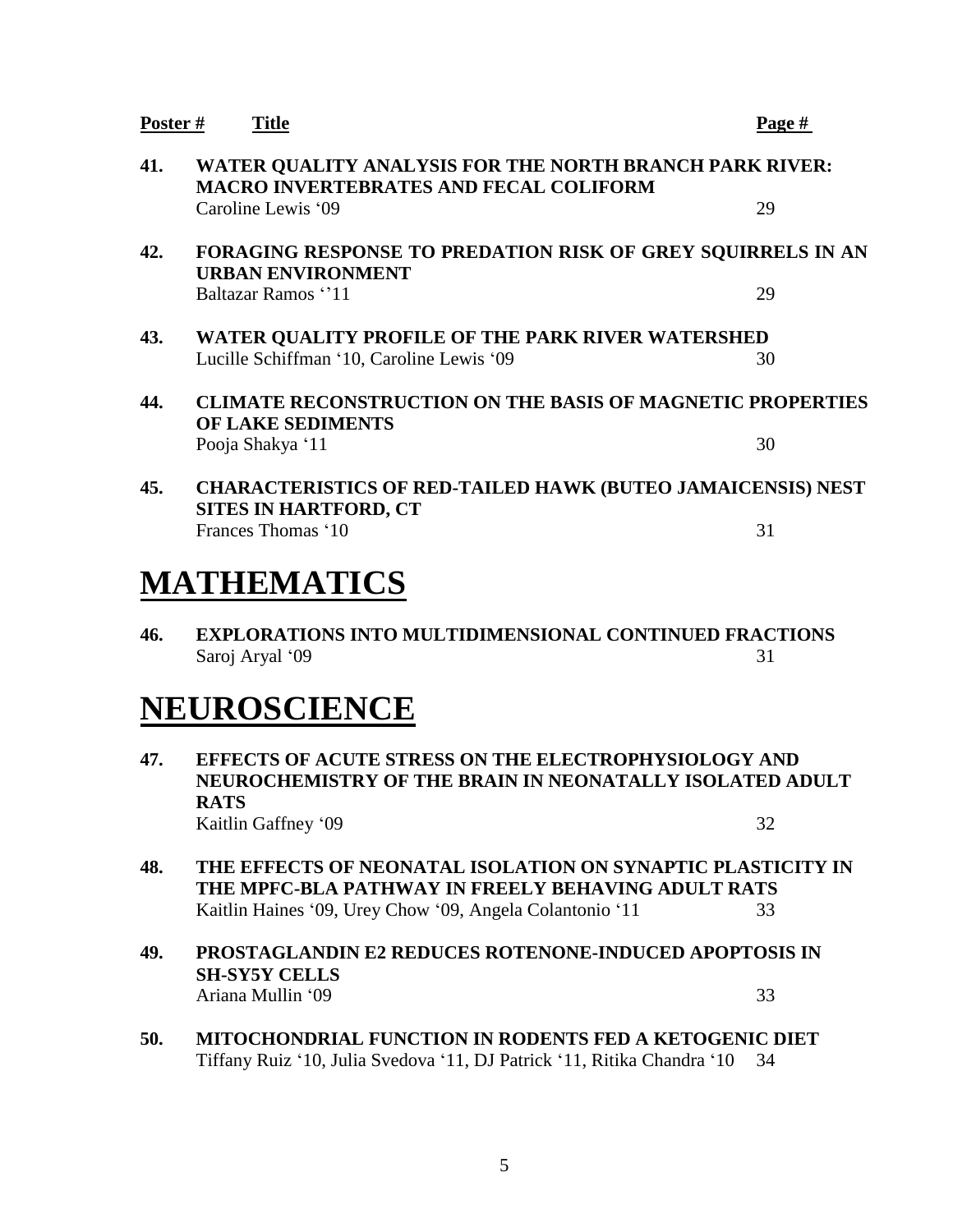| Poster # | Title | Page # |
|---|---|---|
| 41. | **WATER QUALITY ANALYSIS FOR THE NORTH BRANCH PARK RIVER: MACRO INVERTEBRATES AND FECAL COLIFORM**<br>Caroline Lewis '09 | 29 |
| 42. | **FORAGING RESPONSE TO PREDATION RISK OF GREY SQUIRRELS IN AN URBAN ENVIRONMENT**<br>Baltazar Ramos ''11 | 29 |
| 43. | **WATER QUALITY PROFILE OF THE PARK RIVER WATERSHED**<br>Lucille Schiffman '10, Caroline Lewis '09 | 30 |
| 44. | **CLIMATE RECONSTRUCTION ON THE BASIS OF MAGNETIC PROPERTIES OF LAKE SEDIMENTS**<br>Pooja Shakya '11 | 30 |
| 45. | **CHARACTERISTICS OF RED-TAILED HAWK (BUTEO JAMAICENSIS) NEST SITES IN HARTFORD, CT**<br>Frances Thomas '10 | 31 |

# MATHEMATICS

| Poster # | Title | Page # |
|---|---|---|
| 46. | **EXPLORATIONS INTO MULTIDIMENSIONAL CONTINUED FRACTIONS**<br>Saroj Aryal '09 | 31 |

# NEUROSCIENCE

| Poster # | Title | Page # |
|---|---|---|
| 47. | **EFFECTS OF ACUTE STRESS ON THE ELECTROPHYSIOLOGY AND NEUROCHEMISTRY OF THE BRAIN IN NEONATALLY ISOLATED ADULT RATS**<br>Kaitlin Gaffney '09 | 32 |
| 48. | **THE EFFECTS OF NEONATAL ISOLATION ON SYNAPTIC PLASTICITY IN THE MPFC-BLA PATHWAY IN FREELY BEHAVING ADULT RATS**<br>Kaitlin Haines '09, Urey Chow '09, Angela Colantonio '11 | 33 |
| 49. | **PROSTAGLANDIN E2 REDUCES ROTENONE-INDUCED APOPTOSIS IN SH-SY5Y CELLS**<br>Ariana Mullin '09 | 33 |
| 50. | **MITOCHONDRIAL FUNCTION IN RODENTS FED A KETOGENIC DIET**<br>Tiffany Ruiz '10, Julia Svedova '11, DJ Patrick '11, Ritika Chandra '10 | 34 |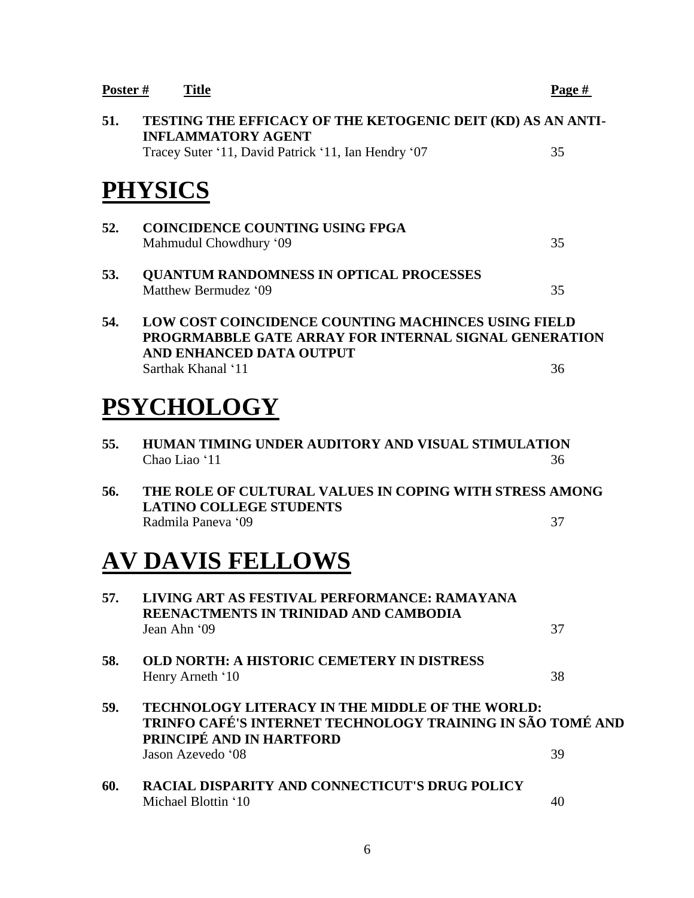| Poster # | Title | Page # |
|---|---|---|
| 51. | **TESTING THE EFFICACY OF THE KETOGENIC DEIT (KD) AS AN ANTI-INFLAMMATORY AGENT**<br>Tracey Suter '11, David Patrick '11, Ian Hendry '07 | 35 |

# PHYSICS

| Poster # | Title | Page # |
|---|---|---|
| 52. | **COINCIDENCE COUNTING USING FPGA**<br>Mahmudul Chowdhury '09 | 35 |
| 53. | **QUANTUM RANDOMNESS IN OPTICAL PROCESSES**<br>Matthew Bermudez '09 | 35 |
| 54. | **LOW COST COINCIDENCE COUNTING MACHINCES USING FIELD PROGRMABBLE GATE ARRAY FOR INTERNAL SIGNAL GENERATION AND ENHANCED DATA OUTPUT**<br>Sarthak Khanal '11 | 36 |

# PSYCHOLOGY

| Poster # | Title | Page # |
|---|---|---|
| 55. | **HUMAN TIMING UNDER AUDITORY AND VISUAL STIMULATION**<br>Chao Liao '11 | 36 |
| 56. | **THE ROLE OF CULTURAL VALUES IN COPING WITH STRESS AMONG LATINO COLLEGE STUDENTS**<br>Radmila Paneva '09 | 37 |

# AV DAVIS FELLOWS

| Poster # | Title | Page # |
|---|---|---|
| 57. | **LIVING ART AS FESTIVAL PERFORMANCE: RAMAYANA REENACTMENTS IN TRINIDAD AND CAMBODIA**<br>Jean Ahn '09 | 37 |
| 58. | **OLD NORTH: A HISTORIC CEMETERY IN DISTRESS**<br>Henry Arneth '10 | 38 |
| 59. | **TECHNOLOGY LITERACY IN THE MIDDLE OF THE WORLD: TRINFO CAFÉ'S INTERNET TECHNOLOGY TRAINING IN SÃO TOMÉ AND PRINCIPÉ AND IN HARTFORD**<br>Jason Azevedo '08 | 39 |
| 60. | **RACIAL DISPARITY AND CONNECTICUT'S DRUG POLICY**<br>Michael Blottin '10 | 40 |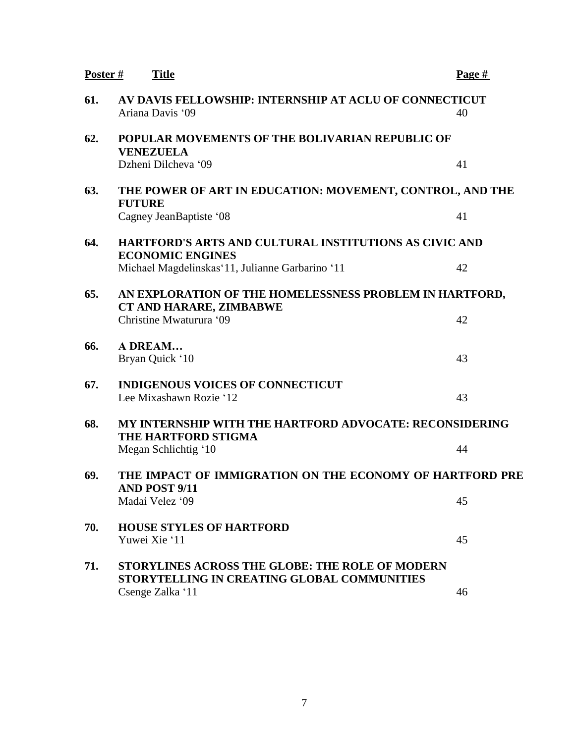| Poster # | Title | Page # |
|---|---|---|
| 61. | **AV DAVIS FELLOWSHIP: INTERNSHIP AT ACLU OF CONNECTICUT**<br>Ariana Davis '09 | 40 |
| 62. | **POPULAR MOVEMENTS OF THE BOLIVARIAN REPUBLIC OF VENEZUELA**<br>Dzheni Dilcheva '09 | 41 |
| 63. | **THE POWER OF ART IN EDUCATION: MOVEMENT, CONTROL, AND THE FUTURE**<br>Cagney JeanBaptiste '08 | 41 |
| 64. | **HARTFORD'S ARTS AND CULTURAL INSTITUTIONS AS CIVIC AND ECONOMIC ENGINES**<br>Michael Magdelinskas'11, Julianne Garbarino '11 | 42 |
| 65. | **AN EXPLORATION OF THE HOMELESSNESS PROBLEM IN HARTFORD, CT AND HARARE, ZIMBABWE**<br>Christine Mwaturura '09 | 42 |
| 66. | **A DREAM…**<br>Bryan Quick '10 | 43 |
| 67. | **INDIGENOUS VOICES OF CONNECTICUT**<br>Lee Mixashawn Rozie '12 | 43 |
| 68. | **MY INTERNSHIP WITH THE HARTFORD ADVOCATE: RECONSIDERING THE HARTFORD STIGMA**<br>Megan Schlichtig '10 | 44 |
| 69. | **THE IMPACT OF IMMIGRATION ON THE ECONOMY OF HARTFORD PRE AND POST 9/11**<br>Madai Velez '09 | 45 |
| 70. | **HOUSE STYLES OF HARTFORD**<br>Yuwei Xie '11 | 45 |
| 71. | **STORYLINES ACROSS THE GLOBE: THE ROLE OF MODERN STORYTELLING IN CREATING GLOBAL COMMUNITIES**<br>Csenge Zalka '11 | 46 |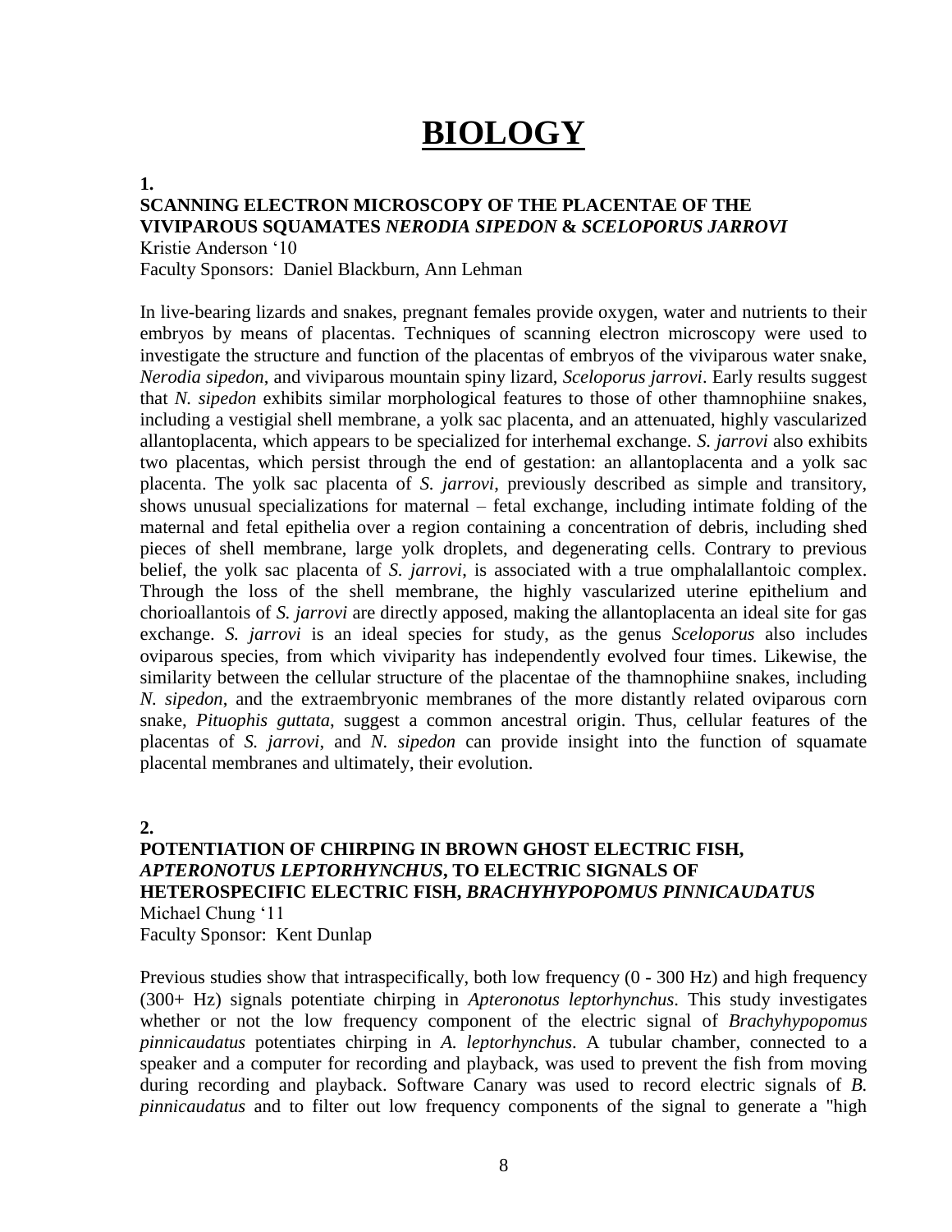# BIOLOGY

**1.**

**SCANNING ELECTRON MICROSCOPY OF THE PLACENTAE OF THE VIVIPAROUS SQUAMATES *NERODIA SIPEDON* & *SCELOPORUS JARROVI***

Kristie Anderson '10

Faculty Sponsors: Daniel Blackburn, Ann Lehman

In live-bearing lizards and snakes, pregnant females provide oxygen, water and nutrients to their embryos by means of placentas. Techniques of scanning electron microscopy were used to investigate the structure and function of the placentas of embryos of the viviparous water snake, *Nerodia sipedon*, and viviparous mountain spiny lizard, *Sceloporus jarrovi*. Early results suggest that *N. sipedon* exhibits similar morphological features to those of other thamnophiine snakes, including a vestigial shell membrane, a yolk sac placenta, and an attenuated, highly vascularized allantoplacenta, which appears to be specialized for interhemal exchange. *S. jarrovi* also exhibits two placentas, which persist through the end of gestation: an allantoplacenta and a yolk sac placenta. The yolk sac placenta of *S. jarrovi*, previously described as simple and transitory, shows unusual specializations for maternal – fetal exchange, including intimate folding of the maternal and fetal epithelia over a region containing a concentration of debris, including shed pieces of shell membrane, large yolk droplets, and degenerating cells. Contrary to previous belief, the yolk sac placenta of *S. jarrovi*, is associated with a true omphalallantoic complex. Through the loss of the shell membrane, the highly vascularized uterine epithelium and chorioallantois of *S. jarrovi* are directly apposed, making the allantoplacenta an ideal site for gas exchange. *S. jarrovi* is an ideal species for study, as the genus *Sceloporus* also includes oviparous species, from which viviparity has independently evolved four times. Likewise, the similarity between the cellular structure of the placentae of the thamnophiine snakes, including *N. sipedon*, and the extraembryonic membranes of the more distantly related oviparous corn snake, *Pituophis guttata*, suggest a common ancestral origin. Thus, cellular features of the placentas of *S. jarrovi*, and *N. sipedon* can provide insight into the function of squamate placental membranes and ultimately, their evolution.

**2.**

**POTENTIATION OF CHIRPING IN BROWN GHOST ELECTRIC FISH, *APTERONOTUS LEPTORHYNCHUS*, TO ELECTRIC SIGNALS OF HETEROSPECIFIC ELECTRIC FISH, *BRACHYHYPOPOMUS PINNICAUDATUS***

Michael Chung '11

Faculty Sponsor: Kent Dunlap

Previous studies show that intraspecifically, both low frequency (0 - 300 Hz) and high frequency (300+ Hz) signals potentiate chirping in *Apteronotus leptorhynchus*. This study investigates whether or not the low frequency component of the electric signal of *Brachyhypopomus pinnicaudatus* potentiates chirping in *A. leptorhynchus*. A tubular chamber, connected to a speaker and a computer for recording and playback, was used to prevent the fish from moving during recording and playback. Software Canary was used to record electric signals of *B. pinnicaudatus* and to filter out low frequency components of the signal to generate a "high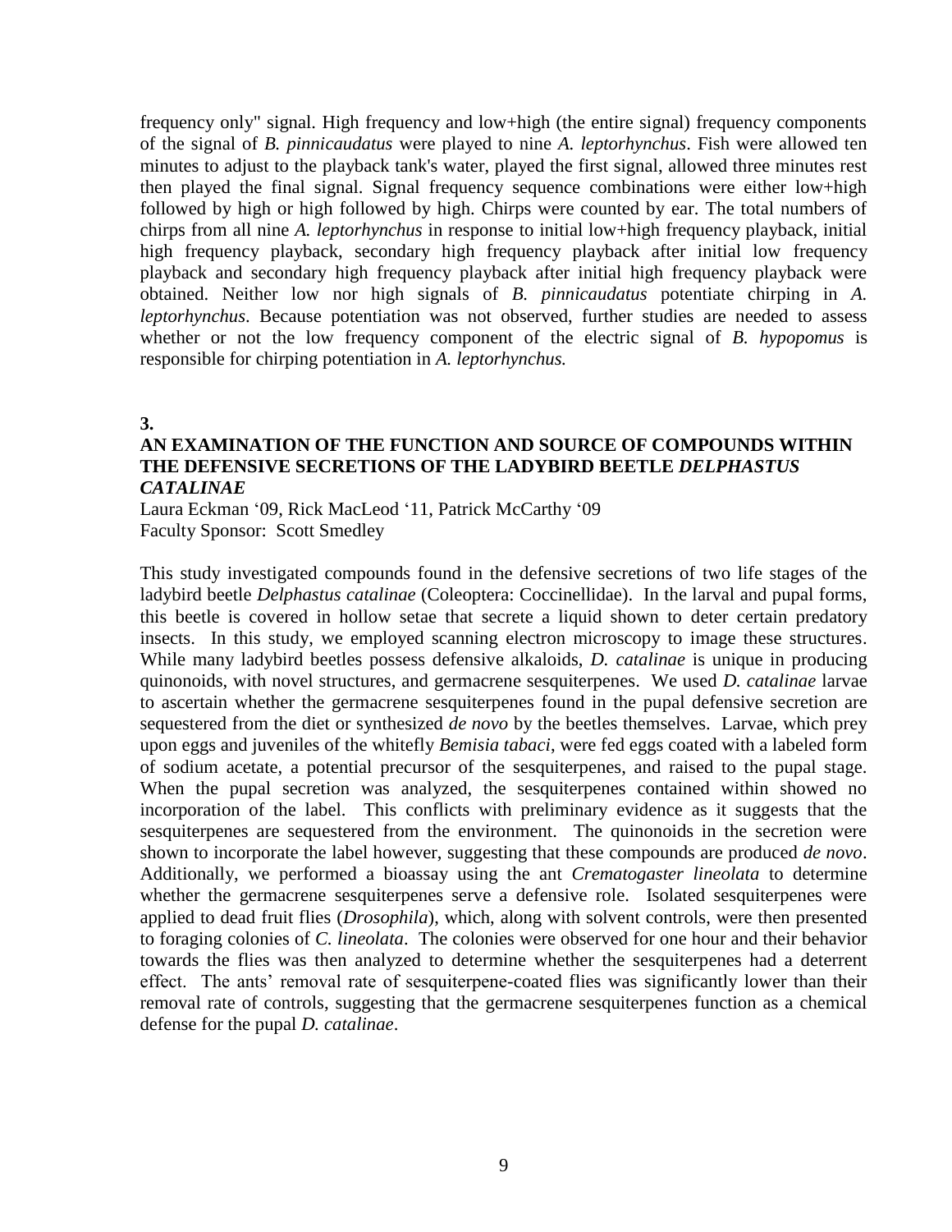frequency only" signal. High frequency and low+high (the entire signal) frequency components of the signal of *B. pinnicaudatus* were played to nine *A. leptorhynchus*. Fish were allowed ten minutes to adjust to the playback tank's water, played the first signal, allowed three minutes rest then played the final signal. Signal frequency sequence combinations were either low+high followed by high or high followed by high. Chirps were counted by ear. The total numbers of chirps from all nine *A. leptorhynchus* in response to initial low+high frequency playback, initial high frequency playback, secondary high frequency playback after initial low frequency playback and secondary high frequency playback after initial high frequency playback were obtained. Neither low nor high signals of *B. pinnicaudatus* potentiate chirping in *A. leptorhynchus*. Because potentiation was not observed, further studies are needed to assess whether or not the low frequency component of the electric signal of *B. hypopomus* is responsible for chirping potentiation in *A. leptorhynchus.*

**3.**

### AN EXAMINATION OF THE FUNCTION AND SOURCE OF COMPOUNDS WITHIN THE DEFENSIVE SECRETIONS OF THE LADYBIRD BEETLE *DELPHASTUS CATALINAE*

Laura Eckman '09, Rick MacLeod '11, Patrick McCarthy '09
Faculty Sponsor: Scott Smedley

This study investigated compounds found in the defensive secretions of two life stages of the ladybird beetle *Delphastus catalinae* (Coleoptera: Coccinellidae). In the larval and pupal forms, this beetle is covered in hollow setae that secrete a liquid shown to deter certain predatory insects. In this study, we employed scanning electron microscopy to image these structures. While many ladybird beetles possess defensive alkaloids, *D. catalinae* is unique in producing quinonoids, with novel structures, and germacrene sesquiterpenes. We used *D. catalinae* larvae to ascertain whether the germacrene sesquiterpenes found in the pupal defensive secretion are sequestered from the diet or synthesized *de novo* by the beetles themselves. Larvae, which prey upon eggs and juveniles of the whitefly *Bemisia tabaci*, were fed eggs coated with a labeled form of sodium acetate, a potential precursor of the sesquiterpenes, and raised to the pupal stage. When the pupal secretion was analyzed, the sesquiterpenes contained within showed no incorporation of the label. This conflicts with preliminary evidence as it suggests that the sesquiterpenes are sequestered from the environment. The quinonoids in the secretion were shown to incorporate the label however, suggesting that these compounds are produced *de novo*. Additionally, we performed a bioassay using the ant *Crematogaster lineolata* to determine whether the germacrene sesquiterpenes serve a defensive role. Isolated sesquiterpenes were applied to dead fruit flies (*Drosophila*), which, along with solvent controls, were then presented to foraging colonies of *C. lineolata*. The colonies were observed for one hour and their behavior towards the flies was then analyzed to determine whether the sesquiterpenes had a deterrent effect. The ants' removal rate of sesquiterpene-coated flies was significantly lower than their removal rate of controls, suggesting that the germacrene sesquiterpenes function as a chemical defense for the pupal *D. catalinae*.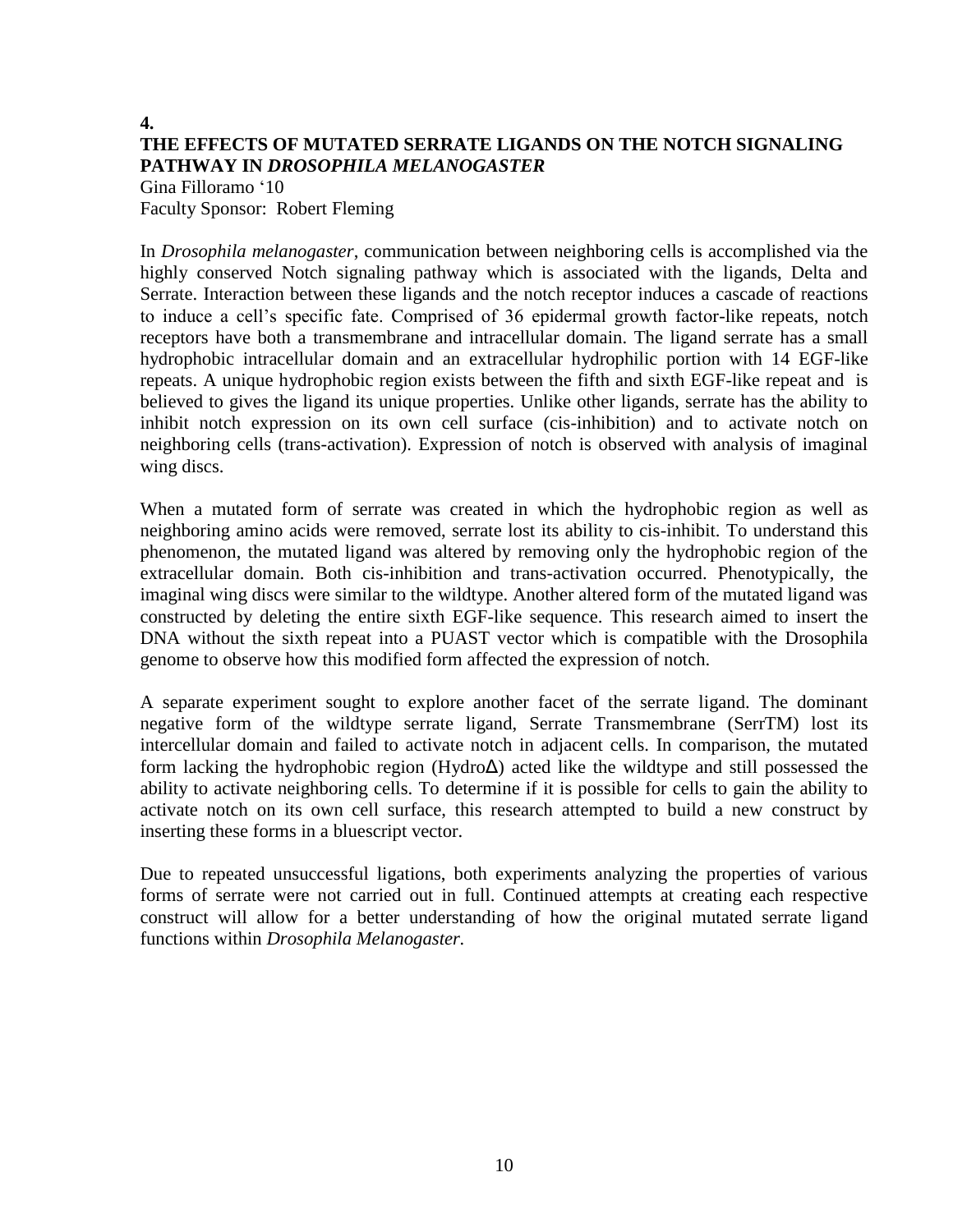**4.**

# THE EFFECTS OF MUTATED SERRATE LIGANDS ON THE NOTCH SIGNALING PATHWAY IN *DROSOPHILA MELANOGASTER*

Gina Filloramo '10
Faculty Sponsor: Robert Fleming

In *Drosophila melanogaster*, communication between neighboring cells is accomplished via the highly conserved Notch signaling pathway which is associated with the ligands, Delta and Serrate. Interaction between these ligands and the notch receptor induces a cascade of reactions to induce a cell's specific fate. Comprised of 36 epidermal growth factor-like repeats, notch receptors have both a transmembrane and intracellular domain. The ligand serrate has a small hydrophobic intracellular domain and an extracellular hydrophilic portion with 14 EGF-like repeats. A unique hydrophobic region exists between the fifth and sixth EGF-like repeat and is believed to gives the ligand its unique properties. Unlike other ligands, serrate has the ability to inhibit notch expression on its own cell surface (cis-inhibition) and to activate notch on neighboring cells (trans-activation). Expression of notch is observed with analysis of imaginal wing discs.

When a mutated form of serrate was created in which the hydrophobic region as well as neighboring amino acids were removed, serrate lost its ability to cis-inhibit. To understand this phenomenon, the mutated ligand was altered by removing only the hydrophobic region of the extracellular domain. Both cis-inhibition and trans-activation occurred. Phenotypically, the imaginal wing discs were similar to the wildtype. Another altered form of the mutated ligand was constructed by deleting the entire sixth EGF-like sequence. This research aimed to insert the DNA without the sixth repeat into a PUAST vector which is compatible with the Drosophila genome to observe how this modified form affected the expression of notch.

A separate experiment sought to explore another facet of the serrate ligand. The dominant negative form of the wildtype serrate ligand, Serrate Transmembrane (SerrTM) lost its intercellular domain and failed to activate notch in adjacent cells. In comparison, the mutated form lacking the hydrophobic region (HydroΔ) acted like the wildtype and still possessed the ability to activate neighboring cells. To determine if it is possible for cells to gain the ability to activate notch on its own cell surface, this research attempted to build a new construct by inserting these forms in a bluescript vector.

Due to repeated unsuccessful ligations, both experiments analyzing the properties of various forms of serrate were not carried out in full. Continued attempts at creating each respective construct will allow for a better understanding of how the original mutated serrate ligand functions within *Drosophila Melanogaster*.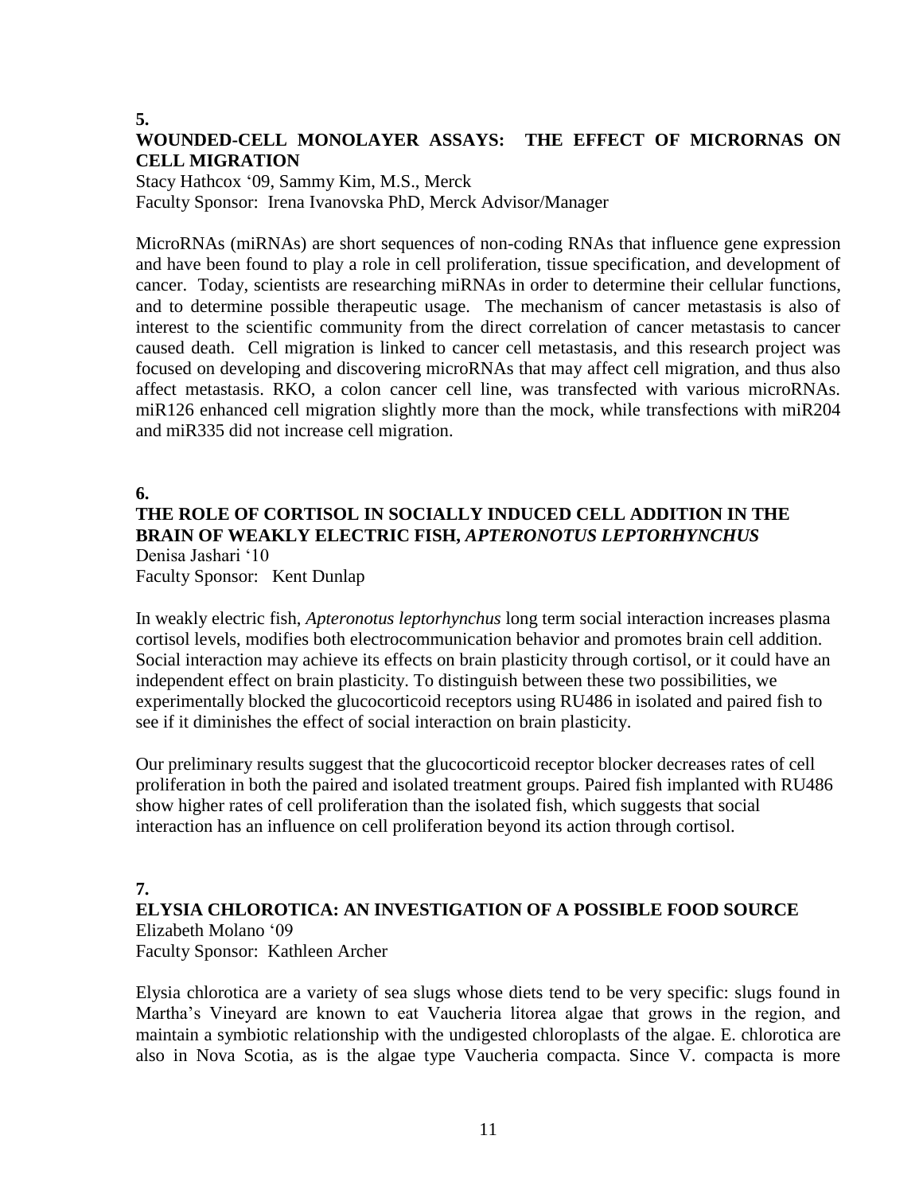**5.**

### WOUNDED-CELL MONOLAYER ASSAYS: THE EFFECT OF MICRORNAS ON CELL MIGRATION

Stacy Hathcox ‘09, Sammy Kim, M.S., Merck
Faculty Sponsor: Irena Ivanovska PhD, Merck Advisor/Manager

MicroRNAs (miRNAs) are short sequences of non-coding RNAs that influence gene expression and have been found to play a role in cell proliferation, tissue specification, and development of cancer. Today, scientists are researching miRNAs in order to determine their cellular functions, and to determine possible therapeutic usage. The mechanism of cancer metastasis is also of interest to the scientific community from the direct correlation of cancer metastasis to cancer caused death. Cell migration is linked to cancer cell metastasis, and this research project was focused on developing and discovering microRNAs that may affect cell migration, and thus also affect metastasis. RKO, a colon cancer cell line, was transfected with various microRNAs. miR126 enhanced cell migration slightly more than the mock, while transfections with miR204 and miR335 did not increase cell migration.

**6.**

### THE ROLE OF CORTISOL IN SOCIALLY INDUCED CELL ADDITION IN THE BRAIN OF WEAKLY ELECTRIC FISH, *APTERONOTUS LEPTORHYNCHUS*

Denisa Jashari ‘10
Faculty Sponsor: Kent Dunlap

In weakly electric fish, *Apteronotus leptorhynchus* long term social interaction increases plasma cortisol levels, modifies both electrocommunication behavior and promotes brain cell addition. Social interaction may achieve its effects on brain plasticity through cortisol, or it could have an independent effect on brain plasticity. To distinguish between these two possibilities, we experimentally blocked the glucocorticoid receptors using RU486 in isolated and paired fish to see if it diminishes the effect of social interaction on brain plasticity.

Our preliminary results suggest that the glucocorticoid receptor blocker decreases rates of cell proliferation in both the paired and isolated treatment groups. Paired fish implanted with RU486 show higher rates of cell proliferation than the isolated fish, which suggests that social interaction has an influence on cell proliferation beyond its action through cortisol.

**7.**

### ELYSIA CHLOROTICA: AN INVESTIGATION OF A POSSIBLE FOOD SOURCE

Elizabeth Molano ‘09
Faculty Sponsor: Kathleen Archer

Elysia chlorotica are a variety of sea slugs whose diets tend to be very specific: slugs found in Martha’s Vineyard are known to eat Vaucheria litorea algae that grows in the region, and maintain a symbiotic relationship with the undigested chloroplasts of the algae. E. chlorotica are also in Nova Scotia, as is the algae type Vaucheria compacta. Since V. compacta is more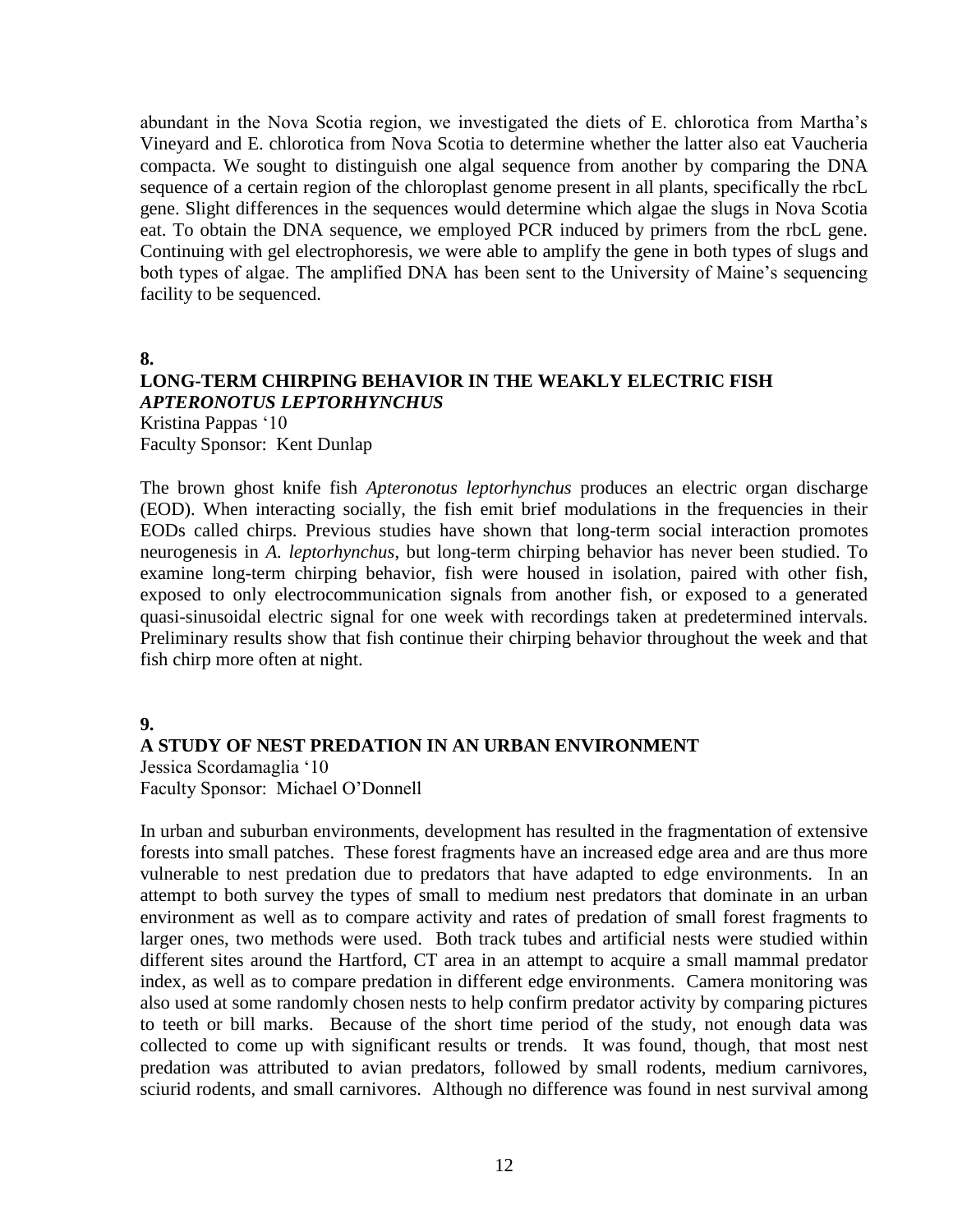abundant in the Nova Scotia region, we investigated the diets of E. chlorotica from Martha's Vineyard and E. chlorotica from Nova Scotia to determine whether the latter also eat Vaucheria compacta. We sought to distinguish one algal sequence from another by comparing the DNA sequence of a certain region of the chloroplast genome present in all plants, specifically the rbcL gene. Slight differences in the sequences would determine which algae the slugs in Nova Scotia eat. To obtain the DNA sequence, we employed PCR induced by primers from the rbcL gene. Continuing with gel electrophoresis, we were able to amplify the gene in both types of slugs and both types of algae. The amplified DNA has been sent to the University of Maine's sequencing facility to be sequenced.

**8.**

## LONG-TERM CHIRPING BEHAVIOR IN THE WEAKLY ELECTRIC FISH *APTERONOTUS LEPTORHYNCHUS*

Kristina Pappas '10
Faculty Sponsor: Kent Dunlap

The brown ghost knife fish *Apteronotus leptorhynchus* produces an electric organ discharge (EOD). When interacting socially, the fish emit brief modulations in the frequencies in their EODs called chirps. Previous studies have shown that long-term social interaction promotes neurogenesis in *A. leptorhynchus*, but long-term chirping behavior has never been studied. To examine long-term chirping behavior, fish were housed in isolation, paired with other fish, exposed to only electrocommunication signals from another fish, or exposed to a generated quasi-sinusoidal electric signal for one week with recordings taken at predetermined intervals. Preliminary results show that fish continue their chirping behavior throughout the week and that fish chirp more often at night.

**9.**

## A STUDY OF NEST PREDATION IN AN URBAN ENVIRONMENT

Jessica Scordamaglia '10
Faculty Sponsor: Michael O'Donnell

In urban and suburban environments, development has resulted in the fragmentation of extensive forests into small patches. These forest fragments have an increased edge area and are thus more vulnerable to nest predation due to predators that have adapted to edge environments. In an attempt to both survey the types of small to medium nest predators that dominate in an urban environment as well as to compare activity and rates of predation of small forest fragments to larger ones, two methods were used. Both track tubes and artificial nests were studied within different sites around the Hartford, CT area in an attempt to acquire a small mammal predator index, as well as to compare predation in different edge environments. Camera monitoring was also used at some randomly chosen nests to help confirm predator activity by comparing pictures to teeth or bill marks. Because of the short time period of the study, not enough data was collected to come up with significant results or trends. It was found, though, that most nest predation was attributed to avian predators, followed by small rodents, medium carnivores, sciurid rodents, and small carnivores. Although no difference was found in nest survival among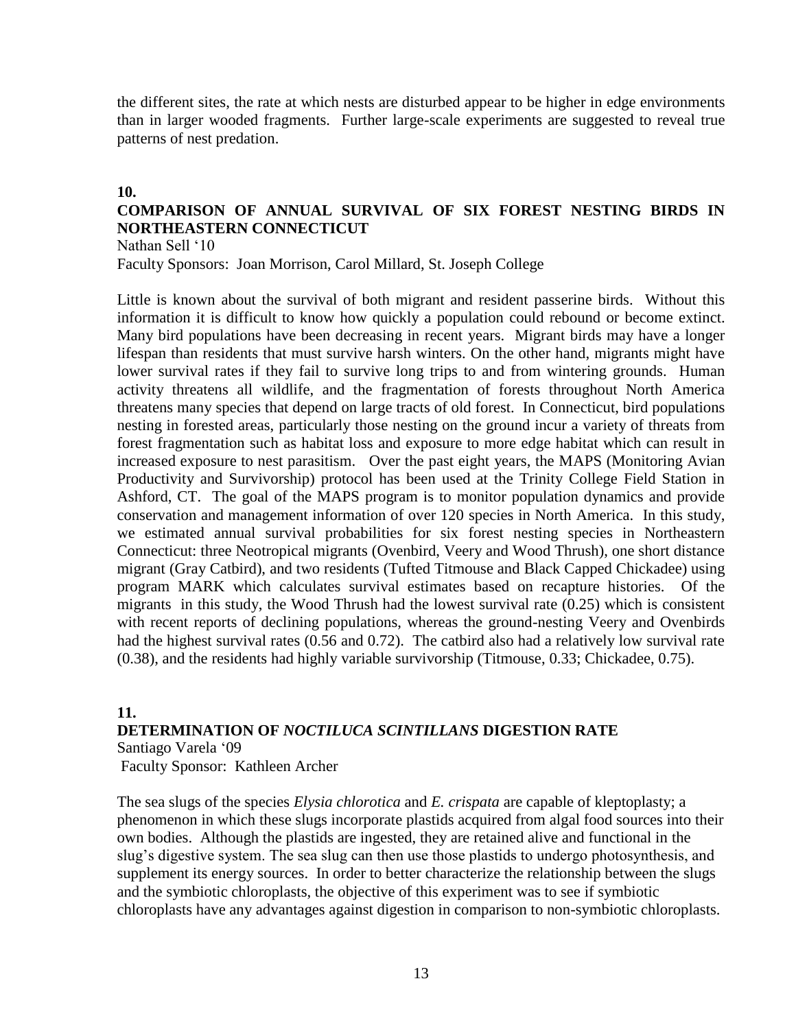the different sites, the rate at which nests are disturbed appear to be higher in edge environments than in larger wooded fragments. Further large-scale experiments are suggested to reveal true patterns of nest predation.

**10.**

**COMPARISON OF ANNUAL SURVIVAL OF SIX FOREST NESTING BIRDS IN NORTHEASTERN CONNECTICUT**

Nathan Sell '10

Faculty Sponsors: Joan Morrison, Carol Millard, St. Joseph College

Little is known about the survival of both migrant and resident passerine birds. Without this information it is difficult to know how quickly a population could rebound or become extinct. Many bird populations have been decreasing in recent years. Migrant birds may have a longer lifespan than residents that must survive harsh winters. On the other hand, migrants might have lower survival rates if they fail to survive long trips to and from wintering grounds. Human activity threatens all wildlife, and the fragmentation of forests throughout North America threatens many species that depend on large tracts of old forest. In Connecticut, bird populations nesting in forested areas, particularly those nesting on the ground incur a variety of threats from forest fragmentation such as habitat loss and exposure to more edge habitat which can result in increased exposure to nest parasitism. Over the past eight years, the MAPS (Monitoring Avian Productivity and Survivorship) protocol has been used at the Trinity College Field Station in Ashford, CT. The goal of the MAPS program is to monitor population dynamics and provide conservation and management information of over 120 species in North America. In this study, we estimated annual survival probabilities for six forest nesting species in Northeastern Connecticut: three Neotropical migrants (Ovenbird, Veery and Wood Thrush), one short distance migrant (Gray Catbird), and two residents (Tufted Titmouse and Black Capped Chickadee) using program MARK which calculates survival estimates based on recapture histories. Of the migrants in this study, the Wood Thrush had the lowest survival rate (0.25) which is consistent with recent reports of declining populations, whereas the ground-nesting Veery and Ovenbirds had the highest survival rates (0.56 and 0.72). The catbird also had a relatively low survival rate (0.38), and the residents had highly variable survivorship (Titmouse, 0.33; Chickadee, 0.75).

**11.**

**DETERMINATION OF *NOCTILUCA SCINTILLANS* DIGESTION RATE**

Santiago Varela '09

Faculty Sponsor: Kathleen Archer

The sea slugs of the species *Elysia chlorotica* and *E. crispata* are capable of kleptoplasty; a phenomenon in which these slugs incorporate plastids acquired from algal food sources into their own bodies. Although the plastids are ingested, they are retained alive and functional in the slug's digestive system. The sea slug can then use those plastids to undergo photosynthesis, and supplement its energy sources. In order to better characterize the relationship between the slugs and the symbiotic chloroplasts, the objective of this experiment was to see if symbiotic chloroplasts have any advantages against digestion in comparison to non-symbiotic chloroplasts.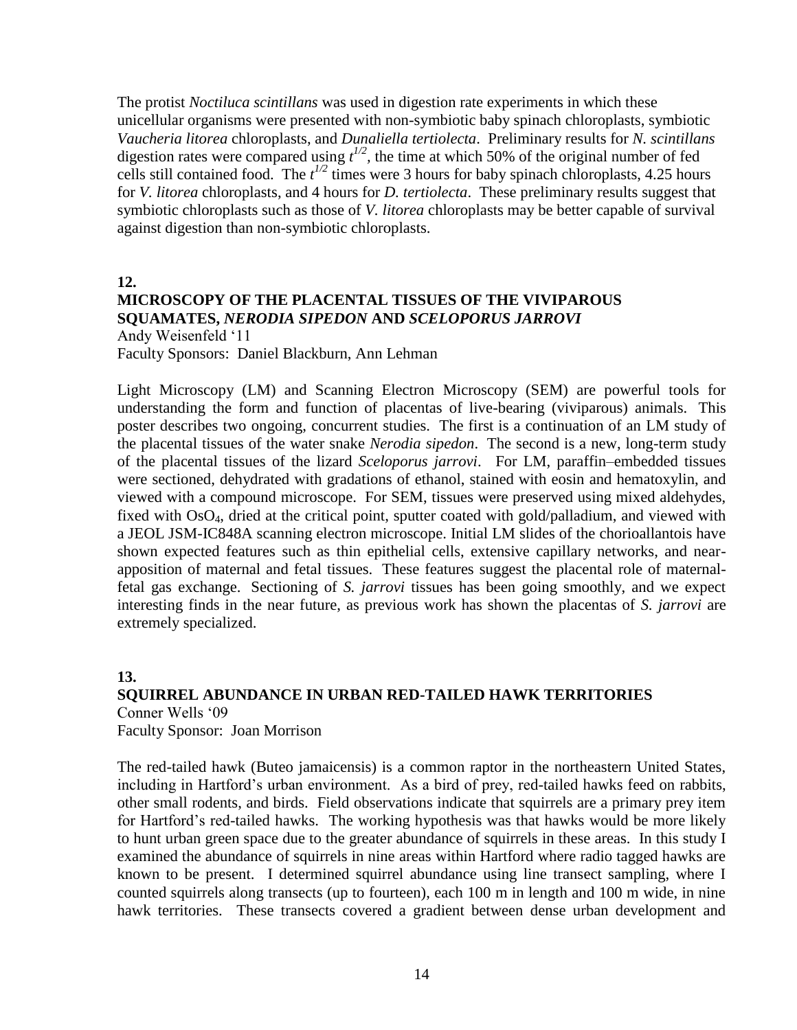The protist *Noctiluca scintillans* was used in digestion rate experiments in which these unicellular organisms were presented with non-symbiotic baby spinach chloroplasts, symbiotic *Vaucheria litorea* chloroplasts, and *Dunaliella tertiolecta*. Preliminary results for *N. scintillans* digestion rates were compared using $t^{1/2}$, the time at which 50% of the original number of fed cells still contained food. The $t^{1/2}$ times were 3 hours for baby spinach chloroplasts, 4.25 hours for *V. litorea* chloroplasts, and 4 hours for *D. tertiolecta*. These preliminary results suggest that symbiotic chloroplasts such as those of *V. litorea* chloroplasts may be better capable of survival against digestion than non-symbiotic chloroplasts.

**12.**

### MICROSCOPY OF THE PLACENTAL TISSUES OF THE VIVIPAROUS SQUAMATES, *NERODIA SIPEDON* AND *SCELOPORUS JARROVI*

Andy Weisenfeld '11
Faculty Sponsors: Daniel Blackburn, Ann Lehman

Light Microscopy (LM) and Scanning Electron Microscopy (SEM) are powerful tools for understanding the form and function of placentas of live-bearing (viviparous) animals. This poster describes two ongoing, concurrent studies. The first is a continuation of an LM study of the placental tissues of the water snake *Nerodia sipedon*. The second is a new, long-term study of the placental tissues of the lizard *Sceloporus jarrovi*. For LM, paraffin–embedded tissues were sectioned, dehydrated with gradations of ethanol, stained with eosin and hematoxylin, and viewed with a compound microscope. For SEM, tissues were preserved using mixed aldehydes, fixed with $OsO_4$, dried at the critical point, sputter coated with gold/palladium, and viewed with a JEOL JSM-IC848A scanning electron microscope. Initial LM slides of the chorioallantois have shown expected features such as thin epithelial cells, extensive capillary networks, and near-apposition of maternal and fetal tissues. These features suggest the placental role of maternal-fetal gas exchange. Sectioning of *S. jarrovi* tissues has been going smoothly, and we expect interesting finds in the near future, as previous work has shown the placentas of *S. jarrovi* are extremely specialized.

**13.**

### SQUIRREL ABUNDANCE IN URBAN RED-TAILED HAWK TERRITORIES

Conner Wells '09
Faculty Sponsor: Joan Morrison

The red-tailed hawk (Buteo jamaicensis) is a common raptor in the northeastern United States, including in Hartford's urban environment. As a bird of prey, red-tailed hawks feed on rabbits, other small rodents, and birds. Field observations indicate that squirrels are a primary prey item for Hartford's red-tailed hawks. The working hypothesis was that hawks would be more likely to hunt urban green space due to the greater abundance of squirrels in these areas. In this study I examined the abundance of squirrels in nine areas within Hartford where radio tagged hawks are known to be present. I determined squirrel abundance using line transect sampling, where I counted squirrels along transects (up to fourteen), each 100 m in length and 100 m wide, in nine hawk territories. These transects covered a gradient between dense urban development and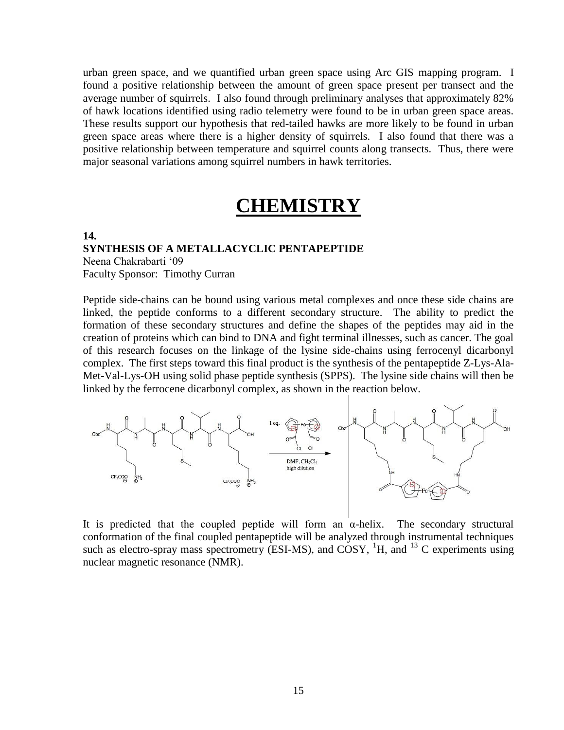urban green space, and we quantified urban green space using Arc GIS mapping program. I found a positive relationship between the amount of green space present per transect and the average number of squirrels. I also found through preliminary analyses that approximately 82% of hawk locations identified using radio telemetry were found to be in urban green space areas. These results support our hypothesis that red-tailed hawks are more likely to be found in urban green space areas where there is a higher density of squirrels. I also found that there was a positive relationship between temperature and squirrel counts along transects. Thus, there were major seasonal variations among squirrel numbers in hawk territories.

# CHEMISTRY

**14.**

**SYNTHESIS OF A METALLACYCLIC PENTAPEPTIDE**

Neena Chakrabarti '09

Faculty Sponsor: Timothy Curran

Peptide side-chains can be bound using various metal complexes and once these side chains are linked, the peptide conforms to a different secondary structure. The ability to predict the formation of these secondary structures and define the shapes of the peptides may aid in the creation of proteins which can bind to DNA and fight terminal illnesses, such as cancer. The goal of this research focuses on the linkage of the lysine side-chains using ferrocenyl dicarbonyl complex. The first steps toward this final product is the synthesis of the pentapeptide Z-Lys-Ala-Met-Val-Lys-OH using solid phase peptide synthesis (SPPS). The lysine side chains will then be linked by the ferrocene dicarbonyl complex, as shown in the reaction below.

1 eq. ; DMF, $CH_2Cl_2$ high dilution

It is predicted that the coupled peptide will form an α-helix. The secondary structural conformation of the final coupled pentapeptide will be analyzed through instrumental techniques such as electro-spray mass spectrometry (ESI-MS), and COSY, $^{1}H$, and $^{13}C$ experiments using nuclear magnetic resonance (NMR).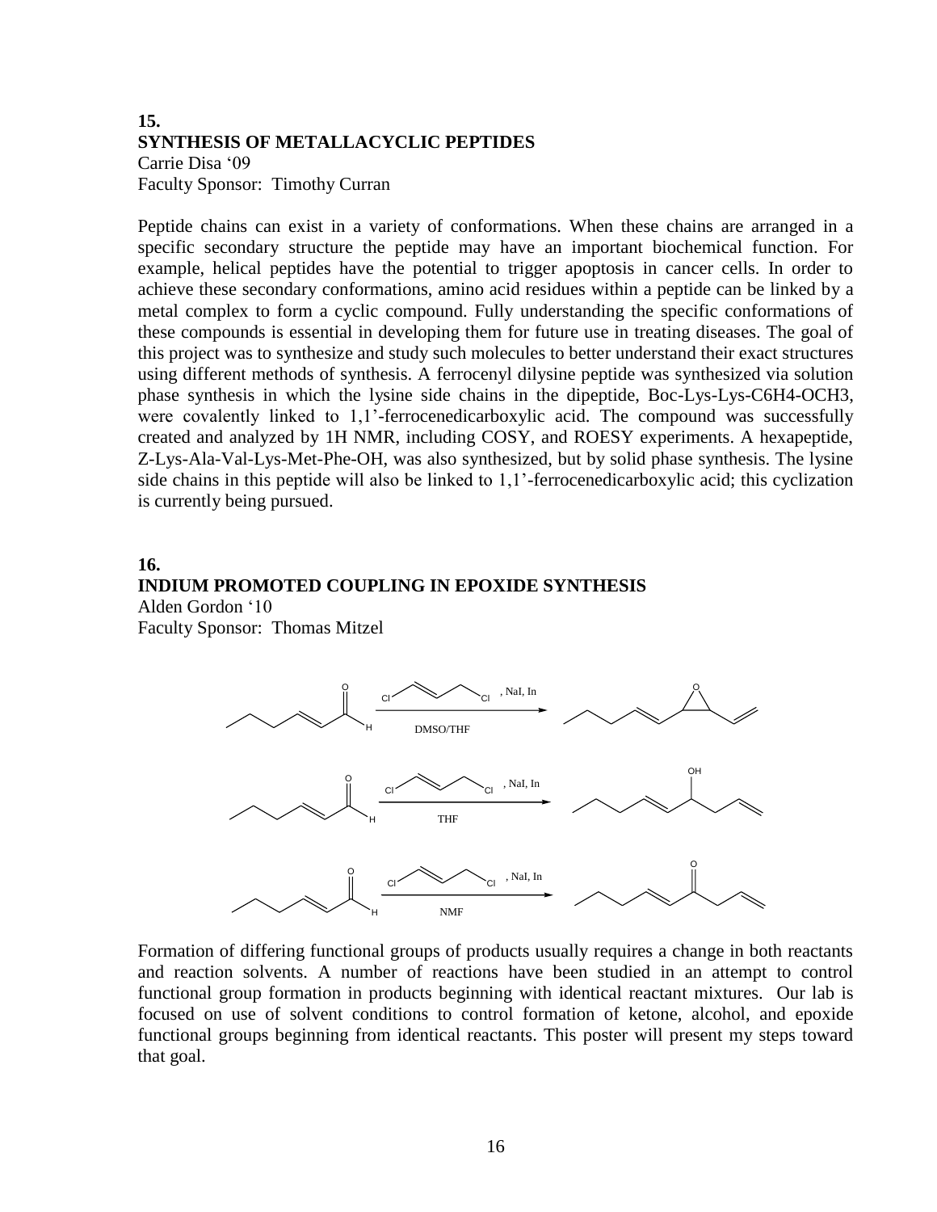**15.**

**SYNTHESIS OF METALLACYCLIC PEPTIDES**

Carrie Disa '09

Faculty Sponsor: Timothy Curran

Peptide chains can exist in a variety of conformations. When these chains are arranged in a specific secondary structure the peptide may have an important biochemical function. For example, helical peptides have the potential to trigger apoptosis in cancer cells. In order to achieve these secondary conformations, amino acid residues within a peptide can be linked by a metal complex to form a cyclic compound. Fully understanding the specific conformations of these compounds is essential in developing them for future use in treating diseases. The goal of this project was to synthesize and study such molecules to better understand their exact structures using different methods of synthesis. A ferrocenyl dilysine peptide was synthesized via solution phase synthesis in which the lysine side chains in the dipeptide, Boc-Lys-Lys-$C_6H_4$-$OCH_3$, were covalently linked to 1,1'-ferrocenedicarboxylic acid. The compound was successfully created and analyzed by 1H NMR, including COSY, and ROESY experiments. A hexapeptide, Z-Lys-Ala-Val-Lys-Met-Phe-OH, was also synthesized, but by solid phase synthesis. The lysine side chains in this peptide will also be linked to 1,1'-ferrocenedicarboxylic acid; this cyclization is currently being pursued.

**16.**

**INDIUM PROMOTED COUPLING IN EPOXIDE SYNTHESIS**

Alden Gordon '10

Faculty Sponsor: Thomas Mitzel

Formation of differing functional groups of products usually requires a change in both reactants and reaction solvents. A number of reactions have been studied in an attempt to control functional group formation in products beginning with identical reactant mixtures. Our lab is focused on use of solvent conditions to control formation of ketone, alcohol, and epoxide functional groups beginning from identical reactants. This poster will present my steps toward that goal.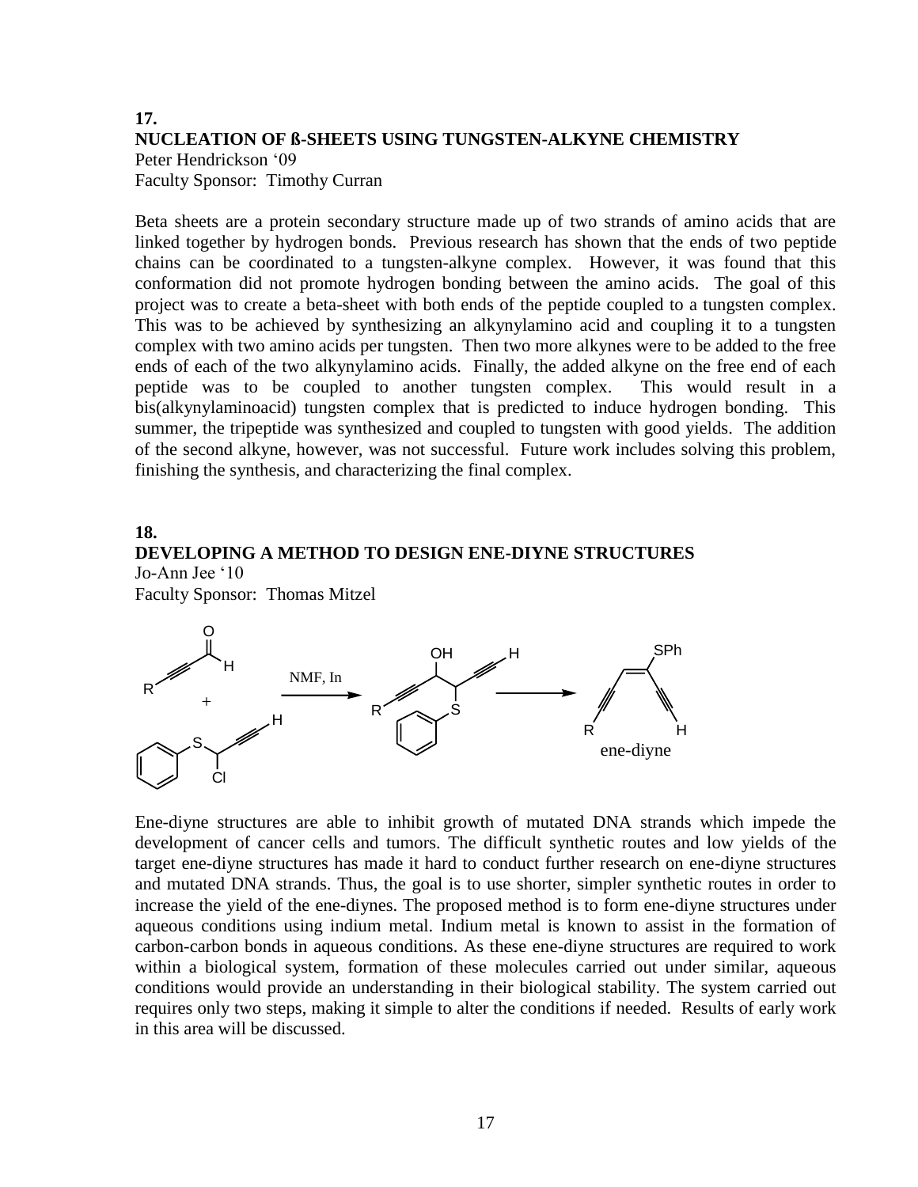### 17.

### NUCLEATION OF ß-SHEETS USING TUNGSTEN-ALKYNE CHEMISTRY

Peter Hendrickson '09
Faculty Sponsor: Timothy Curran

Beta sheets are a protein secondary structure made up of two strands of amino acids that are linked together by hydrogen bonds. Previous research has shown that the ends of two peptide chains can be coordinated to a tungsten-alkyne complex. However, it was found that this conformation did not promote hydrogen bonding between the amino acids. The goal of this project was to create a beta-sheet with both ends of the peptide coupled to a tungsten complex. This was to be achieved by synthesizing an alkynylamino acid and coupling it to a tungsten complex with two amino acids per tungsten. Then two more alkynes were to be added to the free ends of each of the two alkynylamino acids. Finally, the added alkyne on the free end of each peptide was to be coupled to another tungsten complex. This would result in a bis(alkynylaminoacid) tungsten complex that is predicted to induce hydrogen bonding. This summer, the tripeptide was synthesized and coupled to tungsten with good yields. The addition of the second alkyne, however, was not successful. Future work includes solving this problem, finishing the synthesis, and characterizing the final complex.

### 18.

### DEVELOPING A METHOD TO DESIGN ENE-DIYNE STRUCTURES

Jo-Ann Jee '10
Faculty Sponsor: Thomas Mitzel

NMF, In

ene-diyne

Ene-diyne structures are able to inhibit growth of mutated DNA strands which impede the development of cancer cells and tumors. The difficult synthetic routes and low yields of the target ene-diyne structures has made it hard to conduct further research on ene-diyne structures and mutated DNA strands. Thus, the goal is to use shorter, simpler synthetic routes in order to increase the yield of the ene-diynes. The proposed method is to form ene-diyne structures under aqueous conditions using indium metal. Indium metal is known to assist in the formation of carbon-carbon bonds in aqueous conditions. As these ene-diyne structures are required to work within a biological system, formation of these molecules carried out under similar, aqueous conditions would provide an understanding in their biological stability. The system carried out requires only two steps, making it simple to alter the conditions if needed. Results of early work in this area will be discussed.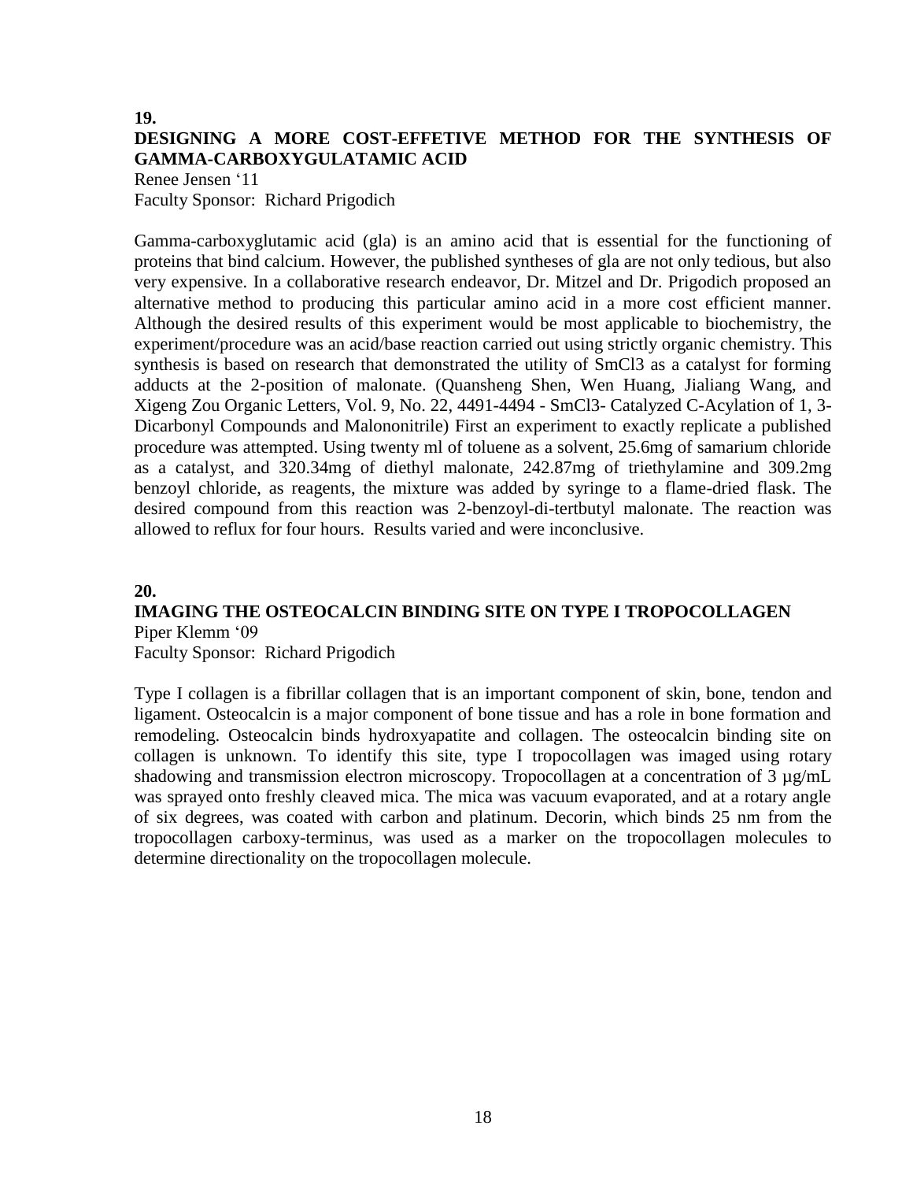**19.**

## DESIGNING A MORE COST-EFFETIVE METHOD FOR THE SYNTHESIS OF GAMMA-CARBOXYGULATAMIC ACID

Renee Jensen '11
Faculty Sponsor: Richard Prigodich

Gamma-carboxyglutamic acid (gla) is an amino acid that is essential for the functioning of proteins that bind calcium. However, the published syntheses of gla are not only tedious, but also very expensive. In a collaborative research endeavor, Dr. Mitzel and Dr. Prigodich proposed an alternative method to producing this particular amino acid in a more cost efficient manner. Although the desired results of this experiment would be most applicable to biochemistry, the experiment/procedure was an acid/base reaction carried out using strictly organic chemistry. This synthesis is based on research that demonstrated the utility of $SmCl_3$ as a catalyst for forming adducts at the 2-position of malonate. (Quansheng Shen, Wen Huang, Jialiang Wang, and Xigeng Zou Organic Letters, Vol. 9, No. 22, 4491-4494 - $SmCl_3$- Catalyzed C-Acylation of 1, 3-Dicarbonyl Compounds and Malononitrile) First an experiment to exactly replicate a published procedure was attempted. Using twenty ml of toluene as a solvent, 25.6mg of samarium chloride as a catalyst, and 320.34mg of diethyl malonate, 242.87mg of triethylamine and 309.2mg benzoyl chloride, as reagents, the mixture was added by syringe to a flame-dried flask. The desired compound from this reaction was 2-benzoyl-di-tertbutyl malonate. The reaction was allowed to reflux for four hours. Results varied and were inconclusive.

**20.**

## IMAGING THE OSTEOCALCIN BINDING SITE ON TYPE I TROPOCOLLAGEN

Piper Klemm '09
Faculty Sponsor: Richard Prigodich

Type I collagen is a fibrillar collagen that is an important component of skin, bone, tendon and ligament. Osteocalcin is a major component of bone tissue and has a role in bone formation and remodeling. Osteocalcin binds hydroxyapatite and collagen. The osteocalcin binding site on collagen is unknown. To identify this site, type I tropocollagen was imaged using rotary shadowing and transmission electron microscopy. Tropocollagen at a concentration of 3 µg/mL was sprayed onto freshly cleaved mica. The mica was vacuum evaporated, and at a rotary angle of six degrees, was coated with carbon and platinum. Decorin, which binds 25 nm from the tropocollagen carboxy-terminus, was used as a marker on the tropocollagen molecules to determine directionality on the tropocollagen molecule.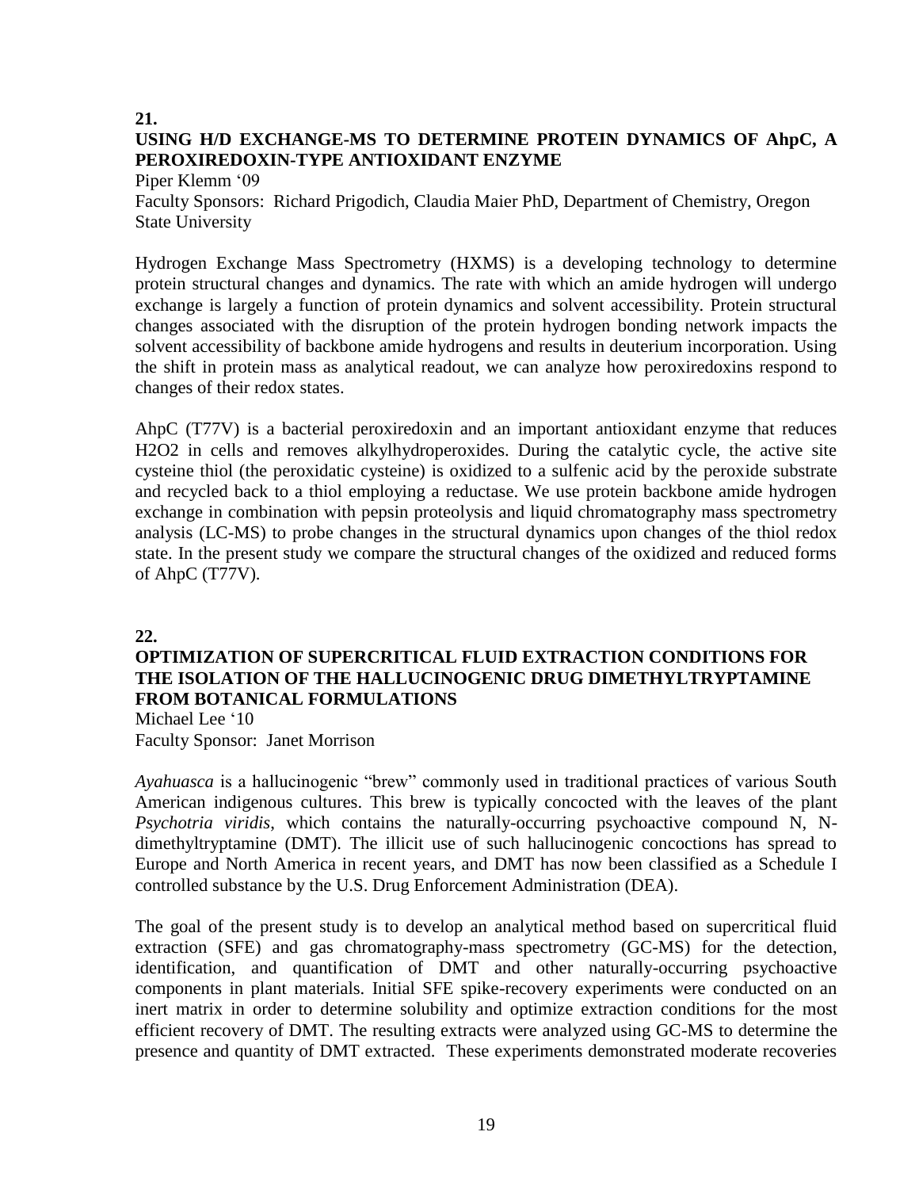**21.**

## USING H/D EXCHANGE-MS TO DETERMINE PROTEIN DYNAMICS OF AhpC, A PEROXIREDOXIN-TYPE ANTIOXIDANT ENZYME

Piper Klemm '09

Faculty Sponsors: Richard Prigodich, Claudia Maier PhD, Department of Chemistry, Oregon State University

Hydrogen Exchange Mass Spectrometry (HXMS) is a developing technology to determine protein structural changes and dynamics. The rate with which an amide hydrogen will undergo exchange is largely a function of protein dynamics and solvent accessibility. Protein structural changes associated with the disruption of the protein hydrogen bonding network impacts the solvent accessibility of backbone amide hydrogens and results in deuterium incorporation. Using the shift in protein mass as analytical readout, we can analyze how peroxiredoxins respond to changes of their redox states.

AhpC (T77V) is a bacterial peroxiredoxin and an important antioxidant enzyme that reduces H2O2 in cells and removes alkylhydroperoxides. During the catalytic cycle, the active site cysteine thiol (the peroxidatic cysteine) is oxidized to a sulfenic acid by the peroxide substrate and recycled back to a thiol employing a reductase. We use protein backbone amide hydrogen exchange in combination with pepsin proteolysis and liquid chromatography mass spectrometry analysis (LC-MS) to probe changes in the structural dynamics upon changes of the thiol redox state. In the present study we compare the structural changes of the oxidized and reduced forms of AhpC (T77V).

**22.**

## OPTIMIZATION OF SUPERCRITICAL FLUID EXTRACTION CONDITIONS FOR THE ISOLATION OF THE HALLUCINOGENIC DRUG DIMETHYLTRYPTAMINE FROM BOTANICAL FORMULATIONS

Michael Lee '10

Faculty Sponsor: Janet Morrison

*Ayahuasca* is a hallucinogenic "brew" commonly used in traditional practices of various South American indigenous cultures. This brew is typically concocted with the leaves of the plant *Psychotria viridis*, which contains the naturally-occurring psychoactive compound N, N-dimethyltryptamine (DMT). The illicit use of such hallucinogenic concoctions has spread to Europe and North America in recent years, and DMT has now been classified as a Schedule I controlled substance by the U.S. Drug Enforcement Administration (DEA).

The goal of the present study is to develop an analytical method based on supercritical fluid extraction (SFE) and gas chromatography-mass spectrometry (GC-MS) for the detection, identification, and quantification of DMT and other naturally-occurring psychoactive components in plant materials. Initial SFE spike-recovery experiments were conducted on an inert matrix in order to determine solubility and optimize extraction conditions for the most efficient recovery of DMT. The resulting extracts were analyzed using GC-MS to determine the presence and quantity of DMT extracted. These experiments demonstrated moderate recoveries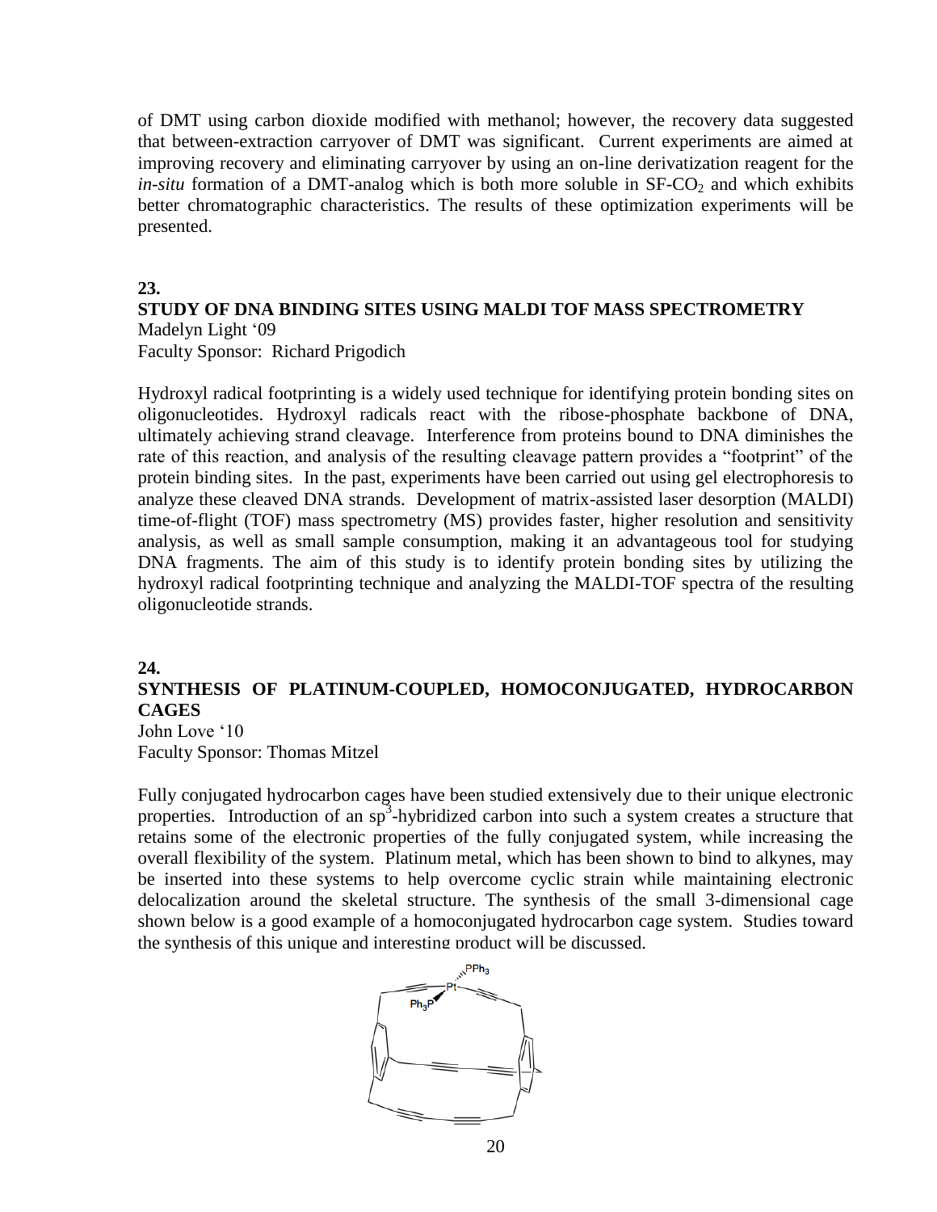of DMT using carbon dioxide modified with methanol; however, the recovery data suggested that between-extraction carryover of DMT was significant. Current experiments are aimed at improving recovery and eliminating carryover by using an on-line derivatization reagent for the *in-situ* formation of a DMT-analog which is both more soluble in SF-$CO_2$ and which exhibits better chromatographic characteristics. The results of these optimization experiments will be presented.

**23.**

**STUDY OF DNA BINDING SITES USING MALDI TOF MASS SPECTROMETRY**

Madelyn Light '09
Faculty Sponsor: Richard Prigodich

Hydroxyl radical footprinting is a widely used technique for identifying protein bonding sites on oligonucleotides. Hydroxyl radicals react with the ribose-phosphate backbone of DNA, ultimately achieving strand cleavage. Interference from proteins bound to DNA diminishes the rate of this reaction, and analysis of the resulting cleavage pattern provides a "footprint" of the protein binding sites. In the past, experiments have been carried out using gel electrophoresis to analyze these cleaved DNA strands. Development of matrix-assisted laser desorption (MALDI) time-of-flight (TOF) mass spectrometry (MS) provides faster, higher resolution and sensitivity analysis, as well as small sample consumption, making it an advantageous tool for studying DNA fragments. The aim of this study is to identify protein bonding sites by utilizing the hydroxyl radical footprinting technique and analyzing the MALDI-TOF spectra of the resulting oligonucleotide strands.

**24.**

**SYNTHESIS OF PLATINUM-COUPLED, HOMOCONJUGATED, HYDROCARBON CAGES**

John Love '10
Faculty Sponsor: Thomas Mitzel

Fully conjugated hydrocarbon cages have been studied extensively due to their unique electronic properties. Introduction of an $sp^3$-hybridized carbon into such a system creates a structure that retains some of the electronic properties of the fully conjugated system, while increasing the overall flexibility of the system. Platinum metal, which has been shown to bind to alkynes, may be inserted into these systems to help overcome cyclic strain while maintaining electronic delocalization around the skeletal structure. The synthesis of the small 3-dimensional cage shown below is a good example of a homoconjugated hydrocarbon cage system. Studies toward the synthesis of this unique and interesting product will be discussed.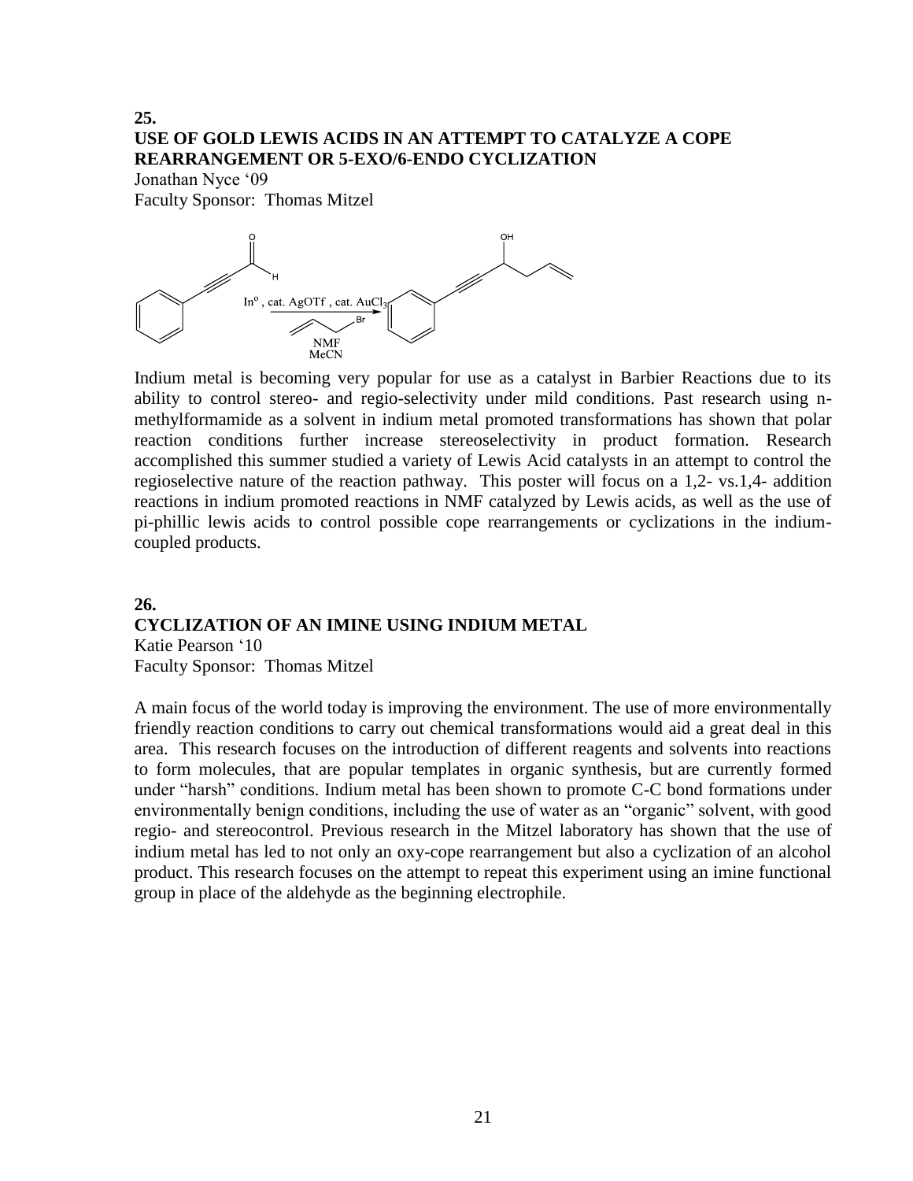## 25.

### USE OF GOLD LEWIS ACIDS IN AN ATTEMPT TO CATALYZE A COPE REARRANGEMENT OR 5-EXO/6-ENDO CYCLIZATION

Jonathan Nyce '09

Faculty Sponsor: Thomas Mitzel

$In^o$, cat. AgOTf , cat. $AuCl_3$

NMF

MeCN

Indium metal is becoming very popular for use as a catalyst in Barbier Reactions due to its ability to control stereo- and regio-selectivity under mild conditions. Past research using n-methylformamide as a solvent in indium metal promoted transformations has shown that polar reaction conditions further increase stereoselectivity in product formation. Research accomplished this summer studied a variety of Lewis Acid catalysts in an attempt to control the regioselective nature of the reaction pathway. This poster will focus on a 1,2- vs.1,4- addition reactions in indium promoted reactions in NMF catalyzed by Lewis acids, as well as the use of pi-phillic lewis acids to control possible cope rearrangements or cyclizations in the indium-coupled products.

## 26.

### CYCLIZATION OF AN IMINE USING INDIUM METAL

Katie Pearson '10

Faculty Sponsor: Thomas Mitzel

A main focus of the world today is improving the environment. The use of more environmentally friendly reaction conditions to carry out chemical transformations would aid a great deal in this area. This research focuses on the introduction of different reagents and solvents into reactions to form molecules, that are popular templates in organic synthesis, but are currently formed under "harsh" conditions. Indium metal has been shown to promote C-C bond formations under environmentally benign conditions, including the use of water as an "organic" solvent, with good regio- and stereocontrol. Previous research in the Mitzel laboratory has shown that the use of indium metal has led to not only an oxy-cope rearrangement but also a cyclization of an alcohol product. This research focuses on the attempt to repeat this experiment using an imine functional group in place of the aldehyde as the beginning electrophile.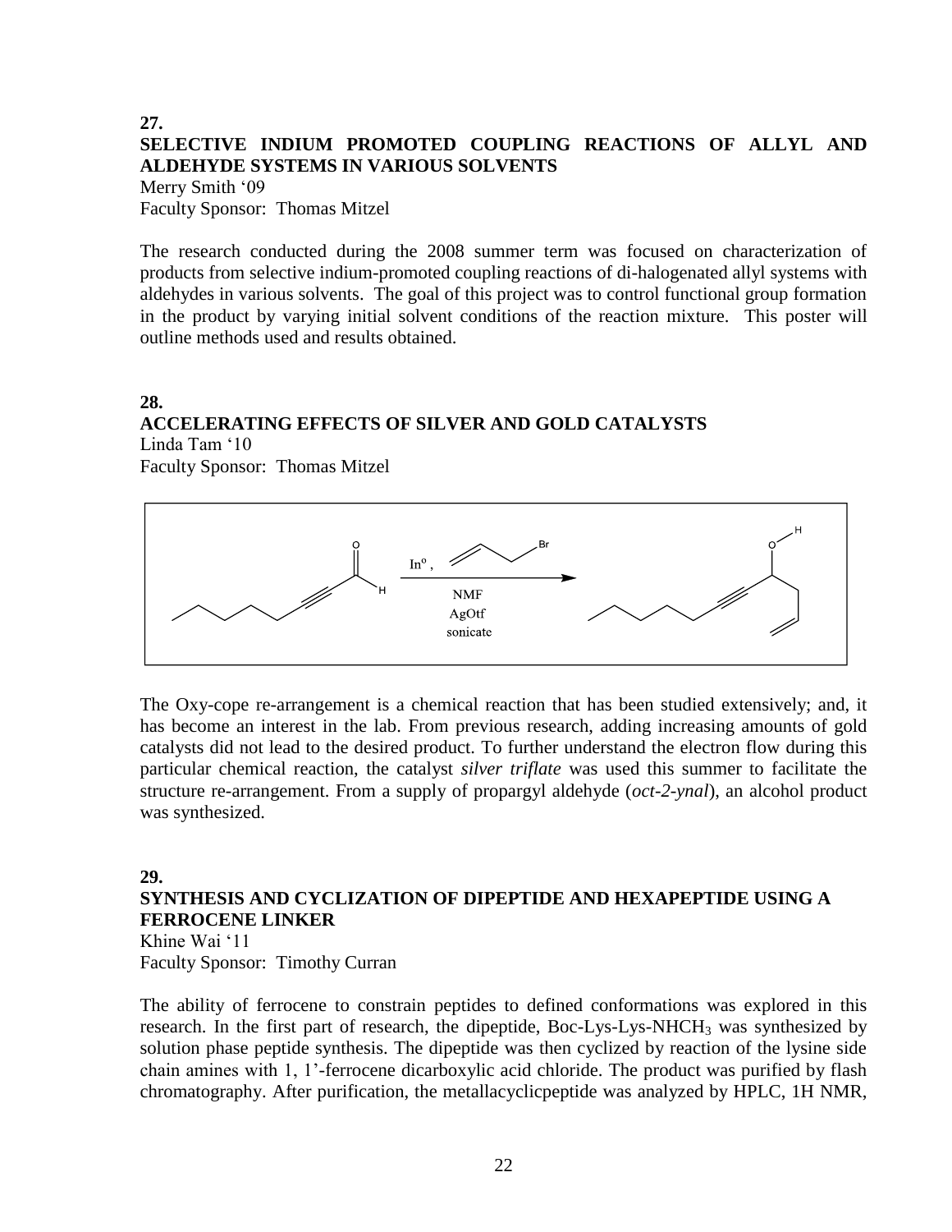**27.**

**SELECTIVE INDIUM PROMOTED COUPLING REACTIONS OF ALLYL AND ALDEHYDE SYSTEMS IN VARIOUS SOLVENTS**

Merry Smith '09

Faculty Sponsor: Thomas Mitzel

The research conducted during the 2008 summer term was focused on characterization of products from selective indium-promoted coupling reactions of di-halogenated allyl systems with aldehydes in various solvents. The goal of this project was to control functional group formation in the product by varying initial solvent conditions of the reaction mixture. This poster will outline methods used and results obtained.

**28.**

**ACCELERATING EFFECTS OF SILVER AND GOLD CATALYSTS**

Linda Tam '10

Faculty Sponsor: Thomas Mitzel

$In^{o}$, allyl bromide; NMF, AgOtf, sonicate

The Oxy-cope re-arrangement is a chemical reaction that has been studied extensively; and, it has become an interest in the lab. From previous research, adding increasing amounts of gold catalysts did not lead to the desired product. To further understand the electron flow during this particular chemical reaction, the catalyst *silver triflate* was used this summer to facilitate the structure re-arrangement. From a supply of propargyl aldehyde (*oct-2-ynal*), an alcohol product was synthesized.

**29.**

**SYNTHESIS AND CYCLIZATION OF DIPEPTIDE AND HEXAPEPTIDE USING A FERROCENE LINKER**

Khine Wai '11

Faculty Sponsor: Timothy Curran

The ability of ferrocene to constrain peptides to defined conformations was explored in this research. In the first part of research, the dipeptide, Boc-Lys-Lys-$NHCH_3$ was synthesized by solution phase peptide synthesis. The dipeptide was then cyclized by reaction of the lysine side chain amines with 1, 1'-ferrocene dicarboxylic acid chloride. The product was purified by flash chromatography. After purification, the metallacyclicpeptide was analyzed by HPLC, 1H NMR,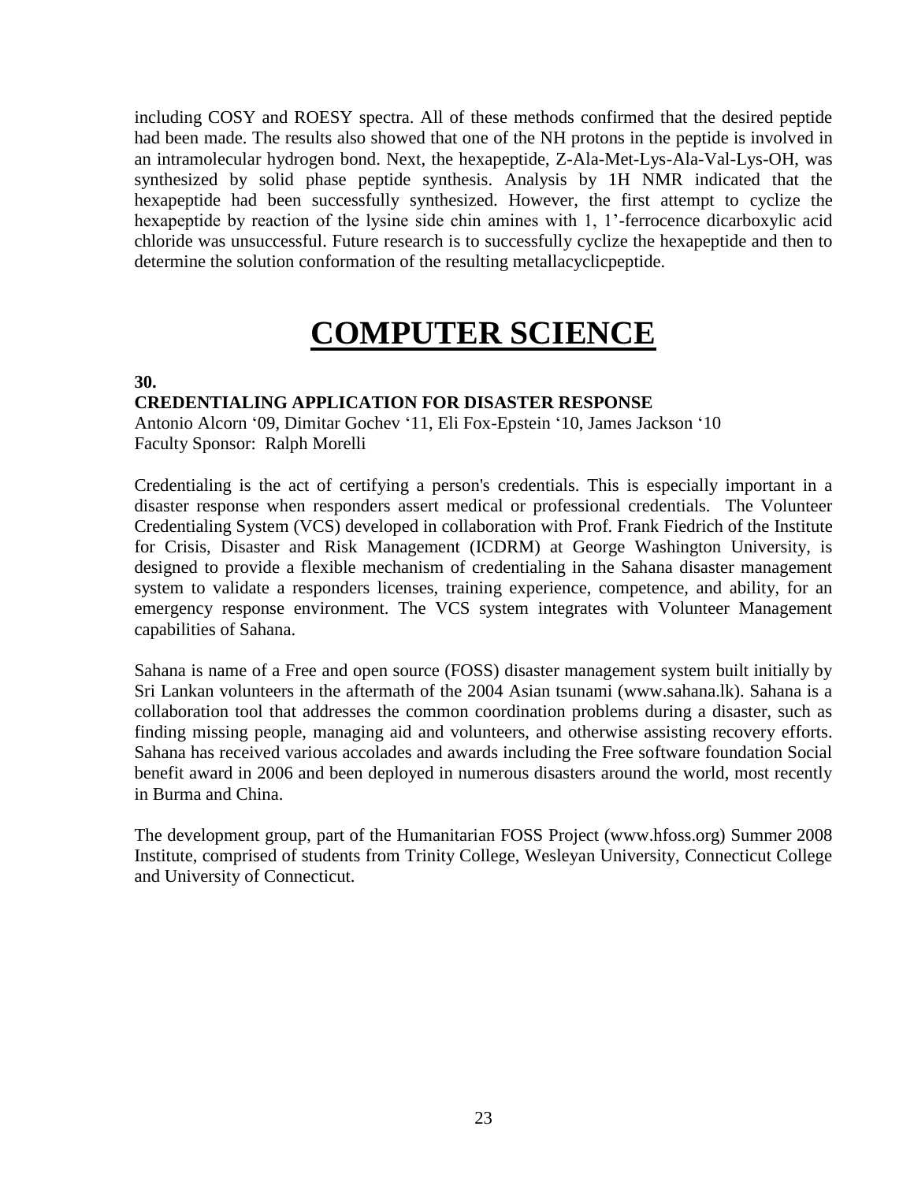including COSY and ROESY spectra. All of these methods confirmed that the desired peptide had been made. The results also showed that one of the NH protons in the peptide is involved in an intramolecular hydrogen bond. Next, the hexapeptide, Z-Ala-Met-Lys-Ala-Val-Lys-OH, was synthesized by solid phase peptide synthesis. Analysis by 1H NMR indicated that the hexapeptide had been successfully synthesized. However, the first attempt to cyclize the hexapeptide by reaction of the lysine side chin amines with 1, 1'-ferrocence dicarboxylic acid chloride was unsuccessful. Future research is to successfully cyclize the hexapeptide and then to determine the solution conformation of the resulting metallacyclicpeptide.

# COMPUTER SCIENCE

**30.**

**CREDENTIALING APPLICATION FOR DISASTER RESPONSE**

Antonio Alcorn '09, Dimitar Gochev '11, Eli Fox-Epstein '10, James Jackson '10
Faculty Sponsor: Ralph Morelli

Credentialing is the act of certifying a person's credentials. This is especially important in a disaster response when responders assert medical or professional credentials. The Volunteer Credentialing System (VCS) developed in collaboration with Prof. Frank Fiedrich of the Institute for Crisis, Disaster and Risk Management (ICDRM) at George Washington University, is designed to provide a flexible mechanism of credentialing in the Sahana disaster management system to validate a responders licenses, training experience, competence, and ability, for an emergency response environment. The VCS system integrates with Volunteer Management capabilities of Sahana.

Sahana is name of a Free and open source (FOSS) disaster management system built initially by Sri Lankan volunteers in the aftermath of the 2004 Asian tsunami (www.sahana.lk). Sahana is a collaboration tool that addresses the common coordination problems during a disaster, such as finding missing people, managing aid and volunteers, and otherwise assisting recovery efforts. Sahana has received various accolades and awards including the Free software foundation Social benefit award in 2006 and been deployed in numerous disasters around the world, most recently in Burma and China.

The development group, part of the Humanitarian FOSS Project (www.hfoss.org) Summer 2008 Institute, comprised of students from Trinity College, Wesleyan University, Connecticut College and University of Connecticut.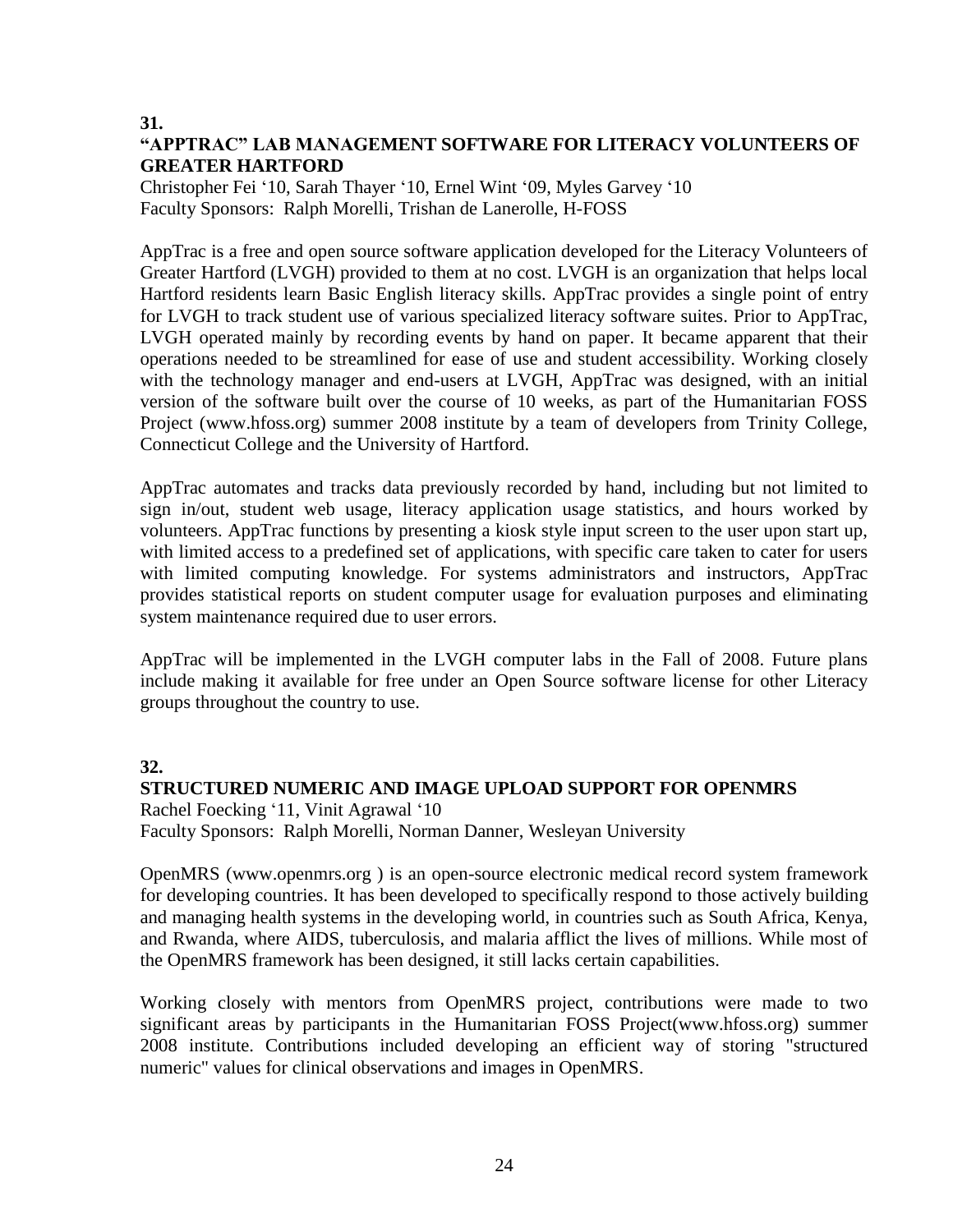**31.**

## "APPTRAC" LAB MANAGEMENT SOFTWARE FOR LITERACY VOLUNTEERS OF GREATER HARTFORD

Christopher Fei '10, Sarah Thayer '10, Ernel Wint '09, Myles Garvey '10
Faculty Sponsors: Ralph Morelli, Trishan de Lanerolle, H-FOSS

AppTrac is a free and open source software application developed for the Literacy Volunteers of Greater Hartford (LVGH) provided to them at no cost. LVGH is an organization that helps local Hartford residents learn Basic English literacy skills. AppTrac provides a single point of entry for LVGH to track student use of various specialized literacy software suites. Prior to AppTrac, LVGH operated mainly by recording events by hand on paper. It became apparent that their operations needed to be streamlined for ease of use and student accessibility. Working closely with the technology manager and end-users at LVGH, AppTrac was designed, with an initial version of the software built over the course of 10 weeks, as part of the Humanitarian FOSS Project (www.hfoss.org) summer 2008 institute by a team of developers from Trinity College, Connecticut College and the University of Hartford.

AppTrac automates and tracks data previously recorded by hand, including but not limited to sign in/out, student web usage, literacy application usage statistics, and hours worked by volunteers. AppTrac functions by presenting a kiosk style input screen to the user upon start up, with limited access to a predefined set of applications, with specific care taken to cater for users with limited computing knowledge. For systems administrators and instructors, AppTrac provides statistical reports on student computer usage for evaluation purposes and eliminating system maintenance required due to user errors.

AppTrac will be implemented in the LVGH computer labs in the Fall of 2008. Future plans include making it available for free under an Open Source software license for other Literacy groups throughout the country to use.

**32.**

## STRUCTURED NUMERIC AND IMAGE UPLOAD SUPPORT FOR OPENMRS

Rachel Foecking '11, Vinit Agrawal '10
Faculty Sponsors: Ralph Morelli, Norman Danner, Wesleyan University

OpenMRS (www.openmrs.org ) is an open-source electronic medical record system framework for developing countries. It has been developed to specifically respond to those actively building and managing health systems in the developing world, in countries such as South Africa, Kenya, and Rwanda, where AIDS, tuberculosis, and malaria afflict the lives of millions. While most of the OpenMRS framework has been designed, it still lacks certain capabilities.

Working closely with mentors from OpenMRS project, contributions were made to two significant areas by participants in the Humanitarian FOSS Project(www.hfoss.org) summer 2008 institute. Contributions included developing an efficient way of storing "structured numeric" values for clinical observations and images in OpenMRS.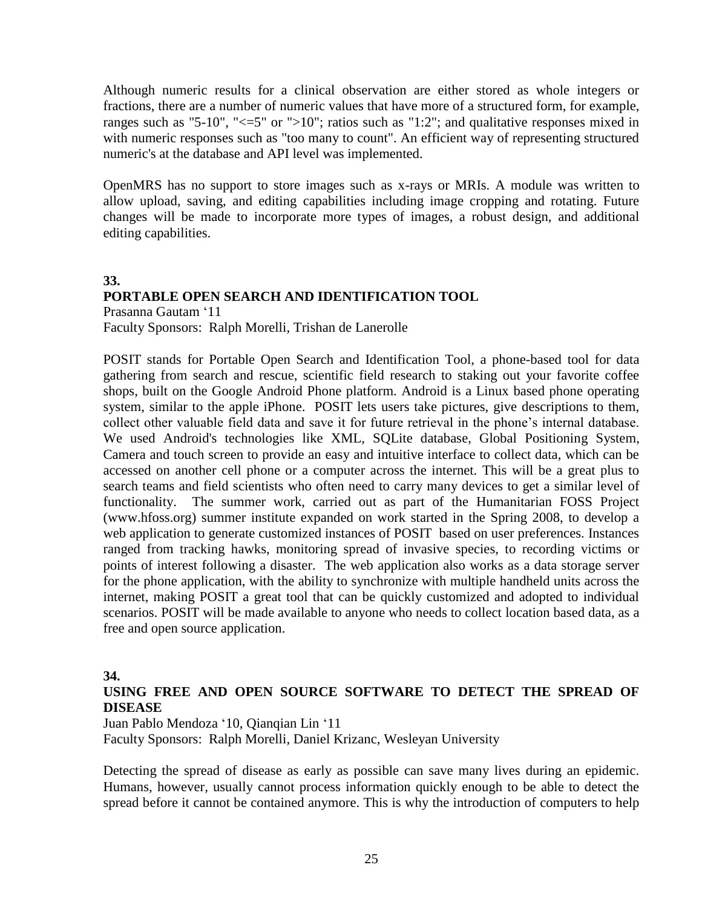Although numeric results for a clinical observation are either stored as whole integers or fractions, there are a number of numeric values that have more of a structured form, for example, ranges such as "5-10", "<=5" or ">10"; ratios such as "1:2"; and qualitative responses mixed in with numeric responses such as "too many to count". An efficient way of representing structured numeric's at the database and API level was implemented.

OpenMRS has no support to store images such as x-rays or MRIs. A module was written to allow upload, saving, and editing capabilities including image cropping and rotating. Future changes will be made to incorporate more types of images, a robust design, and additional editing capabilities.

**33.**

**PORTABLE OPEN SEARCH AND IDENTIFICATION TOOL**

Prasanna Gautam '11
Faculty Sponsors: Ralph Morelli, Trishan de Lanerolle

POSIT stands for Portable Open Search and Identification Tool, a phone-based tool for data gathering from search and rescue, scientific field research to staking out your favorite coffee shops, built on the Google Android Phone platform. Android is a Linux based phone operating system, similar to the apple iPhone. POSIT lets users take pictures, give descriptions to them, collect other valuable field data and save it for future retrieval in the phone's internal database. We used Android's technologies like XML, SQLite database, Global Positioning System, Camera and touch screen to provide an easy and intuitive interface to collect data, which can be accessed on another cell phone or a computer across the internet. This will be a great plus to search teams and field scientists who often need to carry many devices to get a similar level of functionality. The summer work, carried out as part of the Humanitarian FOSS Project (www.hfoss.org) summer institute expanded on work started in the Spring 2008, to develop a web application to generate customized instances of POSIT based on user preferences. Instances ranged from tracking hawks, monitoring spread of invasive species, to recording victims or points of interest following a disaster. The web application also works as a data storage server for the phone application, with the ability to synchronize with multiple handheld units across the internet, making POSIT a great tool that can be quickly customized and adopted to individual scenarios. POSIT will be made available to anyone who needs to collect location based data, as a free and open source application.

**34.**

**USING FREE AND OPEN SOURCE SOFTWARE TO DETECT THE SPREAD OF DISEASE**

Juan Pablo Mendoza '10, Qianqian Lin '11
Faculty Sponsors: Ralph Morelli, Daniel Krizanc, Wesleyan University

Detecting the spread of disease as early as possible can save many lives during an epidemic. Humans, however, usually cannot process information quickly enough to be able to detect the spread before it cannot be contained anymore. This is why the introduction of computers to help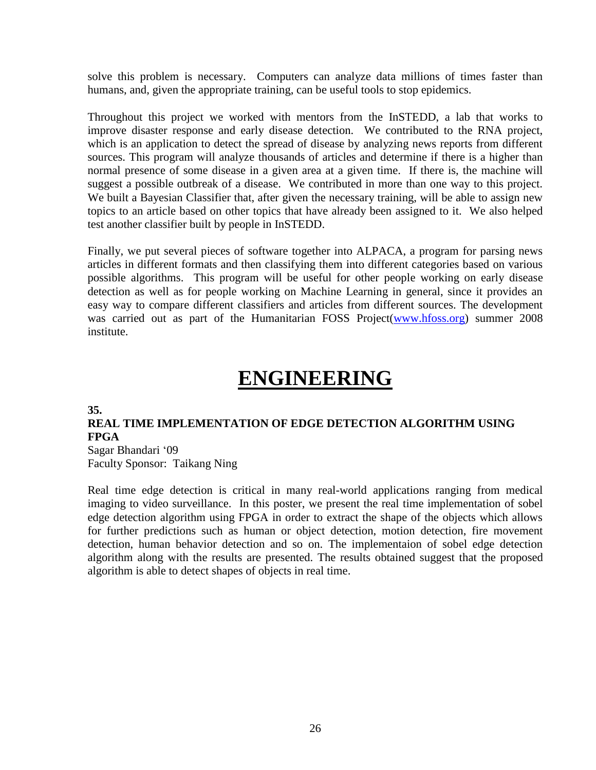solve this problem is necessary. Computers can analyze data millions of times faster than humans, and, given the appropriate training, can be useful tools to stop epidemics.

Throughout this project we worked with mentors from the InSTEDD, a lab that works to improve disaster response and early disease detection. We contributed to the RNA project, which is an application to detect the spread of disease by analyzing news reports from different sources. This program will analyze thousands of articles and determine if there is a higher than normal presence of some disease in a given area at a given time. If there is, the machine will suggest a possible outbreak of a disease. We contributed in more than one way to this project. We built a Bayesian Classifier that, after given the necessary training, will be able to assign new topics to an article based on other topics that have already been assigned to it. We also helped test another classifier built by people in InSTEDD.

Finally, we put several pieces of software together into ALPACA, a program for parsing news articles in different formats and then classifying them into different categories based on various possible algorithms. This program will be useful for other people working on early disease detection as well as for people working on Machine Learning in general, since it provides an easy way to compare different classifiers and articles from different sources. The development was carried out as part of the Humanitarian FOSS Project(www.hfoss.org) summer 2008 institute.

# ENGINEERING

**35.**

**REAL TIME IMPLEMENTATION OF EDGE DETECTION ALGORITHM USING FPGA**

Sagar Bhandari '09
Faculty Sponsor: Taikang Ning

Real time edge detection is critical in many real-world applications ranging from medical imaging to video surveillance. In this poster, we present the real time implementation of sobel edge detection algorithm using FPGA in order to extract the shape of the objects which allows for further predictions such as human or object detection, motion detection, fire movement detection, human behavior detection and so on. The implementaion of sobel edge detection algorithm along with the results are presented. The results obtained suggest that the proposed algorithm is able to detect shapes of objects in real time.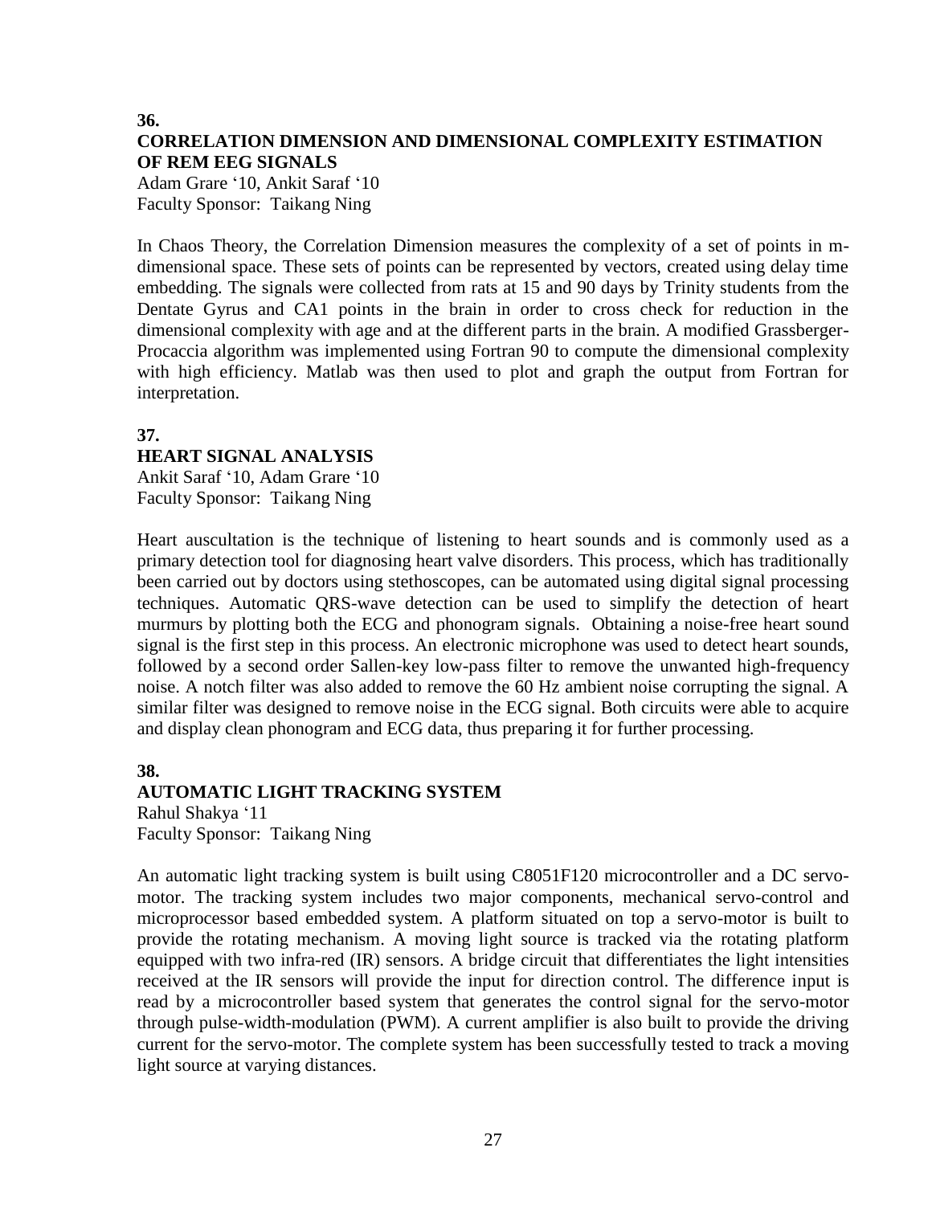**36.**

### CORRELATION DIMENSION AND DIMENSIONAL COMPLEXITY ESTIMATION OF REM EEG SIGNALS

Adam Grare '10, Ankit Saraf '10
Faculty Sponsor: Taikang Ning

In Chaos Theory, the Correlation Dimension measures the complexity of a set of points in m-dimensional space. These sets of points can be represented by vectors, created using delay time embedding. The signals were collected from rats at 15 and 90 days by Trinity students from the Dentate Gyrus and CA1 points in the brain in order to cross check for reduction in the dimensional complexity with age and at the different parts in the brain. A modified Grassberger-Procaccia algorithm was implemented using Fortran 90 to compute the dimensional complexity with high efficiency. Matlab was then used to plot and graph the output from Fortran for interpretation.

**37.**

### HEART SIGNAL ANALYSIS

Ankit Saraf '10, Adam Grare '10
Faculty Sponsor: Taikang Ning

Heart auscultation is the technique of listening to heart sounds and is commonly used as a primary detection tool for diagnosing heart valve disorders. This process, which has traditionally been carried out by doctors using stethoscopes, can be automated using digital signal processing techniques. Automatic QRS-wave detection can be used to simplify the detection of heart murmurs by plotting both the ECG and phonogram signals. Obtaining a noise-free heart sound signal is the first step in this process. An electronic microphone was used to detect heart sounds, followed by a second order Sallen-key low-pass filter to remove the unwanted high-frequency noise. A notch filter was also added to remove the 60 Hz ambient noise corrupting the signal. A similar filter was designed to remove noise in the ECG signal. Both circuits were able to acquire and display clean phonogram and ECG data, thus preparing it for further processing.

**38.**

### AUTOMATIC LIGHT TRACKING SYSTEM

Rahul Shakya '11
Faculty Sponsor: Taikang Ning

An automatic light tracking system is built using C8051F120 microcontroller and a DC servo-motor. The tracking system includes two major components, mechanical servo-control and microprocessor based embedded system. A platform situated on top a servo-motor is built to provide the rotating mechanism. A moving light source is tracked via the rotating platform equipped with two infra-red (IR) sensors. A bridge circuit that differentiates the light intensities received at the IR sensors will provide the input for direction control. The difference input is read by a microcontroller based system that generates the control signal for the servo-motor through pulse-width-modulation (PWM). A current amplifier is also built to provide the driving current for the servo-motor. The complete system has been successfully tested to track a moving light source at varying distances.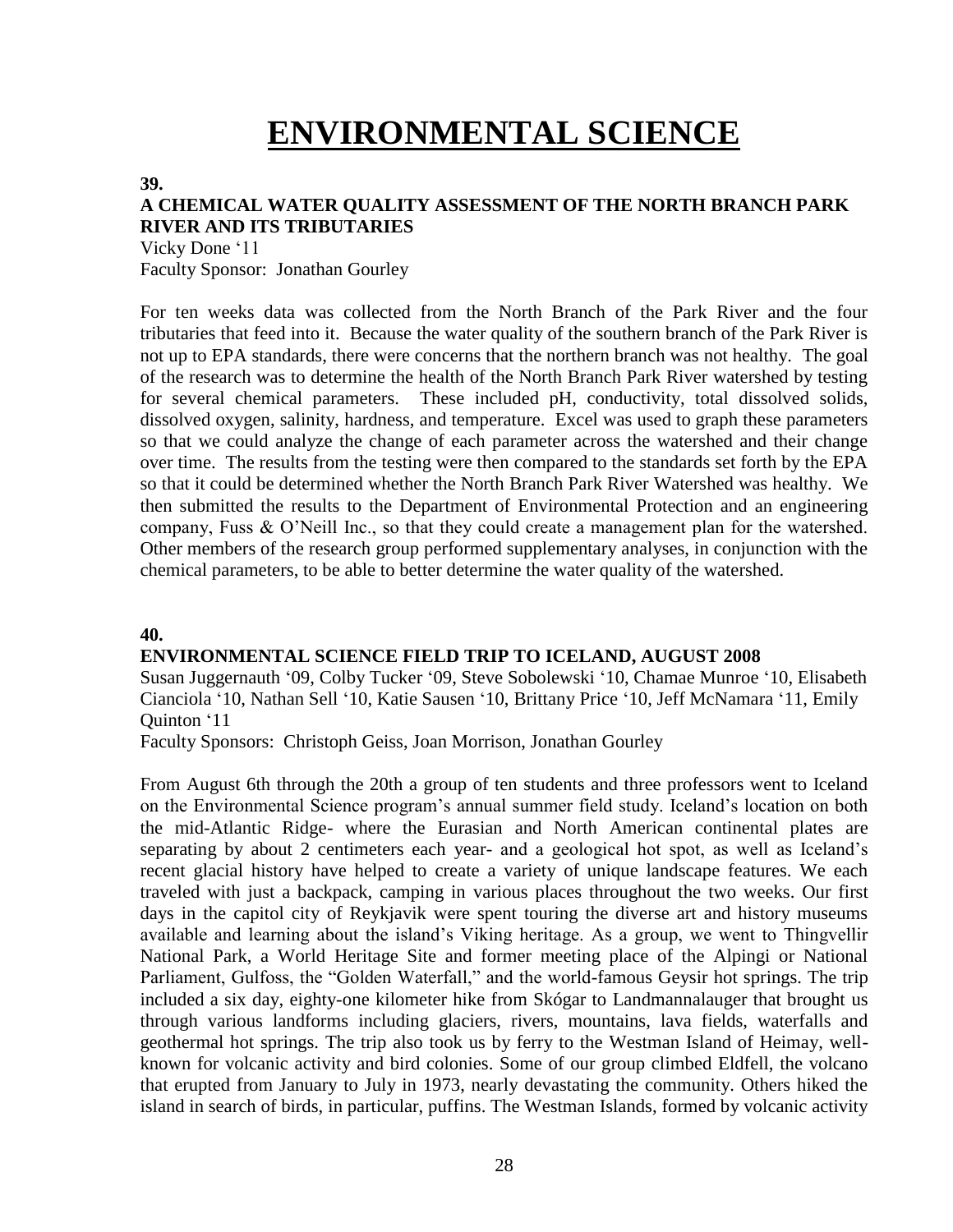# ENVIRONMENTAL SCIENCE

**39.**

**A CHEMICAL WATER QUALITY ASSESSMENT OF THE NORTH BRANCH PARK RIVER AND ITS TRIBUTARIES**

Vicky Done '11
Faculty Sponsor: Jonathan Gourley

For ten weeks data was collected from the North Branch of the Park River and the four tributaries that feed into it. Because the water quality of the southern branch of the Park River is not up to EPA standards, there were concerns that the northern branch was not healthy. The goal of the research was to determine the health of the North Branch Park River watershed by testing for several chemical parameters. These included pH, conductivity, total dissolved solids, dissolved oxygen, salinity, hardness, and temperature. Excel was used to graph these parameters so that we could analyze the change of each parameter across the watershed and their change over time. The results from the testing were then compared to the standards set forth by the EPA so that it could be determined whether the North Branch Park River Watershed was healthy. We then submitted the results to the Department of Environmental Protection and an engineering company, Fuss & O'Neill Inc., so that they could create a management plan for the watershed. Other members of the research group performed supplementary analyses, in conjunction with the chemical parameters, to be able to better determine the water quality of the watershed.

**40.**

**ENVIRONMENTAL SCIENCE FIELD TRIP TO ICELAND, AUGUST 2008**

Susan Juggernauth '09, Colby Tucker '09, Steve Sobolewski '10, Chamae Munroe '10, Elisabeth Cianciola '10, Nathan Sell '10, Katie Sausen '10, Brittany Price '10, Jeff McNamara '11, Emily Quinton '11
Faculty Sponsors: Christoph Geiss, Joan Morrison, Jonathan Gourley

From August 6th through the 20th a group of ten students and three professors went to Iceland on the Environmental Science program's annual summer field study. Iceland's location on both the mid-Atlantic Ridge- where the Eurasian and North American continental plates are separating by about 2 centimeters each year- and a geological hot spot, as well as Iceland's recent glacial history have helped to create a variety of unique landscape features. We each traveled with just a backpack, camping in various places throughout the two weeks. Our first days in the capitol city of Reykjavik were spent touring the diverse art and history museums available and learning about the island's Viking heritage. As a group, we went to Thingvellir National Park, a World Heritage Site and former meeting place of the Alpingi or National Parliament, Gulfoss, the "Golden Waterfall," and the world-famous Geysir hot springs. The trip included a six day, eighty-one kilometer hike from Skógar to Landmannalauger that brought us through various landforms including glaciers, rivers, mountains, lava fields, waterfalls and geothermal hot springs. The trip also took us by ferry to the Westman Island of Heimay, well-known for volcanic activity and bird colonies. Some of our group climbed Eldfell, the volcano that erupted from January to July in 1973, nearly devastating the community. Others hiked the island in search of birds, in particular, puffins. The Westman Islands, formed by volcanic activity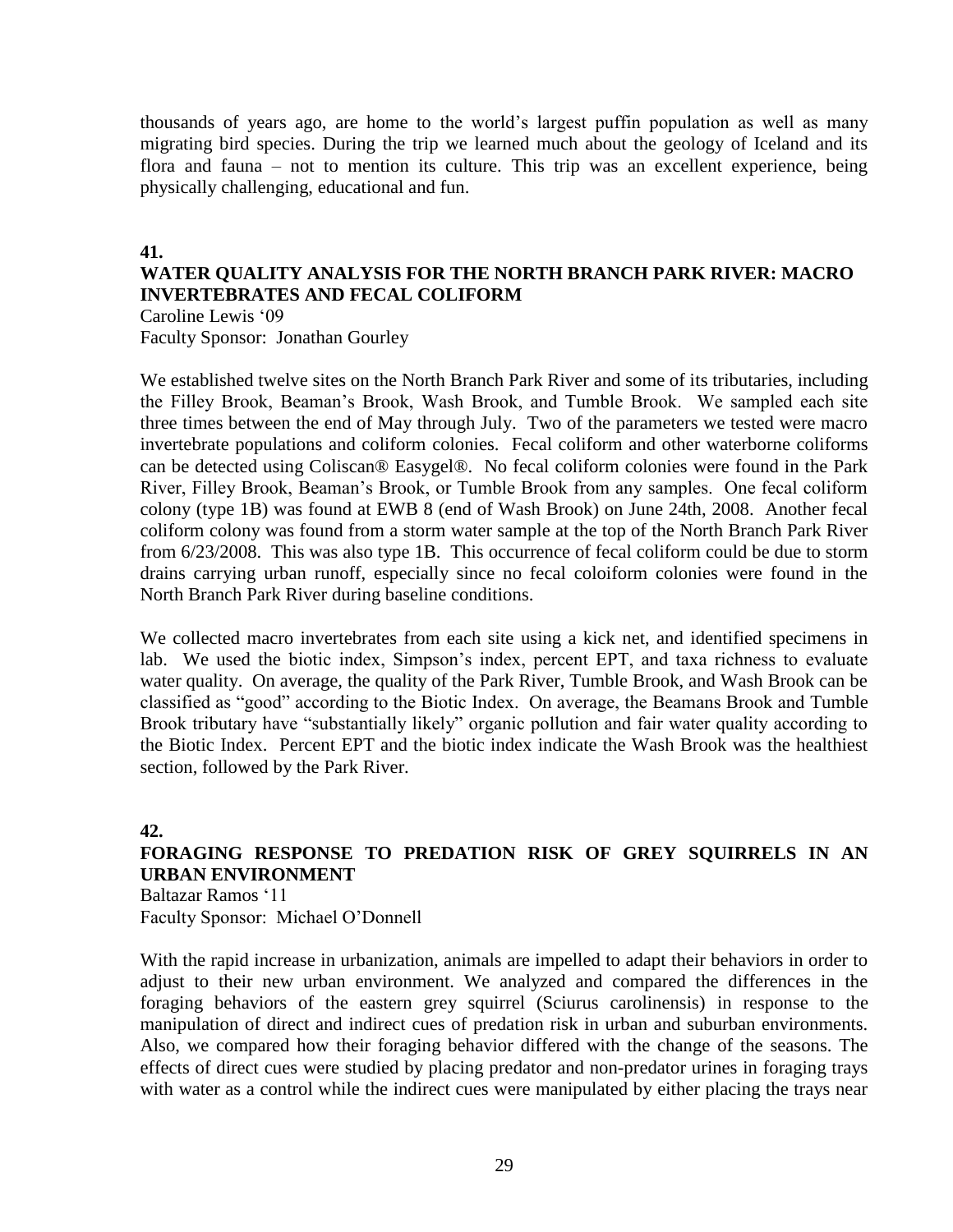thousands of years ago, are home to the world's largest puffin population as well as many migrating bird species. During the trip we learned much about the geology of Iceland and its flora and fauna – not to mention its culture. This trip was an excellent experience, being physically challenging, educational and fun.

**41.**

**WATER QUALITY ANALYSIS FOR THE NORTH BRANCH PARK RIVER: MACRO INVERTEBRATES AND FECAL COLIFORM**

Caroline Lewis '09
Faculty Sponsor: Jonathan Gourley

We established twelve sites on the North Branch Park River and some of its tributaries, including the Filley Brook, Beaman's Brook, Wash Brook, and Tumble Brook. We sampled each site three times between the end of May through July. Two of the parameters we tested were macro invertebrate populations and coliform colonies. Fecal coliform and other waterborne coliforms can be detected using Coliscan® Easygel®. No fecal coliform colonies were found in the Park River, Filley Brook, Beaman's Brook, or Tumble Brook from any samples. One fecal coliform colony (type 1B) was found at EWB 8 (end of Wash Brook) on June 24th, 2008. Another fecal coliform colony was found from a storm water sample at the top of the North Branch Park River from 6/23/2008. This was also type 1B. This occurrence of fecal coliform could be due to storm drains carrying urban runoff, especially since no fecal coloiform colonies were found in the North Branch Park River during baseline conditions.

We collected macro invertebrates from each site using a kick net, and identified specimens in lab. We used the biotic index, Simpson's index, percent EPT, and taxa richness to evaluate water quality. On average, the quality of the Park River, Tumble Brook, and Wash Brook can be classified as "good" according to the Biotic Index. On average, the Beamans Brook and Tumble Brook tributary have "substantially likely" organic pollution and fair water quality according to the Biotic Index. Percent EPT and the biotic index indicate the Wash Brook was the healthiest section, followed by the Park River.

**42.**

**FORAGING RESPONSE TO PREDATION RISK OF GREY SQUIRRELS IN AN URBAN ENVIRONMENT**

Baltazar Ramos '11
Faculty Sponsor: Michael O'Donnell

With the rapid increase in urbanization, animals are impelled to adapt their behaviors in order to adjust to their new urban environment. We analyzed and compared the differences in the foraging behaviors of the eastern grey squirrel (Sciurus carolinensis) in response to the manipulation of direct and indirect cues of predation risk in urban and suburban environments. Also, we compared how their foraging behavior differed with the change of the seasons. The effects of direct cues were studied by placing predator and non-predator urines in foraging trays with water as a control while the indirect cues were manipulated by either placing the trays near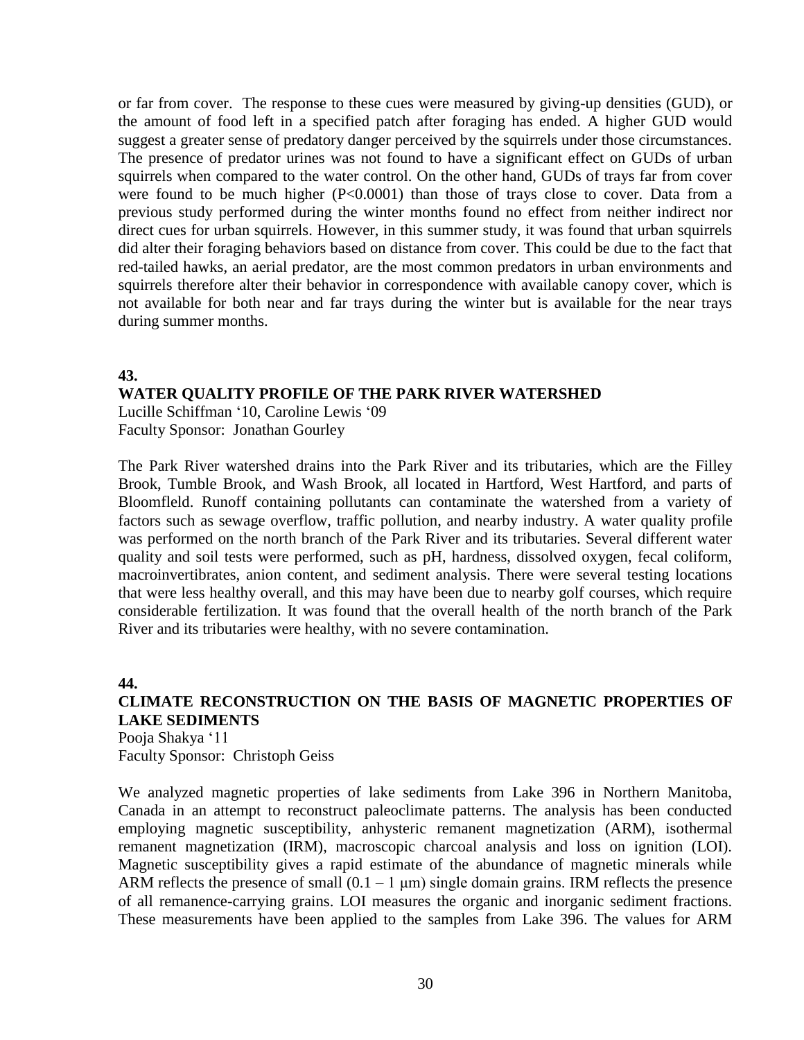or far from cover. The response to these cues were measured by giving-up densities (GUD), or the amount of food left in a specified patch after foraging has ended. A higher GUD would suggest a greater sense of predatory danger perceived by the squirrels under those circumstances. The presence of predator urines was not found to have a significant effect on GUDs of urban squirrels when compared to the water control. On the other hand, GUDs of trays far from cover were found to be much higher ($P<0.0001$) than those of trays close to cover. Data from a previous study performed during the winter months found no effect from neither indirect nor direct cues for urban squirrels. However, in this summer study, it was found that urban squirrels did alter their foraging behaviors based on distance from cover. This could be due to the fact that red-tailed hawks, an aerial predator, are the most common predators in urban environments and squirrels therefore alter their behavior in correspondence with available canopy cover, which is not available for both near and far trays during the winter but is available for the near trays during summer months.

**43.**

**WATER QUALITY PROFILE OF THE PARK RIVER WATERSHED**

Lucille Schiffman '10, Caroline Lewis '09
Faculty Sponsor: Jonathan Gourley

The Park River watershed drains into the Park River and its tributaries, which are the Filley Brook, Tumble Brook, and Wash Brook, all located in Hartford, West Hartford, and parts of Bloomfleld. Runoff containing pollutants can contaminate the watershed from a variety of factors such as sewage overflow, traffic pollution, and nearby industry. A water quality profile was performed on the north branch of the Park River and its tributaries. Several different water quality and soil tests were performed, such as pH, hardness, dissolved oxygen, fecal coliform, macroinvertibrates, anion content, and sediment analysis. There were several testing locations that were less healthy overall, and this may have been due to nearby golf courses, which require considerable fertilization. It was found that the overall health of the north branch of the Park River and its tributaries were healthy, with no severe contamination.

**44.**

**CLIMATE RECONSTRUCTION ON THE BASIS OF MAGNETIC PROPERTIES OF LAKE SEDIMENTS**

Pooja Shakya '11
Faculty Sponsor: Christoph Geiss

We analyzed magnetic properties of lake sediments from Lake 396 in Northern Manitoba, Canada in an attempt to reconstruct paleoclimate patterns. The analysis has been conducted employing magnetic susceptibility, anhysteric remanent magnetization (ARM), isothermal remanent magnetization (IRM), macroscopic charcoal analysis and loss on ignition (LOI). Magnetic susceptibility gives a rapid estimate of the abundance of magnetic minerals while ARM reflects the presence of small ($0.1 – 1$ μm) single domain grains. IRM reflects the presence of all remanence-carrying grains. LOI measures the organic and inorganic sediment fractions. These measurements have been applied to the samples from Lake 396. The values for ARM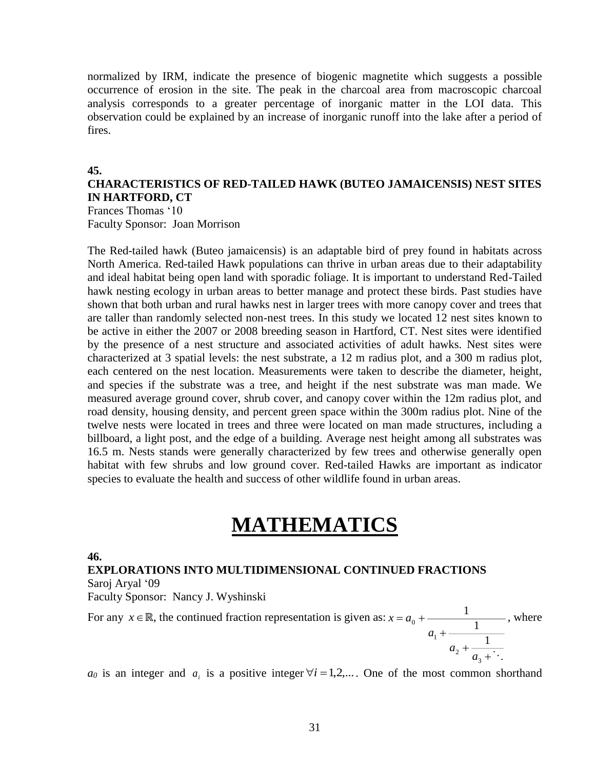normalized by IRM, indicate the presence of biogenic magnetite which suggests a possible occurrence of erosion in the site. The peak in the charcoal area from macroscopic charcoal analysis corresponds to a greater percentage of inorganic matter in the LOI data. This observation could be explained by an increase of inorganic runoff into the lake after a period of fires.

**45.**

**CHARACTERISTICS OF RED-TAILED HAWK (BUTEO JAMAICENSIS) NEST SITES IN HARTFORD, CT**

Frances Thomas '10
Faculty Sponsor: Joan Morrison

The Red-tailed hawk (Buteo jamaicensis) is an adaptable bird of prey found in habitats across North America. Red-tailed Hawk populations can thrive in urban areas due to their adaptability and ideal habitat being open land with sporadic foliage. It is important to understand Red-Tailed hawk nesting ecology in urban areas to better manage and protect these birds. Past studies have shown that both urban and rural hawks nest in larger trees with more canopy cover and trees that are taller than randomly selected non-nest trees. In this study we located 12 nest sites known to be active in either the 2007 or 2008 breeding season in Hartford, CT. Nest sites were identified by the presence of a nest structure and associated activities of adult hawks. Nest sites were characterized at 3 spatial levels: the nest substrate, a 12 m radius plot, and a 300 m radius plot, each centered on the nest location. Measurements were taken to describe the diameter, height, and species if the substrate was a tree, and height if the nest substrate was man made. We measured average ground cover, shrub cover, and canopy cover within the 12m radius plot, and road density, housing density, and percent green space within the 300m radius plot. Nine of the twelve nests were located in trees and three were located on man made structures, including a billboard, a light post, and the edge of a building. Average nest height among all substrates was 16.5 m. Nests stands were generally characterized by few trees and otherwise generally open habitat with few shrubs and low ground cover. Red-tailed Hawks are important as indicator species to evaluate the health and success of other wildlife found in urban areas.

# MATHEMATICS

**46.**

**EXPLORATIONS INTO MULTIDIMENSIONAL CONTINUED FRACTIONS**

Saroj Aryal '09
Faculty Sponsor: Nancy J. Wyshinski

For any $x \in \mathbb{R}$, the continued fraction representation is given as: $x = a_0 + \cfrac{1}{a_1 + \cfrac{1}{a_2 + \cfrac{1}{a_3 + \ddots}}}$, where

$a_0$ is an integer and $a_i$ is a positive integer $\forall i = 1,2,\ldots$. One of the most common shorthand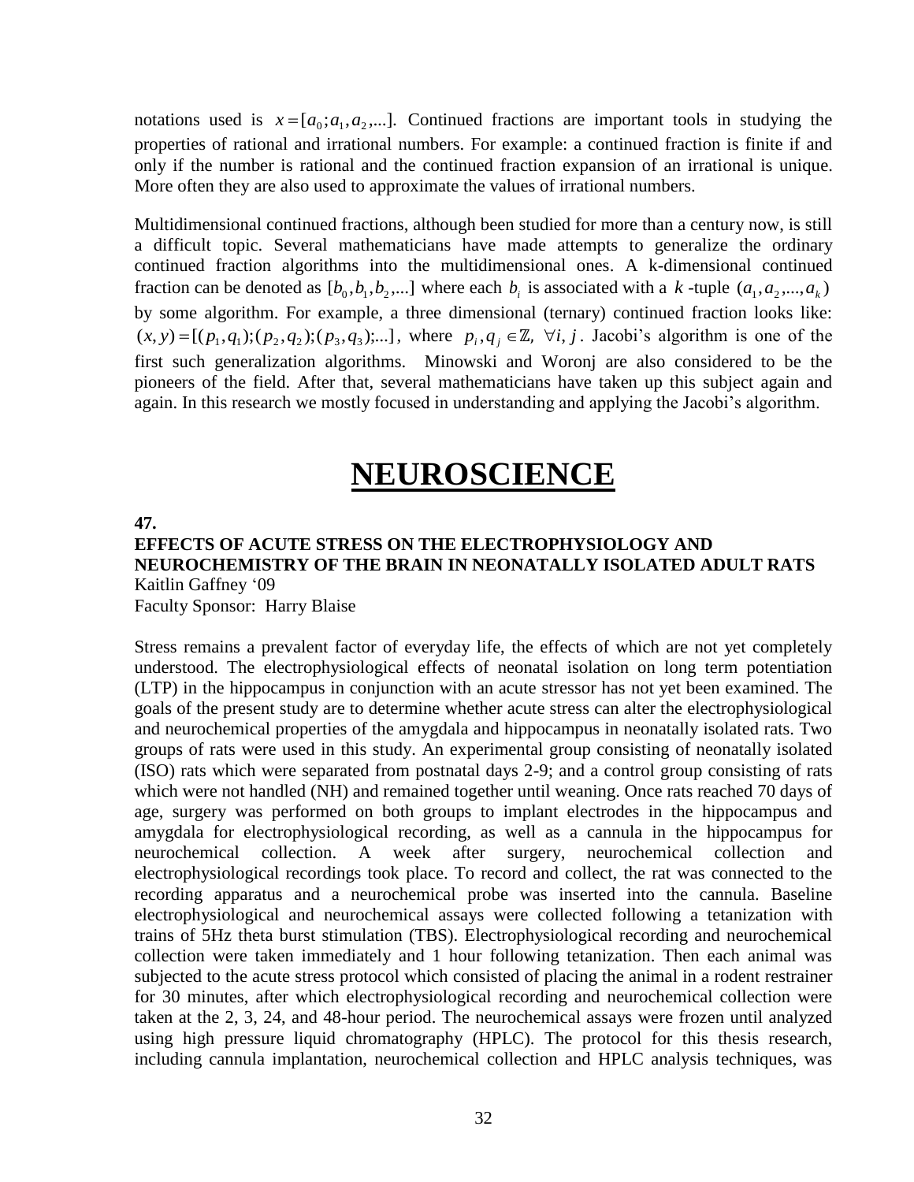notations used is $x = [a_0; a_1, a_2, ...]$. Continued fractions are important tools in studying the properties of rational and irrational numbers. For example: a continued fraction is finite if and only if the number is rational and the continued fraction expansion of an irrational is unique. More often they are also used to approximate the values of irrational numbers.

Multidimensional continued fractions, although been studied for more than a century now, is still a difficult topic. Several mathematicians have made attempts to generalize the ordinary continued fraction algorithms into the multidimensional ones. A k-dimensional continued fraction can be denoted as $[b_0, b_1, b_2, ...]$ where each $b_i$ is associated with a $k$-tuple $(a_1, a_2, ..., a_k)$ by some algorithm. For example, a three dimensional (ternary) continued fraction looks like: $(x, y) = [(p_1, q_1); (p_2, q_2); (p_3, q_3); ...]$, where $p_i, q_j \in \mathbb{Z}, \forall i, j$. Jacobi's algorithm is one of the first such generalization algorithms. Minowski and Woronj are also considered to be the pioneers of the field. After that, several mathematicians have taken up this subject again and again. In this research we mostly focused in understanding and applying the Jacobi's algorithm.

# NEUROSCIENCE

**47.**

### EFFECTS OF ACUTE STRESS ON THE ELECTROPHYSIOLOGY AND NEUROCHEMISTRY OF THE BRAIN IN NEONATALLY ISOLATED ADULT RATS

Kaitlin Gaffney '09
Faculty Sponsor: Harry Blaise

Stress remains a prevalent factor of everyday life, the effects of which are not yet completely understood. The electrophysiological effects of neonatal isolation on long term potentiation (LTP) in the hippocampus in conjunction with an acute stressor has not yet been examined. The goals of the present study are to determine whether acute stress can alter the electrophysiological and neurochemical properties of the amygdala and hippocampus in neonatally isolated rats. Two groups of rats were used in this study. An experimental group consisting of neonatally isolated (ISO) rats which were separated from postnatal days 2-9; and a control group consisting of rats which were not handled (NH) and remained together until weaning. Once rats reached 70 days of age, surgery was performed on both groups to implant electrodes in the hippocampus and amygdala for electrophysiological recording, as well as a cannula in the hippocampus for neurochemical collection. A week after surgery, neurochemical collection and electrophysiological recordings took place. To record and collect, the rat was connected to the recording apparatus and a neurochemical probe was inserted into the cannula. Baseline electrophysiological and neurochemical assays were collected following a tetanization with trains of 5Hz theta burst stimulation (TBS). Electrophysiological recording and neurochemical collection were taken immediately and 1 hour following tetanization. Then each animal was subjected to the acute stress protocol which consisted of placing the animal in a rodent restrainer for 30 minutes, after which electrophysiological recording and neurochemical collection were taken at the 2, 3, 24, and 48-hour period. The neurochemical assays were frozen until analyzed using high pressure liquid chromatography (HPLC). The protocol for this thesis research, including cannula implantation, neurochemical collection and HPLC analysis techniques, was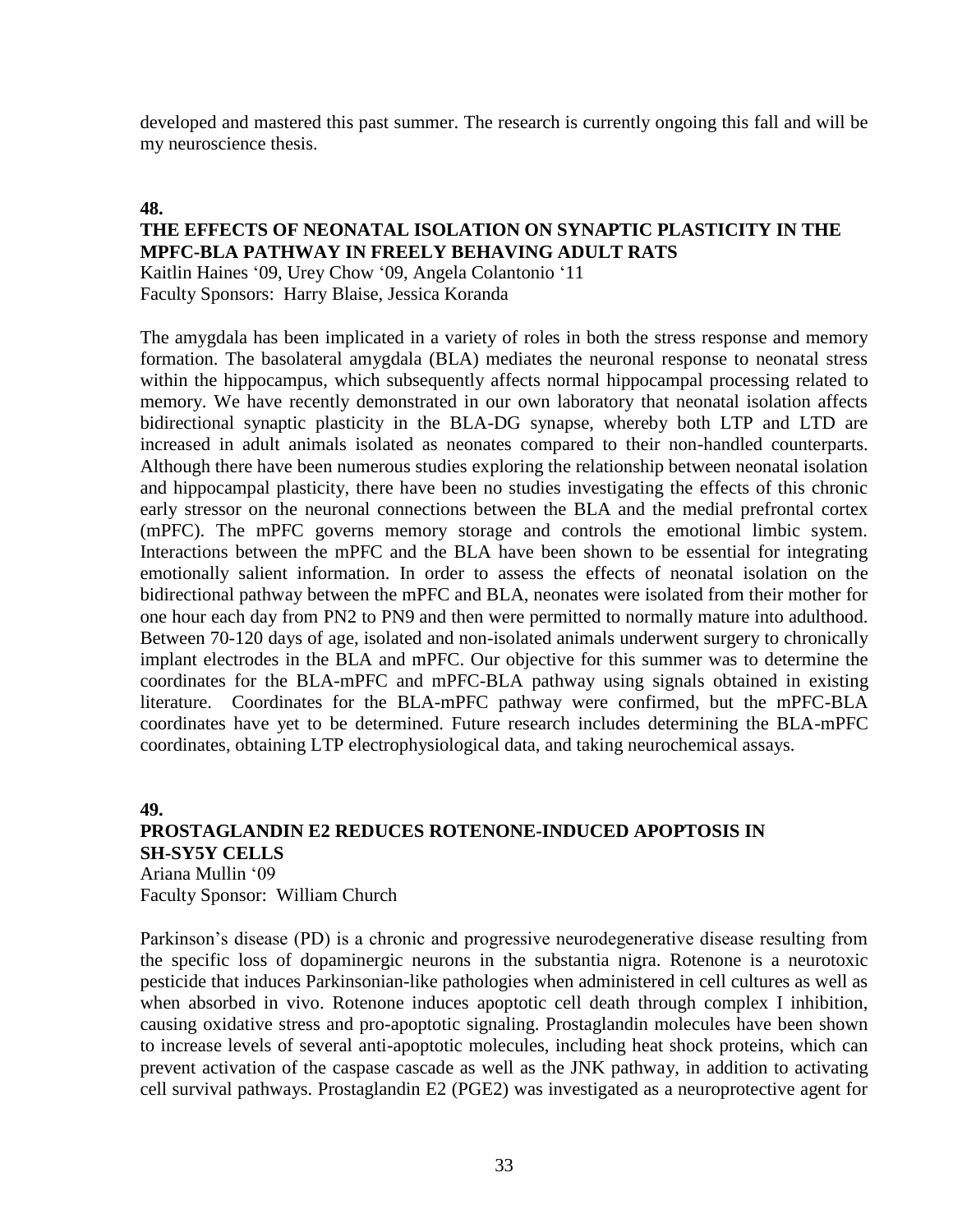developed and mastered this past summer. The research is currently ongoing this fall and will be my neuroscience thesis.

**48.**

**THE EFFECTS OF NEONATAL ISOLATION ON SYNAPTIC PLASTICITY IN THE MPFC-BLA PATHWAY IN FREELY BEHAVING ADULT RATS**

Kaitlin Haines '09, Urey Chow '09, Angela Colantonio '11
Faculty Sponsors: Harry Blaise, Jessica Koranda

The amygdala has been implicated in a variety of roles in both the stress response and memory formation. The basolateral amygdala (BLA) mediates the neuronal response to neonatal stress within the hippocampus, which subsequently affects normal hippocampal processing related to memory. We have recently demonstrated in our own laboratory that neonatal isolation affects bidirectional synaptic plasticity in the BLA-DG synapse, whereby both LTP and LTD are increased in adult animals isolated as neonates compared to their non-handled counterparts. Although there have been numerous studies exploring the relationship between neonatal isolation and hippocampal plasticity, there have been no studies investigating the effects of this chronic early stressor on the neuronal connections between the BLA and the medial prefrontal cortex (mPFC). The mPFC governs memory storage and controls the emotional limbic system. Interactions between the mPFC and the BLA have been shown to be essential for integrating emotionally salient information. In order to assess the effects of neonatal isolation on the bidirectional pathway between the mPFC and BLA, neonates were isolated from their mother for one hour each day from PN2 to PN9 and then were permitted to normally mature into adulthood. Between 70-120 days of age, isolated and non-isolated animals underwent surgery to chronically implant electrodes in the BLA and mPFC. Our objective for this summer was to determine the coordinates for the BLA-mPFC and mPFC-BLA pathway using signals obtained in existing literature. Coordinates for the BLA-mPFC pathway were confirmed, but the mPFC-BLA coordinates have yet to be determined. Future research includes determining the BLA-mPFC coordinates, obtaining LTP electrophysiological data, and taking neurochemical assays.

**49.**

**PROSTAGLANDIN E2 REDUCES ROTENONE-INDUCED APOPTOSIS IN SH-SY5Y CELLS**

Ariana Mullin '09
Faculty Sponsor: William Church

Parkinson's disease (PD) is a chronic and progressive neurodegenerative disease resulting from the specific loss of dopaminergic neurons in the substantia nigra. Rotenone is a neurotoxic pesticide that induces Parkinsonian-like pathologies when administered in cell cultures as well as when absorbed in vivo. Rotenone induces apoptotic cell death through complex I inhibition, causing oxidative stress and pro-apoptotic signaling. Prostaglandin molecules have been shown to increase levels of several anti-apoptotic molecules, including heat shock proteins, which can prevent activation of the caspase cascade as well as the JNK pathway, in addition to activating cell survival pathways. Prostaglandin E2 (PGE2) was investigated as a neuroprotective agent for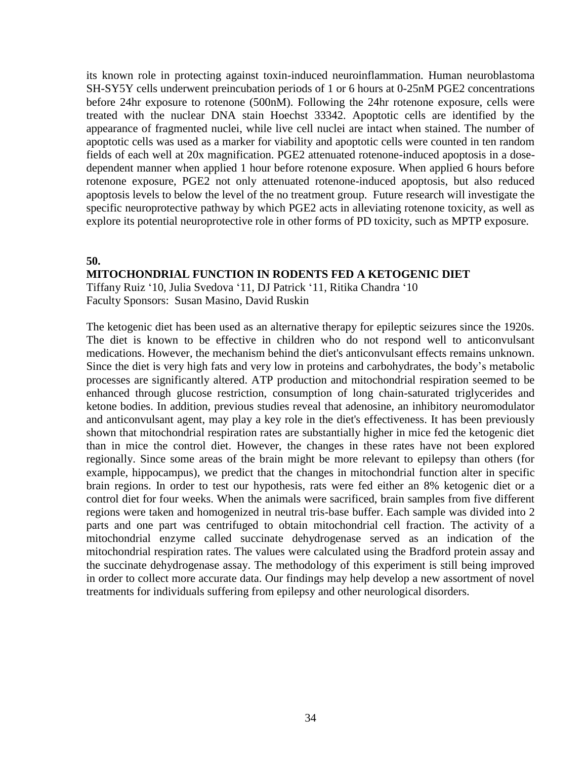its known role in protecting against toxin-induced neuroinflammation. Human neuroblastoma SH-SY5Y cells underwent preincubation periods of 1 or 6 hours at 0-25nM PGE2 concentrations before 24hr exposure to rotenone (500nM). Following the 24hr rotenone exposure, cells were treated with the nuclear DNA stain Hoechst 33342. Apoptotic cells are identified by the appearance of fragmented nuclei, while live cell nuclei are intact when stained. The number of apoptotic cells was used as a marker for viability and apoptotic cells were counted in ten random fields of each well at 20x magnification. PGE2 attenuated rotenone-induced apoptosis in a dose-dependent manner when applied 1 hour before rotenone exposure. When applied 6 hours before rotenone exposure, PGE2 not only attenuated rotenone-induced apoptosis, but also reduced apoptosis levels to below the level of the no treatment group. Future research will investigate the specific neuroprotective pathway by which PGE2 acts in alleviating rotenone toxicity, as well as explore its potential neuroprotective role in other forms of PD toxicity, such as MPTP exposure.

**50.**

**MITOCHONDRIAL FUNCTION IN RODENTS FED A KETOGENIC DIET**

Tiffany Ruiz '10, Julia Svedova '11, DJ Patrick '11, Ritika Chandra '10
Faculty Sponsors: Susan Masino, David Ruskin

The ketogenic diet has been used as an alternative therapy for epileptic seizures since the 1920s. The diet is known to be effective in children who do not respond well to anticonvulsant medications. However, the mechanism behind the diet's anticonvulsant effects remains unknown. Since the diet is very high fats and very low in proteins and carbohydrates, the body's metabolic processes are significantly altered. ATP production and mitochondrial respiration seemed to be enhanced through glucose restriction, consumption of long chain-saturated triglycerides and ketone bodies. In addition, previous studies reveal that adenosine, an inhibitory neuromodulator and anticonvulsant agent, may play a key role in the diet's effectiveness. It has been previously shown that mitochondrial respiration rates are substantially higher in mice fed the ketogenic diet than in mice the control diet. However, the changes in these rates have not been explored regionally. Since some areas of the brain might be more relevant to epilepsy than others (for example, hippocampus), we predict that the changes in mitochondrial function alter in specific brain regions. In order to test our hypothesis, rats were fed either an 8% ketogenic diet or a control diet for four weeks. When the animals were sacrificed, brain samples from five different regions were taken and homogenized in neutral tris-base buffer. Each sample was divided into 2 parts and one part was centrifuged to obtain mitochondrial cell fraction. The activity of a mitochondrial enzyme called succinate dehydrogenase served as an indication of the mitochondrial respiration rates. The values were calculated using the Bradford protein assay and the succinate dehydrogenase assay. The methodology of this experiment is still being improved in order to collect more accurate data. Our findings may help develop a new assortment of novel treatments for individuals suffering from epilepsy and other neurological disorders.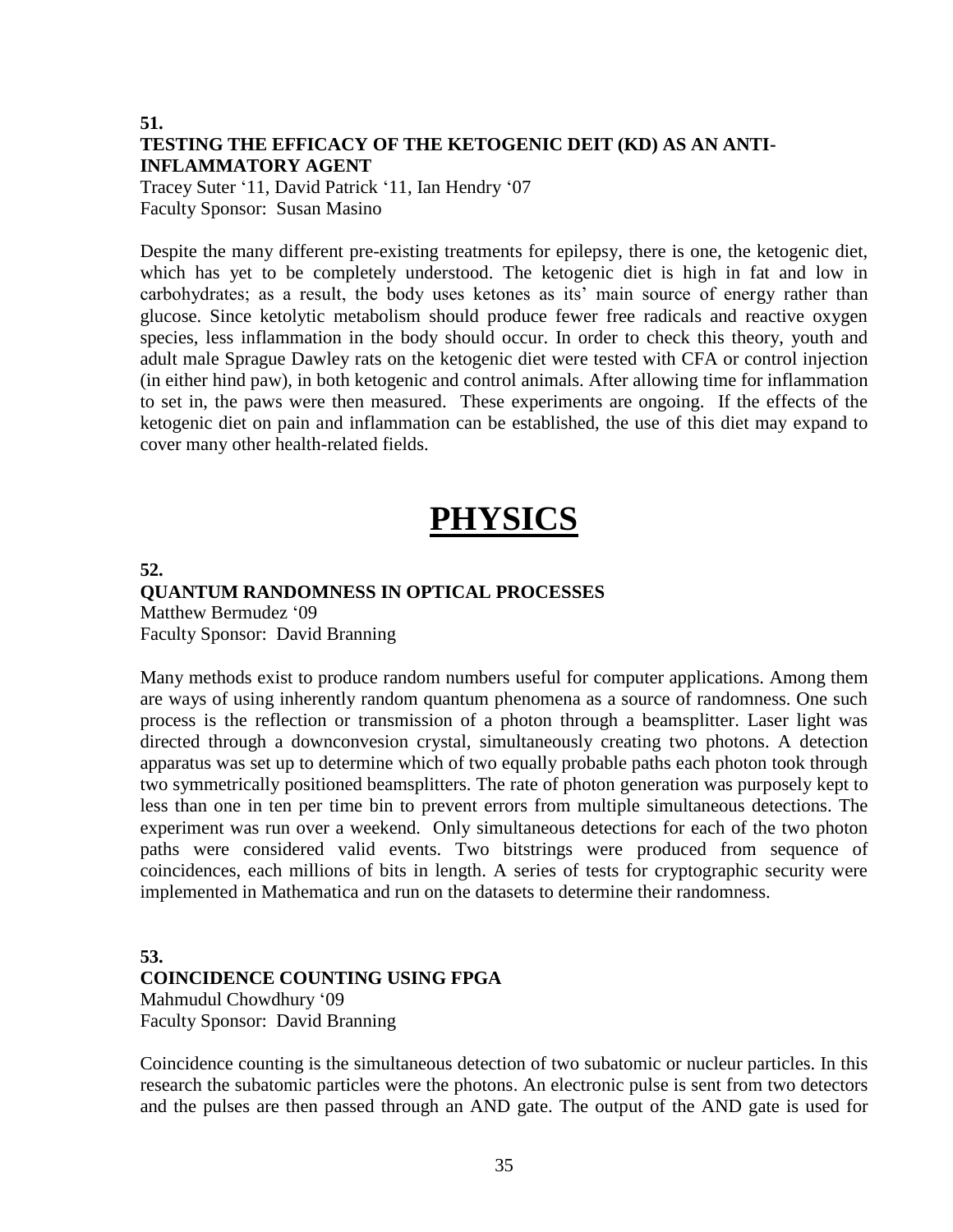**51.**
**TESTING THE EFFICACY OF THE KETOGENIC DEIT (KD) AS AN ANTI-INFLAMMATORY AGENT**
Tracey Suter '11, David Patrick '11, Ian Hendry '07
Faculty Sponsor: Susan Masino

Despite the many different pre-existing treatments for epilepsy, there is one, the ketogenic diet, which has yet to be completely understood. The ketogenic diet is high in fat and low in carbohydrates; as a result, the body uses ketones as its' main source of energy rather than glucose. Since ketolytic metabolism should produce fewer free radicals and reactive oxygen species, less inflammation in the body should occur. In order to check this theory, youth and adult male Sprague Dawley rats on the ketogenic diet were tested with CFA or control injection (in either hind paw), in both ketogenic and control animals. After allowing time for inflammation to set in, the paws were then measured. These experiments are ongoing. If the effects of the ketogenic diet on pain and inflammation can be established, the use of this diet may expand to cover many other health-related fields.

# PHYSICS

**52.**
**QUANTUM RANDOMNESS IN OPTICAL PROCESSES**
Matthew Bermudez '09
Faculty Sponsor: David Branning

Many methods exist to produce random numbers useful for computer applications. Among them are ways of using inherently random quantum phenomena as a source of randomness. One such process is the reflection or transmission of a photon through a beamsplitter. Laser light was directed through a downconvesion crystal, simultaneously creating two photons. A detection apparatus was set up to determine which of two equally probable paths each photon took through two symmetrically positioned beamsplitters. The rate of photon generation was purposely kept to less than one in ten per time bin to prevent errors from multiple simultaneous detections. The experiment was run over a weekend. Only simultaneous detections for each of the two photon paths were considered valid events. Two bitstrings were produced from sequence of coincidences, each millions of bits in length. A series of tests for cryptographic security were implemented in Mathematica and run on the datasets to determine their randomness.

**53.**
**COINCIDENCE COUNTING USING FPGA**
Mahmudul Chowdhury '09
Faculty Sponsor: David Branning

Coincidence counting is the simultaneous detection of two subatomic or nucleur particles. In this research the subatomic particles were the photons. An electronic pulse is sent from two detectors and the pulses are then passed through an AND gate. The output of the AND gate is used for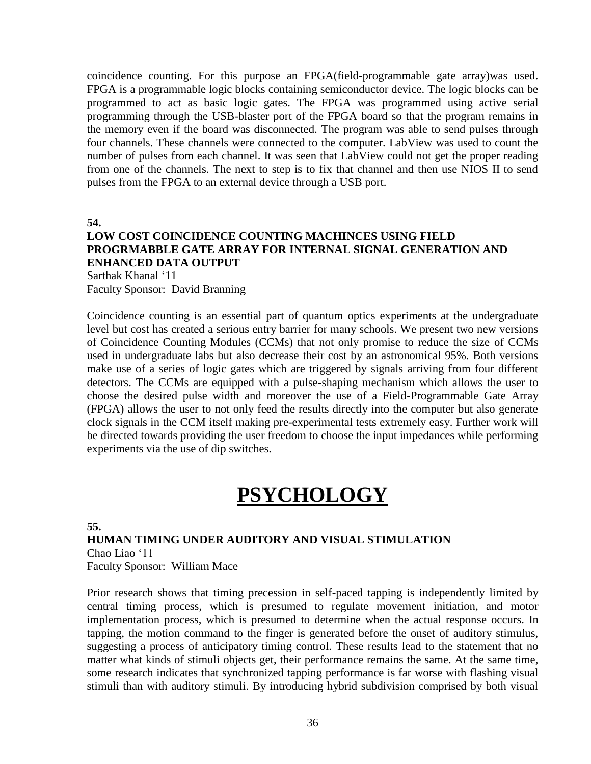coincidence counting. For this purpose an FPGA(field-programmable gate array)was used. FPGA is a programmable logic blocks containing semiconductor device. The logic blocks can be programmed to act as basic logic gates. The FPGA was programmed using active serial programming through the USB-blaster port of the FPGA board so that the program remains in the memory even if the board was disconnected. The program was able to send pulses through four channels. These channels were connected to the computer. LabView was used to count the number of pulses from each channel. It was seen that LabView could not get the proper reading from one of the channels. The next to step is to fix that channel and then use NIOS II to send pulses from the FPGA to an external device through a USB port.

**54.**

**LOW COST COINCIDENCE COUNTING MACHINCES USING FIELD PROGRMABBLE GATE ARRAY FOR INTERNAL SIGNAL GENERATION AND ENHANCED DATA OUTPUT**

Sarthak Khanal '11
Faculty Sponsor: David Branning

Coincidence counting is an essential part of quantum optics experiments at the undergraduate level but cost has created a serious entry barrier for many schools. We present two new versions of Coincidence Counting Modules (CCMs) that not only promise to reduce the size of CCMs used in undergraduate labs but also decrease their cost by an astronomical 95%. Both versions make use of a series of logic gates which are triggered by signals arriving from four different detectors. The CCMs are equipped with a pulse-shaping mechanism which allows the user to choose the desired pulse width and moreover the use of a Field-Programmable Gate Array (FPGA) allows the user to not only feed the results directly into the computer but also generate clock signals in the CCM itself making pre-experimental tests extremely easy. Further work will be directed towards providing the user freedom to choose the input impedances while performing experiments via the use of dip switches.

# PSYCHOLOGY

**55.**

**HUMAN TIMING UNDER AUDITORY AND VISUAL STIMULATION**

Chao Liao '11
Faculty Sponsor: William Mace

Prior research shows that timing precession in self-paced tapping is independently limited by central timing process, which is presumed to regulate movement initiation, and motor implementation process, which is presumed to determine when the actual response occurs. In tapping, the motion command to the finger is generated before the onset of auditory stimulus, suggesting a process of anticipatory timing control. These results lead to the statement that no matter what kinds of stimuli objects get, their performance remains the same. At the same time, some research indicates that synchronized tapping performance is far worse with flashing visual stimuli than with auditory stimuli. By introducing hybrid subdivision comprised by both visual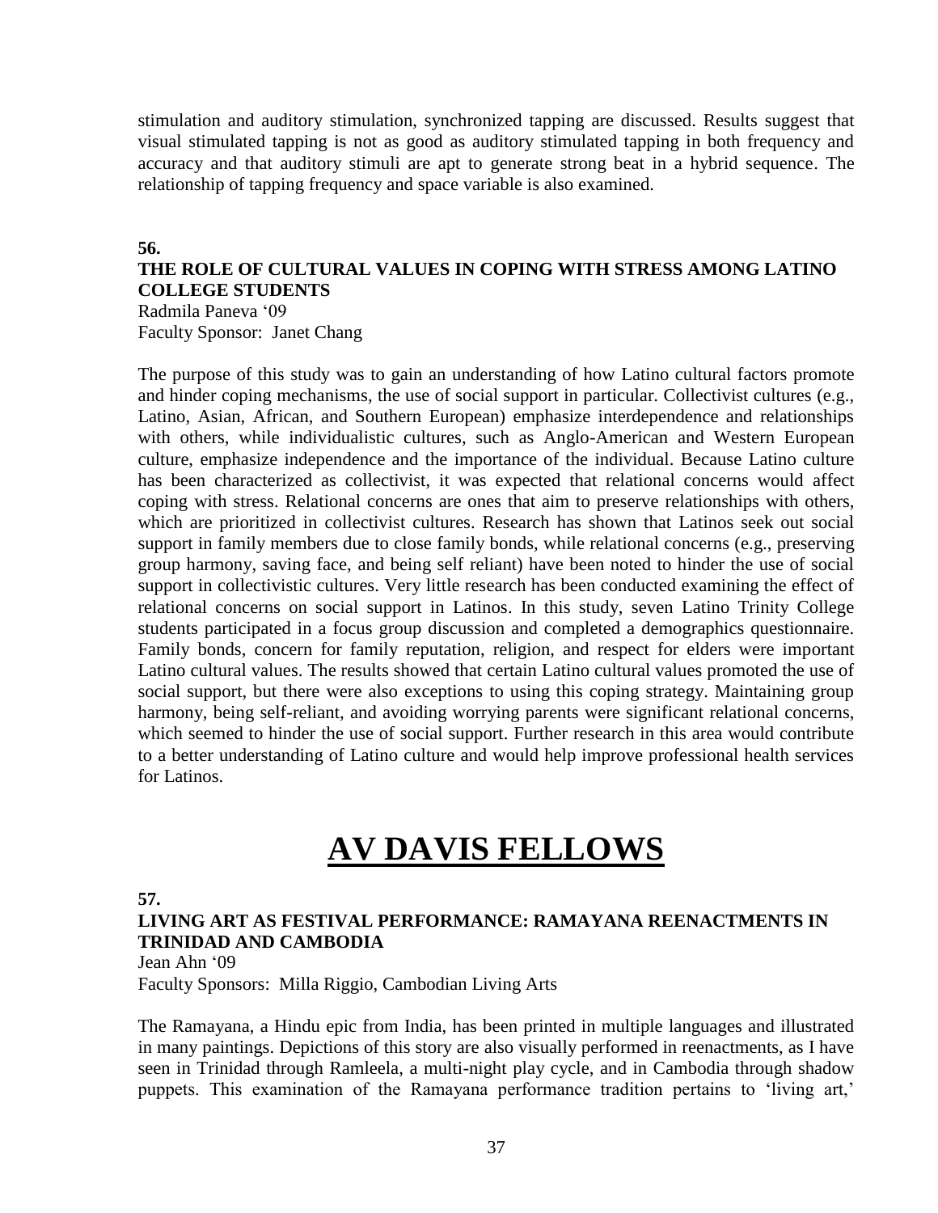stimulation and auditory stimulation, synchronized tapping are discussed. Results suggest that visual stimulated tapping is not as good as auditory stimulated tapping in both frequency and accuracy and that auditory stimuli are apt to generate strong beat in a hybrid sequence. The relationship of tapping frequency and space variable is also examined.

**56.**

**THE ROLE OF CULTURAL VALUES IN COPING WITH STRESS AMONG LATINO COLLEGE STUDENTS**

Radmila Paneva '09
Faculty Sponsor: Janet Chang

The purpose of this study was to gain an understanding of how Latino cultural factors promote and hinder coping mechanisms, the use of social support in particular. Collectivist cultures (e.g., Latino, Asian, African, and Southern European) emphasize interdependence and relationships with others, while individualistic cultures, such as Anglo-American and Western European culture, emphasize independence and the importance of the individual. Because Latino culture has been characterized as collectivist, it was expected that relational concerns would affect coping with stress. Relational concerns are ones that aim to preserve relationships with others, which are prioritized in collectivist cultures. Research has shown that Latinos seek out social support in family members due to close family bonds, while relational concerns (e.g., preserving group harmony, saving face, and being self reliant) have been noted to hinder the use of social support in collectivistic cultures. Very little research has been conducted examining the effect of relational concerns on social support in Latinos. In this study, seven Latino Trinity College students participated in a focus group discussion and completed a demographics questionnaire. Family bonds, concern for family reputation, religion, and respect for elders were important Latino cultural values. The results showed that certain Latino cultural values promoted the use of social support, but there were also exceptions to using this coping strategy. Maintaining group harmony, being self-reliant, and avoiding worrying parents were significant relational concerns, which seemed to hinder the use of social support. Further research in this area would contribute to a better understanding of Latino culture and would help improve professional health services for Latinos.

# AV DAVIS FELLOWS

**57.**

**LIVING ART AS FESTIVAL PERFORMANCE: RAMAYANA REENACTMENTS IN TRINIDAD AND CAMBODIA**

Jean Ahn '09
Faculty Sponsors: Milla Riggio, Cambodian Living Arts

The Ramayana, a Hindu epic from India, has been printed in multiple languages and illustrated in many paintings. Depictions of this story are also visually performed in reenactments, as I have seen in Trinidad through Ramleela, a multi-night play cycle, and in Cambodia through shadow puppets. This examination of the Ramayana performance tradition pertains to 'living art,'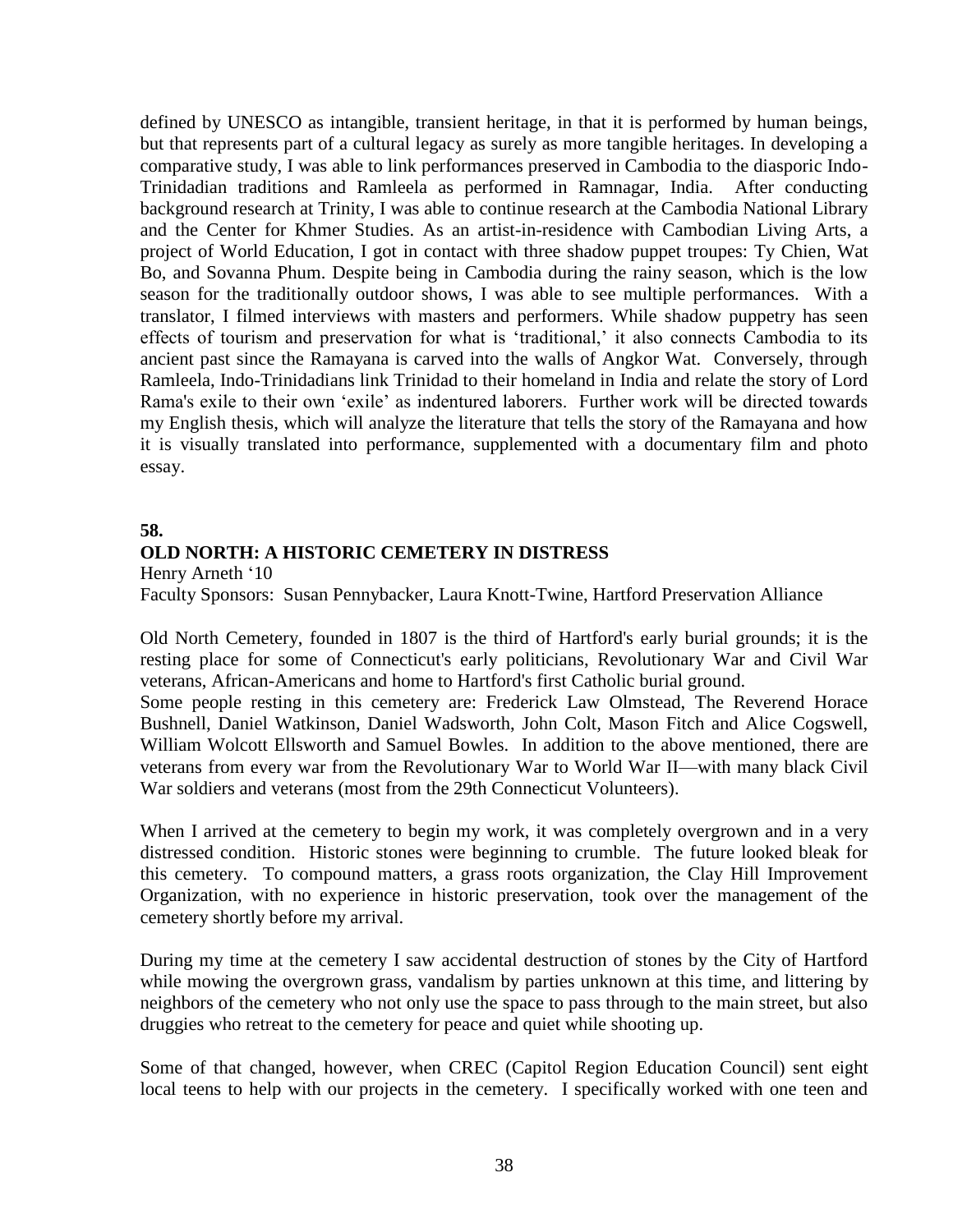defined by UNESCO as intangible, transient heritage, in that it is performed by human beings, but that represents part of a cultural legacy as surely as more tangible heritages. In developing a comparative study, I was able to link performances preserved in Cambodia to the diasporic Indo-Trinidadian traditions and Ramleela as performed in Ramnagar, India. After conducting background research at Trinity, I was able to continue research at the Cambodia National Library and the Center for Khmer Studies. As an artist-in-residence with Cambodian Living Arts, a project of World Education, I got in contact with three shadow puppet troupes: Ty Chien, Wat Bo, and Sovanna Phum. Despite being in Cambodia during the rainy season, which is the low season for the traditionally outdoor shows, I was able to see multiple performances. With a translator, I filmed interviews with masters and performers. While shadow puppetry has seen effects of tourism and preservation for what is 'traditional,' it also connects Cambodia to its ancient past since the Ramayana is carved into the walls of Angkor Wat. Conversely, through Ramleela, Indo-Trinidadians link Trinidad to their homeland in India and relate the story of Lord Rama's exile to their own 'exile' as indentured laborers. Further work will be directed towards my English thesis, which will analyze the literature that tells the story of the Ramayana and how it is visually translated into performance, supplemented with a documentary film and photo essay.

**58.**

**OLD NORTH: A HISTORIC CEMETERY IN DISTRESS**

Henry Arneth '10

Faculty Sponsors: Susan Pennybacker, Laura Knott-Twine, Hartford Preservation Alliance

Old North Cemetery, founded in 1807 is the third of Hartford's early burial grounds; it is the resting place for some of Connecticut's early politicians, Revolutionary War and Civil War veterans, African-Americans and home to Hartford's first Catholic burial ground.
Some people resting in this cemetery are: Frederick Law Olmstead, The Reverend Horace Bushnell, Daniel Watkinson, Daniel Wadsworth, John Colt, Mason Fitch and Alice Cogswell, William Wolcott Ellsworth and Samuel Bowles. In addition to the above mentioned, there are veterans from every war from the Revolutionary War to World War II—with many black Civil War soldiers and veterans (most from the 29th Connecticut Volunteers).

When I arrived at the cemetery to begin my work, it was completely overgrown and in a very distressed condition. Historic stones were beginning to crumble. The future looked bleak for this cemetery. To compound matters, a grass roots organization, the Clay Hill Improvement Organization, with no experience in historic preservation, took over the management of the cemetery shortly before my arrival.

During my time at the cemetery I saw accidental destruction of stones by the City of Hartford while mowing the overgrown grass, vandalism by parties unknown at this time, and littering by neighbors of the cemetery who not only use the space to pass through to the main street, but also druggies who retreat to the cemetery for peace and quiet while shooting up.

Some of that changed, however, when CREC (Capitol Region Education Council) sent eight local teens to help with our projects in the cemetery. I specifically worked with one teen and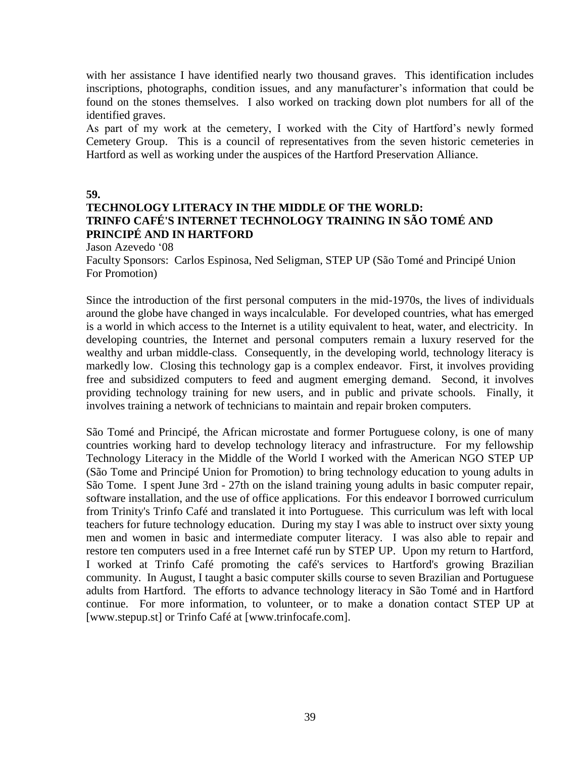with her assistance I have identified nearly two thousand graves. This identification includes inscriptions, photographs, condition issues, and any manufacturer's information that could be found on the stones themselves. I also worked on tracking down plot numbers for all of the identified graves.

As part of my work at the cemetery, I worked with the City of Hartford's newly formed Cemetery Group. This is a council of representatives from the seven historic cemeteries in Hartford as well as working under the auspices of the Hartford Preservation Alliance.

**59.**

**TECHNOLOGY LITERACY IN THE MIDDLE OF THE WORLD: TRINFO CAFÉ'S INTERNET TECHNOLOGY TRAINING IN SÃO TOMÉ AND PRINCIPÉ AND IN HARTFORD**

Jason Azevedo '08

Faculty Sponsors: Carlos Espinosa, Ned Seligman, STEP UP (São Tomé and Principé Union For Promotion)

Since the introduction of the first personal computers in the mid-1970s, the lives of individuals around the globe have changed in ways incalculable. For developed countries, what has emerged is a world in which access to the Internet is a utility equivalent to heat, water, and electricity. In developing countries, the Internet and personal computers remain a luxury reserved for the wealthy and urban middle-class. Consequently, in the developing world, technology literacy is markedly low. Closing this technology gap is a complex endeavor. First, it involves providing free and subsidized computers to feed and augment emerging demand. Second, it involves providing technology training for new users, and in public and private schools. Finally, it involves training a network of technicians to maintain and repair broken computers.

São Tomé and Principé, the African microstate and former Portuguese colony, is one of many countries working hard to develop technology literacy and infrastructure. For my fellowship Technology Literacy in the Middle of the World I worked with the American NGO STEP UP (São Tome and Principé Union for Promotion) to bring technology education to young adults in São Tome. I spent June 3rd - 27th on the island training young adults in basic computer repair, software installation, and the use of office applications. For this endeavor I borrowed curriculum from Trinity's Trinfo Café and translated it into Portuguese. This curriculum was left with local teachers for future technology education. During my stay I was able to instruct over sixty young men and women in basic and intermediate computer literacy. I was also able to repair and restore ten computers used in a free Internet café run by STEP UP. Upon my return to Hartford, I worked at Trinfo Café promoting the café's services to Hartford's growing Brazilian community. In August, I taught a basic computer skills course to seven Brazilian and Portuguese adults from Hartford. The efforts to advance technology literacy in São Tomé and in Hartford continue. For more information, to volunteer, or to make a donation contact STEP UP at [www.stepup.st] or Trinfo Café at [www.trinfocafe.com].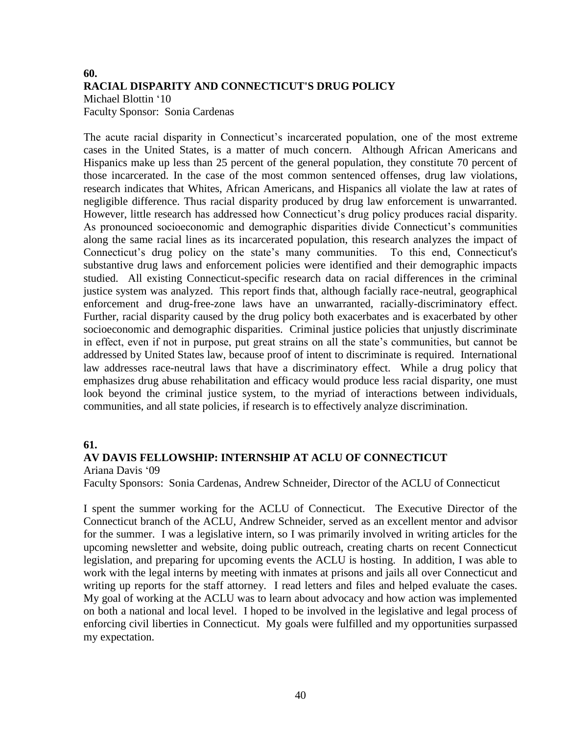**60.**
## RACIAL DISPARITY AND CONNECTICUT'S DRUG POLICY

Michael Blottin '10
Faculty Sponsor: Sonia Cardenas

The acute racial disparity in Connecticut's incarcerated population, one of the most extreme cases in the United States, is a matter of much concern. Although African Americans and Hispanics make up less than 25 percent of the general population, they constitute 70 percent of those incarcerated. In the case of the most common sentenced offenses, drug law violations, research indicates that Whites, African Americans, and Hispanics all violate the law at rates of negligible difference. Thus racial disparity produced by drug law enforcement is unwarranted. However, little research has addressed how Connecticut's drug policy produces racial disparity. As pronounced socioeconomic and demographic disparities divide Connecticut's communities along the same racial lines as its incarcerated population, this research analyzes the impact of Connecticut's drug policy on the state's many communities. To this end, Connecticut's substantive drug laws and enforcement policies were identified and their demographic impacts studied. All existing Connecticut-specific research data on racial differences in the criminal justice system was analyzed. This report finds that, although facially race-neutral, geographical enforcement and drug-free-zone laws have an unwarranted, racially-discriminatory effect. Further, racial disparity caused by the drug policy both exacerbates and is exacerbated by other socioeconomic and demographic disparities. Criminal justice policies that unjustly discriminate in effect, even if not in purpose, put great strains on all the state's communities, but cannot be addressed by United States law, because proof of intent to discriminate is required. International law addresses race-neutral laws that have a discriminatory effect. While a drug policy that emphasizes drug abuse rehabilitation and efficacy would produce less racial disparity, one must look beyond the criminal justice system, to the myriad of interactions between individuals, communities, and all state policies, if research is to effectively analyze discrimination.

**61.**
## AV DAVIS FELLOWSHIP: INTERNSHIP AT ACLU OF CONNECTICUT

Ariana Davis '09
Faculty Sponsors: Sonia Cardenas, Andrew Schneider, Director of the ACLU of Connecticut

I spent the summer working for the ACLU of Connecticut. The Executive Director of the Connecticut branch of the ACLU, Andrew Schneider, served as an excellent mentor and advisor for the summer. I was a legislative intern, so I was primarily involved in writing articles for the upcoming newsletter and website, doing public outreach, creating charts on recent Connecticut legislation, and preparing for upcoming events the ACLU is hosting. In addition, I was able to work with the legal interns by meeting with inmates at prisons and jails all over Connecticut and writing up reports for the staff attorney. I read letters and files and helped evaluate the cases. My goal of working at the ACLU was to learn about advocacy and how action was implemented on both a national and local level. I hoped to be involved in the legislative and legal process of enforcing civil liberties in Connecticut. My goals were fulfilled and my opportunities surpassed my expectation.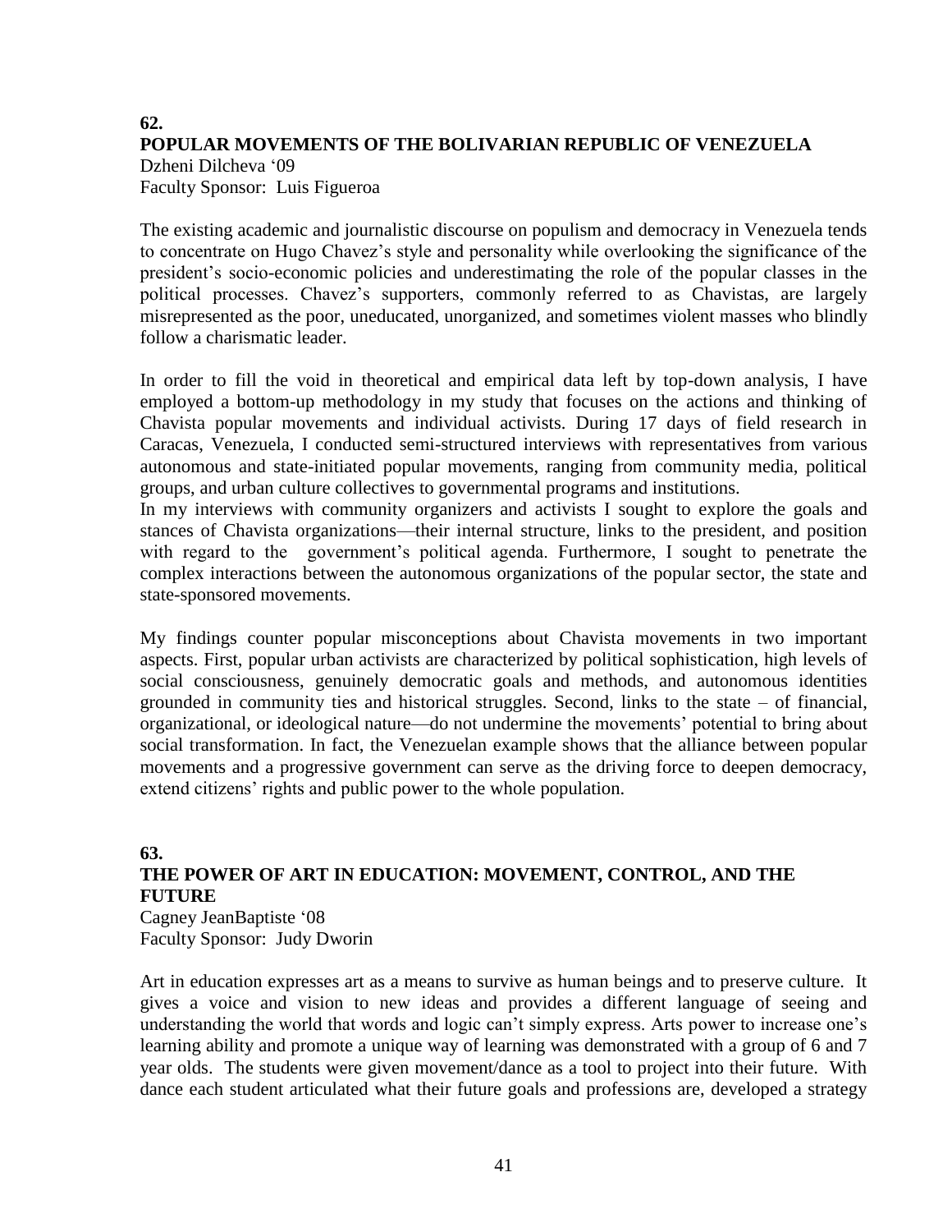**62.**
**POPULAR MOVEMENTS OF THE BOLIVARIAN REPUBLIC OF VENEZUELA**
Dzheni Dilcheva '09
Faculty Sponsor: Luis Figueroa

The existing academic and journalistic discourse on populism and democracy in Venezuela tends to concentrate on Hugo Chavez's style and personality while overlooking the significance of the president's socio-economic policies and underestimating the role of the popular classes in the political processes. Chavez's supporters, commonly referred to as Chavistas, are largely misrepresented as the poor, uneducated, unorganized, and sometimes violent masses who blindly follow a charismatic leader.

In order to fill the void in theoretical and empirical data left by top-down analysis, I have employed a bottom-up methodology in my study that focuses on the actions and thinking of Chavista popular movements and individual activists. During 17 days of field research in Caracas, Venezuela, I conducted semi-structured interviews with representatives from various autonomous and state-initiated popular movements, ranging from community media, political groups, and urban culture collectives to governmental programs and institutions.
In my interviews with community organizers and activists I sought to explore the goals and stances of Chavista organizations—their internal structure, links to the president, and position with regard to the government's political agenda. Furthermore, I sought to penetrate the complex interactions between the autonomous organizations of the popular sector, the state and state-sponsored movements.

My findings counter popular misconceptions about Chavista movements in two important aspects. First, popular urban activists are characterized by political sophistication, high levels of social consciousness, genuinely democratic goals and methods, and autonomous identities grounded in community ties and historical struggles. Second, links to the state – of financial, organizational, or ideological nature—do not undermine the movements' potential to bring about social transformation. In fact, the Venezuelan example shows that the alliance between popular movements and a progressive government can serve as the driving force to deepen democracy, extend citizens' rights and public power to the whole population.

**63.**
**THE POWER OF ART IN EDUCATION: MOVEMENT, CONTROL, AND THE FUTURE**
Cagney JeanBaptiste '08
Faculty Sponsor: Judy Dworin

Art in education expresses art as a means to survive as human beings and to preserve culture. It gives a voice and vision to new ideas and provides a different language of seeing and understanding the world that words and logic can't simply express. Arts power to increase one's learning ability and promote a unique way of learning was demonstrated with a group of 6 and 7 year olds. The students were given movement/dance as a tool to project into their future. With dance each student articulated what their future goals and professions are, developed a strategy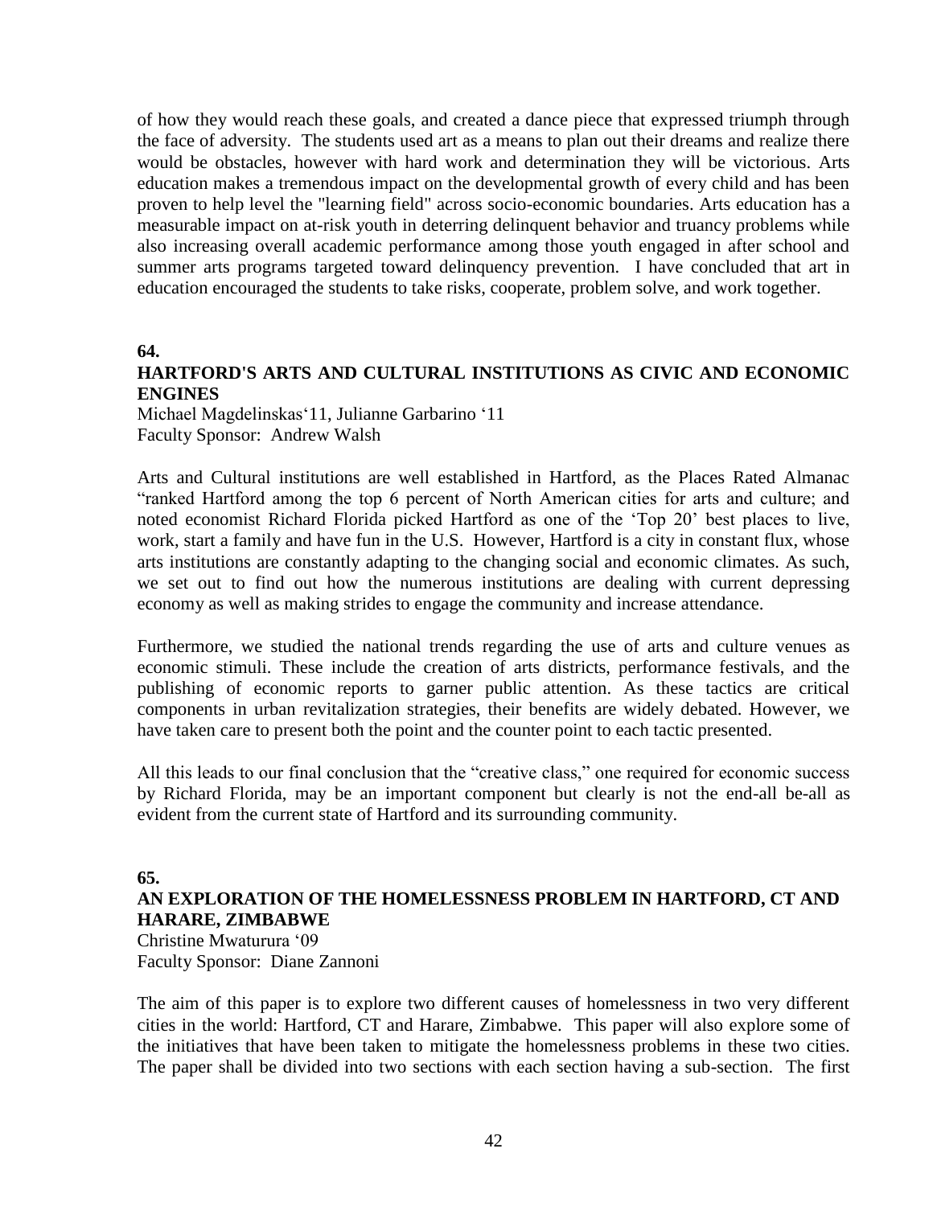of how they would reach these goals, and created a dance piece that expressed triumph through the face of adversity. The students used art as a means to plan out their dreams and realize there would be obstacles, however with hard work and determination they will be victorious. Arts education makes a tremendous impact on the developmental growth of every child and has been proven to help level the "learning field" across socio-economic boundaries. Arts education has a measurable impact on at-risk youth in deterring delinquent behavior and truancy problems while also increasing overall academic performance among those youth engaged in after school and summer arts programs targeted toward delinquency prevention. I have concluded that art in education encouraged the students to take risks, cooperate, problem solve, and work together.

**64.**

**HARTFORD'S ARTS AND CULTURAL INSTITUTIONS AS CIVIC AND ECONOMIC ENGINES**

Michael Magdelinskas'11, Julianne Garbarino '11
Faculty Sponsor: Andrew Walsh

Arts and Cultural institutions are well established in Hartford, as the Places Rated Almanac "ranked Hartford among the top 6 percent of North American cities for arts and culture; and noted economist Richard Florida picked Hartford as one of the 'Top 20' best places to live, work, start a family and have fun in the U.S. However, Hartford is a city in constant flux, whose arts institutions are constantly adapting to the changing social and economic climates. As such, we set out to find out how the numerous institutions are dealing with current depressing economy as well as making strides to engage the community and increase attendance.

Furthermore, we studied the national trends regarding the use of arts and culture venues as economic stimuli. These include the creation of arts districts, performance festivals, and the publishing of economic reports to garner public attention. As these tactics are critical components in urban revitalization strategies, their benefits are widely debated. However, we have taken care to present both the point and the counter point to each tactic presented.

All this leads to our final conclusion that the "creative class," one required for economic success by Richard Florida, may be an important component but clearly is not the end-all be-all as evident from the current state of Hartford and its surrounding community.

**65.**

**AN EXPLORATION OF THE HOMELESSNESS PROBLEM IN HARTFORD, CT AND HARARE, ZIMBABWE**

Christine Mwaturura '09
Faculty Sponsor: Diane Zannoni

The aim of this paper is to explore two different causes of homelessness in two very different cities in the world: Hartford, CT and Harare, Zimbabwe. This paper will also explore some of the initiatives that have been taken to mitigate the homelessness problems in these two cities. The paper shall be divided into two sections with each section having a sub-section. The first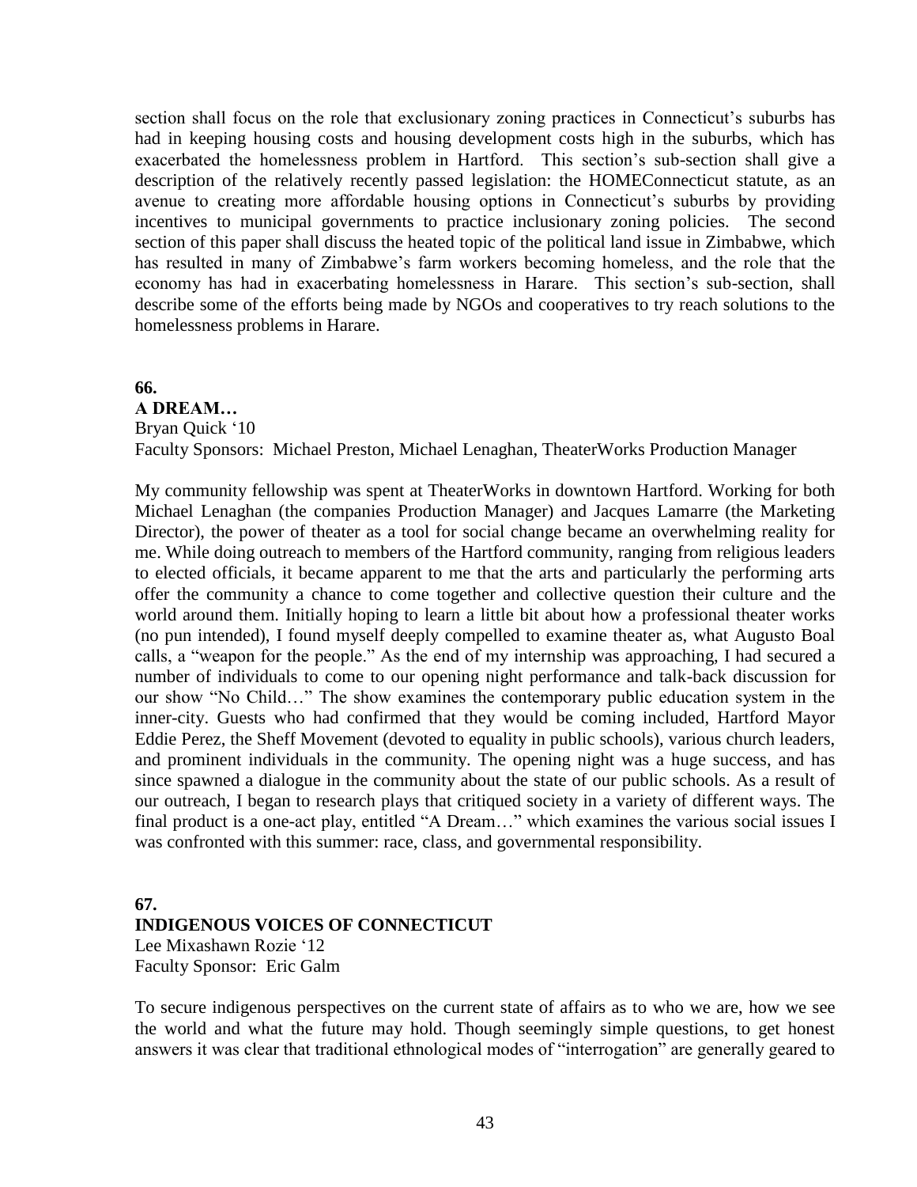section shall focus on the role that exclusionary zoning practices in Connecticut's suburbs has had in keeping housing costs and housing development costs high in the suburbs, which has exacerbated the homelessness problem in Hartford. This section's sub-section shall give a description of the relatively recently passed legislation: the HOMEConnecticut statute, as an avenue to creating more affordable housing options in Connecticut's suburbs by providing incentives to municipal governments to practice inclusionary zoning policies. The second section of this paper shall discuss the heated topic of the political land issue in Zimbabwe, which has resulted in many of Zimbabwe's farm workers becoming homeless, and the role that the economy has had in exacerbating homelessness in Harare. This section's sub-section, shall describe some of the efforts being made by NGOs and cooperatives to try reach solutions to the homelessness problems in Harare.

**66.**
**A DREAM…**
Bryan Quick '10
Faculty Sponsors: Michael Preston, Michael Lenaghan, TheaterWorks Production Manager

My community fellowship was spent at TheaterWorks in downtown Hartford. Working for both Michael Lenaghan (the companies Production Manager) and Jacques Lamarre (the Marketing Director), the power of theater as a tool for social change became an overwhelming reality for me. While doing outreach to members of the Hartford community, ranging from religious leaders to elected officials, it became apparent to me that the arts and particularly the performing arts offer the community a chance to come together and collective question their culture and the world around them. Initially hoping to learn a little bit about how a professional theater works (no pun intended), I found myself deeply compelled to examine theater as, what Augusto Boal calls, a "weapon for the people." As the end of my internship was approaching, I had secured a number of individuals to come to our opening night performance and talk-back discussion for our show "No Child…" The show examines the contemporary public education system in the inner-city. Guests who had confirmed that they would be coming included, Hartford Mayor Eddie Perez, the Sheff Movement (devoted to equality in public schools), various church leaders, and prominent individuals in the community. The opening night was a huge success, and has since spawned a dialogue in the community about the state of our public schools. As a result of our outreach, I began to research plays that critiqued society in a variety of different ways. The final product is a one-act play, entitled "A Dream…" which examines the various social issues I was confronted with this summer: race, class, and governmental responsibility.

**67.**
**INDIGENOUS VOICES OF CONNECTICUT**
Lee Mixashawn Rozie '12
Faculty Sponsor: Eric Galm

To secure indigenous perspectives on the current state of affairs as to who we are, how we see the world and what the future may hold. Though seemingly simple questions, to get honest answers it was clear that traditional ethnological modes of "interrogation" are generally geared to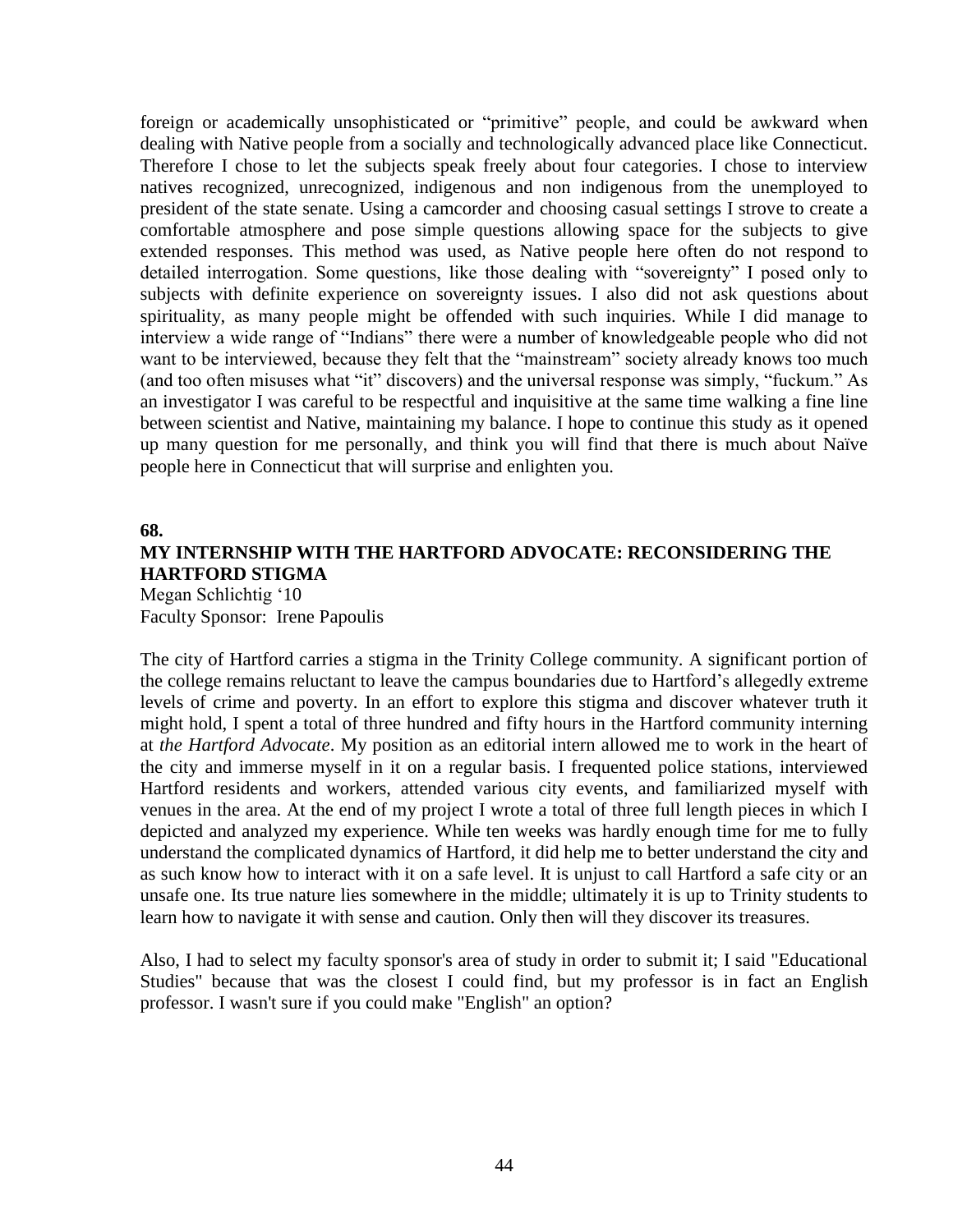foreign or academically unsophisticated or "primitive" people, and could be awkward when dealing with Native people from a socially and technologically advanced place like Connecticut. Therefore I chose to let the subjects speak freely about four categories. I chose to interview natives recognized, unrecognized, indigenous and non indigenous from the unemployed to president of the state senate. Using a camcorder and choosing casual settings I strove to create a comfortable atmosphere and pose simple questions allowing space for the subjects to give extended responses. This method was used, as Native people here often do not respond to detailed interrogation. Some questions, like those dealing with "sovereignty" I posed only to subjects with definite experience on sovereignty issues. I also did not ask questions about spirituality, as many people might be offended with such inquiries. While I did manage to interview a wide range of "Indians" there were a number of knowledgeable people who did not want to be interviewed, because they felt that the "mainstream" society already knows too much (and too often misuses what "it" discovers) and the universal response was simply, "fuckum." As an investigator I was careful to be respectful and inquisitive at the same time walking a fine line between scientist and Native, maintaining my balance. I hope to continue this study as it opened up many question for me personally, and think you will find that there is much about Naïve people here in Connecticut that will surprise and enlighten you.

**68.**

**MY INTERNSHIP WITH THE HARTFORD ADVOCATE: RECONSIDERING THE HARTFORD STIGMA**

Megan Schlichtig '10
Faculty Sponsor: Irene Papoulis

The city of Hartford carries a stigma in the Trinity College community. A significant portion of the college remains reluctant to leave the campus boundaries due to Hartford's allegedly extreme levels of crime and poverty. In an effort to explore this stigma and discover whatever truth it might hold, I spent a total of three hundred and fifty hours in the Hartford community interning at *the Hartford Advocate*. My position as an editorial intern allowed me to work in the heart of the city and immerse myself in it on a regular basis. I frequented police stations, interviewed Hartford residents and workers, attended various city events, and familiarized myself with venues in the area. At the end of my project I wrote a total of three full length pieces in which I depicted and analyzed my experience. While ten weeks was hardly enough time for me to fully understand the complicated dynamics of Hartford, it did help me to better understand the city and as such know how to interact with it on a safe level. It is unjust to call Hartford a safe city or an unsafe one. Its true nature lies somewhere in the middle; ultimately it is up to Trinity students to learn how to navigate it with sense and caution. Only then will they discover its treasures.

Also, I had to select my faculty sponsor's area of study in order to submit it; I said "Educational Studies" because that was the closest I could find, but my professor is in fact an English professor. I wasn't sure if you could make "English" an option?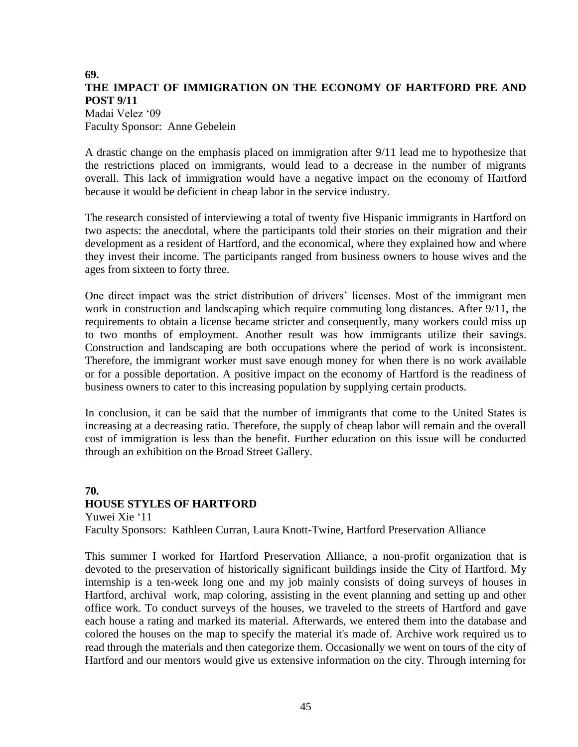**69.**

## THE IMPACT OF IMMIGRATION ON THE ECONOMY OF HARTFORD PRE AND POST 9/11

Madai Velez '09
Faculty Sponsor: Anne Gebelein

A drastic change on the emphasis placed on immigration after 9/11 lead me to hypothesize that the restrictions placed on immigrants, would lead to a decrease in the number of migrants overall. This lack of immigration would have a negative impact on the economy of Hartford because it would be deficient in cheap labor in the service industry.

The research consisted of interviewing a total of twenty five Hispanic immigrants in Hartford on two aspects: the anecdotal, where the participants told their stories on their migration and their development as a resident of Hartford, and the economical, where they explained how and where they invest their income. The participants ranged from business owners to house wives and the ages from sixteen to forty three.

One direct impact was the strict distribution of drivers' licenses. Most of the immigrant men work in construction and landscaping which require commuting long distances. After 9/11, the requirements to obtain a license became stricter and consequently, many workers could miss up to two months of employment. Another result was how immigrants utilize their savings. Construction and landscaping are both occupations where the period of work is inconsistent. Therefore, the immigrant worker must save enough money for when there is no work available or for a possible deportation. A positive impact on the economy of Hartford is the readiness of business owners to cater to this increasing population by supplying certain products.

In conclusion, it can be said that the number of immigrants that come to the United States is increasing at a decreasing ratio. Therefore, the supply of cheap labor will remain and the overall cost of immigration is less than the benefit. Further education on this issue will be conducted through an exhibition on the Broad Street Gallery.

**70.**

## HOUSE STYLES OF HARTFORD

Yuwei Xie '11
Faculty Sponsors: Kathleen Curran, Laura Knott-Twine, Hartford Preservation Alliance

This summer I worked for Hartford Preservation Alliance, a non-profit organization that is devoted to the preservation of historically significant buildings inside the City of Hartford. My internship is a ten-week long one and my job mainly consists of doing surveys of houses in Hartford, archival work, map coloring, assisting in the event planning and setting up and other office work. To conduct surveys of the houses, we traveled to the streets of Hartford and gave each house a rating and marked its material. Afterwards, we entered them into the database and colored the houses on the map to specify the material it's made of. Archive work required us to read through the materials and then categorize them. Occasionally we went on tours of the city of Hartford and our mentors would give us extensive information on the city. Through interning for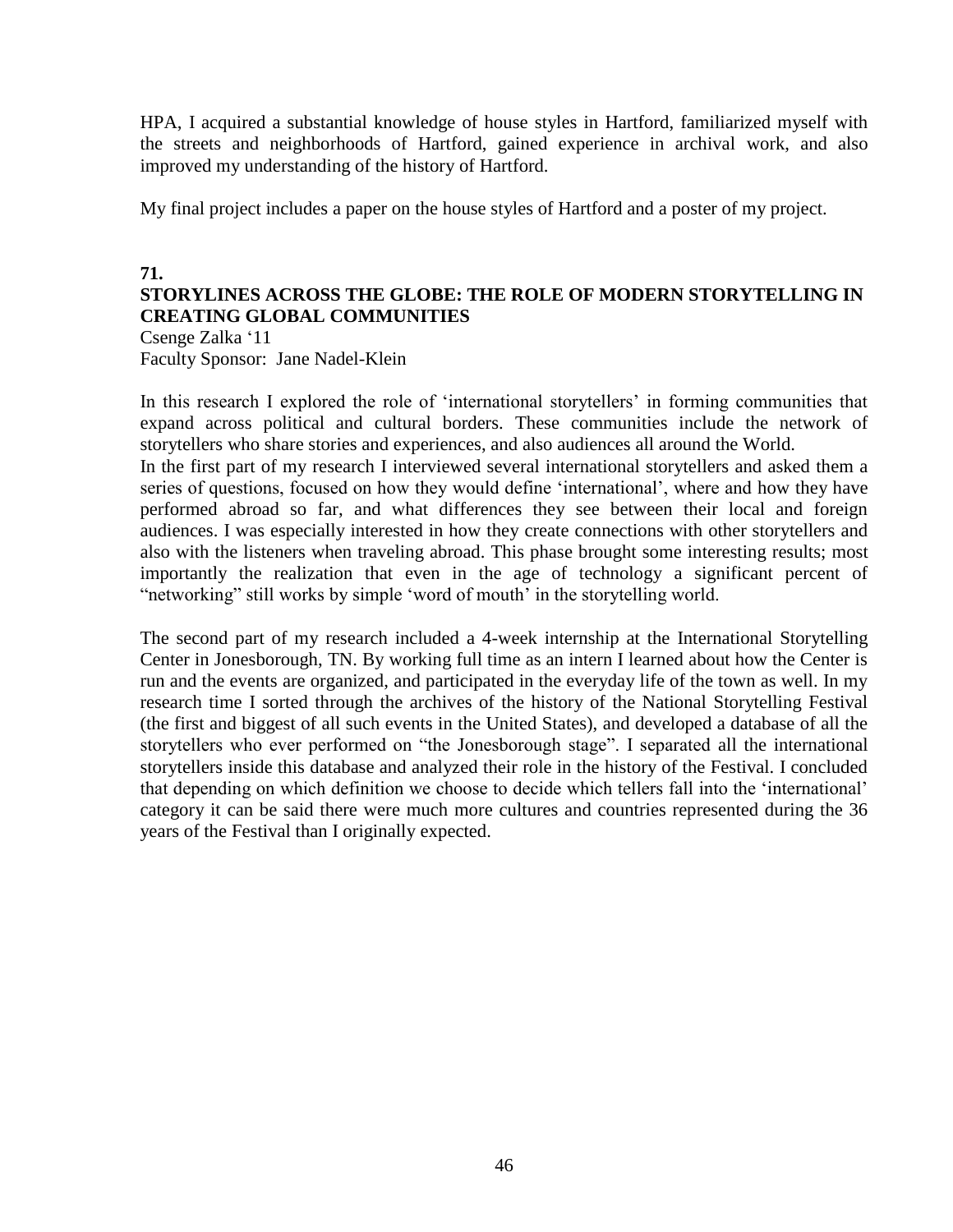HPA, I acquired a substantial knowledge of house styles in Hartford, familiarized myself with the streets and neighborhoods of Hartford, gained experience in archival work, and also improved my understanding of the history of Hartford.

My final project includes a paper on the house styles of Hartford and a poster of my project.

**71.**

### STORYLINES ACROSS THE GLOBE: THE ROLE OF MODERN STORYTELLING IN CREATING GLOBAL COMMUNITIES

Csenge Zalka '11
Faculty Sponsor: Jane Nadel-Klein

In this research I explored the role of 'international storytellers' in forming communities that expand across political and cultural borders. These communities include the network of storytellers who share stories and experiences, and also audiences all around the World.
In the first part of my research I interviewed several international storytellers and asked them a series of questions, focused on how they would define 'international', where and how they have performed abroad so far, and what differences they see between their local and foreign audiences. I was especially interested in how they create connections with other storytellers and also with the listeners when traveling abroad. This phase brought some interesting results; most importantly the realization that even in the age of technology a significant percent of "networking" still works by simple 'word of mouth' in the storytelling world.

The second part of my research included a 4-week internship at the International Storytelling Center in Jonesborough, TN. By working full time as an intern I learned about how the Center is run and the events are organized, and participated in the everyday life of the town as well. In my research time I sorted through the archives of the history of the National Storytelling Festival (the first and biggest of all such events in the United States), and developed a database of all the storytellers who ever performed on "the Jonesborough stage". I separated all the international storytellers inside this database and analyzed their role in the history of the Festival. I concluded that depending on which definition we choose to decide which tellers fall into the 'international' category it can be said there were much more cultures and countries represented during the 36 years of the Festival than I originally expected.